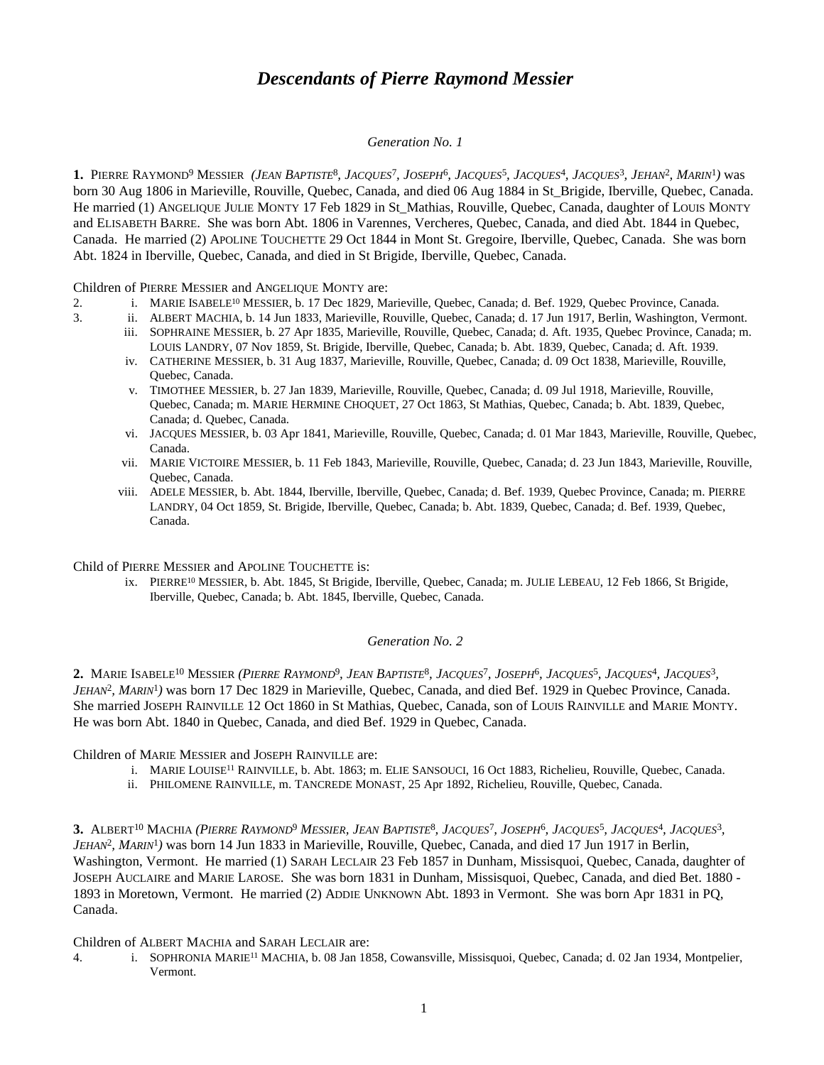# *Descendants of Pierre Raymond Messier*

*Generation No. 1*

**1.** PIERRE RAYMOND[9] MESSIER *(JEAN BAPTISTE[8], JACQUES[7], JOSEPH[6], JACQUES[5], JACQUES[4], JACQUES[3], JEHAN[2], MARIN[1])* was born 30 Aug 1806 in Marieville, Rouville, Quebec, Canada, and died 06 Aug 1884 in St_Brigide, Iberville, Quebec, Canada. He married (1) ANGELIQUE JULIE MONTY 17 Feb 1829 in St_Mathias, Rouville, Quebec, Canada, daughter of LOUIS MONTY and ELISABETH BARRE. She was born Abt. 1806 in Varennes, Vercheres, Quebec, Canada, and died Abt. 1844 in Quebec, Canada. He married (2) APOLINE TOUCHETTE 29 Oct 1844 in Mont St. Gregoire, Iberville, Quebec, Canada. She was born Abt. 1824 in Iberville, Quebec, Canada, and died in St Brigide, Iberville, Quebec, Canada.

Children of PIERRE MESSIER and ANGELIQUE MONTY are:

2. i. MARIE ISABELE[10] MESSIER, b. 17 Dec 1829, Marieville, Quebec, Canada; d. Bef. 1929, Quebec Province, Canada.
3. ii. ALBERT MACHIA, b. 14 Jun 1833, Marieville, Rouville, Quebec, Canada; d. 17 Jun 1917, Berlin, Washington, Vermont.
   iii. SOPHRAINE MESSIER, b. 27 Apr 1835, Marieville, Rouville, Quebec, Canada; d. Aft. 1935, Quebec Province, Canada; m. LOUIS LANDRY, 07 Nov 1859, St. Brigide, Iberville, Quebec, Canada; b. Abt. 1839, Quebec, Canada; d. Aft. 1939.
   iv. CATHERINE MESSIER, b. 31 Aug 1837, Marieville, Rouville, Quebec, Canada; d. 09 Oct 1838, Marieville, Rouville, Quebec, Canada.
   v. TIMOTHEE MESSIER, b. 27 Jan 1839, Marieville, Rouville, Quebec, Canada; d. 09 Jul 1918, Marieville, Rouville, Quebec, Canada; m. MARIE HERMINE CHOQUET, 27 Oct 1863, St Mathias, Quebec, Canada; b. Abt. 1839, Quebec, Canada; d. Quebec, Canada.
   vi. JACQUES MESSIER, b. 03 Apr 1841, Marieville, Rouville, Quebec, Canada; d. 01 Mar 1843, Marieville, Rouville, Quebec, Canada.
   vii. MARIE VICTOIRE MESSIER, b. 11 Feb 1843, Marieville, Rouville, Quebec, Canada; d. 23 Jun 1843, Marieville, Rouville, Quebec, Canada.
   viii. ADELE MESSIER, b. Abt. 1844, Iberville, Iberville, Quebec, Canada; d. Bef. 1939, Quebec Province, Canada; m. PIERRE LANDRY, 04 Oct 1859, St. Brigide, Iberville, Quebec, Canada; b. Abt. 1839, Quebec, Canada; d. Bef. 1939, Quebec, Canada.

Child of PIERRE MESSIER and APOLINE TOUCHETTE is:

   ix. PIERRE[10] MESSIER, b. Abt. 1845, St Brigide, Iberville, Quebec, Canada; m. JULIE LEBEAU, 12 Feb 1866, St Brigide, Iberville, Quebec, Canada; b. Abt. 1845, Iberville, Quebec, Canada.

*Generation No. 2*

**2.** MARIE ISABELE[10] MESSIER *(PIERRE RAYMOND[9], JEAN BAPTISTE[8], JACQUES[7], JOSEPH[6], JACQUES[5], JACQUES[4], JACQUES[3], JEHAN[2], MARIN[1])* was born 17 Dec 1829 in Marieville, Quebec, Canada, and died Bef. 1929 in Quebec Province, Canada. She married JOSEPH RAINVILLE 12 Oct 1860 in St Mathias, Quebec, Canada, son of LOUIS RAINVILLE and MARIE MONTY. He was born Abt. 1840 in Quebec, Canada, and died Bef. 1929 in Quebec, Canada.

Children of MARIE MESSIER and JOSEPH RAINVILLE are:

   i. MARIE LOUISE[11] RAINVILLE, b. Abt. 1863; m. ELIE SANSOUCI, 16 Oct 1883, Richelieu, Rouville, Quebec, Canada.
   ii. PHILOMENE RAINVILLE, m. TANCREDE MONAST, 25 Apr 1892, Richelieu, Rouville, Quebec, Canada.

**3.** ALBERT[10] MACHIA *(PIERRE RAYMOND[9] MESSIER, JEAN BAPTISTE[8], JACQUES[7], JOSEPH[6], JACQUES[5], JACQUES[4], JACQUES[3], JEHAN[2], MARIN[1])* was born 14 Jun 1833 in Marieville, Rouville, Quebec, Canada, and died 17 Jun 1917 in Berlin, Washington, Vermont. He married (1) SARAH LECLAIR 23 Feb 1857 in Dunham, Missisquoi, Quebec, Canada, daughter of JOSEPH AUCLAIRE and MARIE LAROSE. She was born 1831 in Dunham, Missisquoi, Quebec, Canada, and died Bet. 1880 - 1893 in Moretown, Vermont. He married (2) ADDIE UNKNOWN Abt. 1893 in Vermont. She was born Apr 1831 in PQ, Canada.

Children of ALBERT MACHIA and SARAH LECLAIR are:

4. i. SOPHRONIA MARIE[11] MACHIA, b. 08 Jan 1858, Cowansville, Missisquoi, Quebec, Canada; d. 02 Jan 1934, Montpelier, Vermont.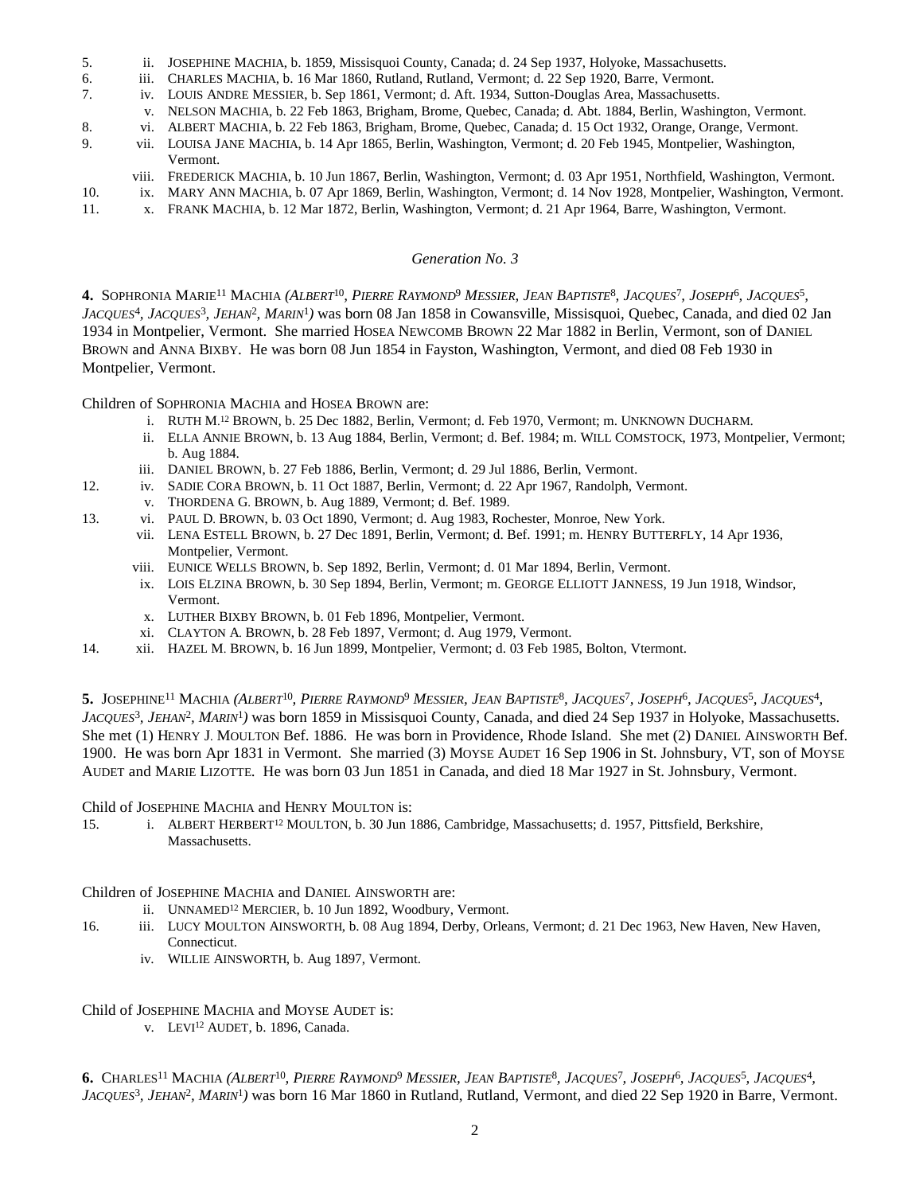5. ii. JOSEPHINE MACHIA, b. 1859, Missisquoi County, Canada; d. 24 Sep 1937, Holyoke, Massachusetts.
6. iii. CHARLES MACHIA, b. 16 Mar 1860, Rutland, Rutland, Vermont; d. 22 Sep 1920, Barre, Vermont.
7. iv. LOUIS ANDRE MESSIER, b. Sep 1861, Vermont; d. Aft. 1934, Sutton-Douglas Area, Massachusetts.
   v. NELSON MACHIA, b. 22 Feb 1863, Brigham, Brome, Quebec, Canada; d. Abt. 1884, Berlin, Washington, Vermont.
8. vi. ALBERT MACHIA, b. 22 Feb 1863, Brigham, Brome, Quebec, Canada; d. 15 Oct 1932, Orange, Orange, Vermont.
9. vii. LOUISA JANE MACHIA, b. 14 Apr 1865, Berlin, Washington, Vermont; d. 20 Feb 1945, Montpelier, Washington, Vermont.
   viii. FREDERICK MACHIA, b. 10 Jun 1867, Berlin, Washington, Vermont; d. 03 Apr 1951, Northfield, Washington, Vermont.
10. ix. MARY ANN MACHIA, b. 07 Apr 1869, Berlin, Washington, Vermont; d. 14 Nov 1928, Montpelier, Washington, Vermont.
11. x. FRANK MACHIA, b. 12 Mar 1872, Berlin, Washington, Vermont; d. 21 Apr 1964, Barre, Washington, Vermont.

*Generation No. 3*

**4.** SOPHRONIA MARIE[11] MACHIA *(ALBERT[10], PIERRE RAYMOND[9] MESSIER, JEAN BAPTISTE[8], JACQUES[7], JOSEPH[6], JACQUES[5], JACQUES[4], JACQUES[3], JEHAN[2], MARIN[1])* was born 08 Jan 1858 in Cowansville, Missisquoi, Quebec, Canada, and died 02 Jan 1934 in Montpelier, Vermont. She married HOSEA NEWCOMB BROWN 22 Mar 1882 in Berlin, Vermont, son of DANIEL BROWN and ANNA BIXBY. He was born 08 Jun 1854 in Fayston, Washington, Vermont, and died 08 Feb 1930 in Montpelier, Vermont.

Children of SOPHRONIA MACHIA and HOSEA BROWN are:

   i. RUTH M.[12] BROWN, b. 25 Dec 1882, Berlin, Vermont; d. Feb 1970, Vermont; m. UNKNOWN DUCHARM.
   ii. ELLA ANNIE BROWN, b. 13 Aug 1884, Berlin, Vermont; d. Bef. 1984; m. WILL COMSTOCK, 1973, Montpelier, Vermont; b. Aug 1884.
   iii. DANIEL BROWN, b. 27 Feb 1886, Berlin, Vermont; d. 29 Jul 1886, Berlin, Vermont.
12. iv. SADIE CORA BROWN, b. 11 Oct 1887, Berlin, Vermont; d. 22 Apr 1967, Randolph, Vermont.
   v. THORDENA G. BROWN, b. Aug 1889, Vermont; d. Bef. 1989.
13. vi. PAUL D. BROWN, b. 03 Oct 1890, Vermont; d. Aug 1983, Rochester, Monroe, New York.
   vii. LENA ESTELL BROWN, b. 27 Dec 1891, Berlin, Vermont; d. Bef. 1991; m. HENRY BUTTERFLY, 14 Apr 1936, Montpelier, Vermont.
   viii. EUNICE WELLS BROWN, b. Sep 1892, Berlin, Vermont; d. 01 Mar 1894, Berlin, Vermont.
   ix. LOIS ELZINA BROWN, b. 30 Sep 1894, Berlin, Vermont; m. GEORGE ELLIOTT JANNESS, 19 Jun 1918, Windsor, Vermont.
   x. LUTHER BIXBY BROWN, b. 01 Feb 1896, Montpelier, Vermont.
   xi. CLAYTON A. BROWN, b. 28 Feb 1897, Vermont; d. Aug 1979, Vermont.
14. xii. HAZEL M. BROWN, b. 16 Jun 1899, Montpelier, Vermont; d. 03 Feb 1985, Bolton, Vtermont.

**5.** JOSEPHINE[11] MACHIA *(ALBERT[10], PIERRE RAYMOND[9] MESSIER, JEAN BAPTISTE[8], JACQUES[7], JOSEPH[6], JACQUES[5], JACQUES[4], JACQUES[3], JEHAN[2], MARIN[1])* was born 1859 in Missisquoi County, Canada, and died 24 Sep 1937 in Holyoke, Massachusetts. She met (1) HENRY J. MOULTON Bef. 1886. He was born in Providence, Rhode Island. She met (2) DANIEL AINSWORTH Bef. 1900. He was born Apr 1831 in Vermont. She married (3) MOYSE AUDET 16 Sep 1906 in St. Johnsbury, VT, son of MOYSE AUDET and MARIE LIZOTTE. He was born 03 Jun 1851 in Canada, and died 18 Mar 1927 in St. Johnsbury, Vermont.

Child of JOSEPHINE MACHIA and HENRY MOULTON is:

15. i. ALBERT HERBERT[12] MOULTON, b. 30 Jun 1886, Cambridge, Massachusetts; d. 1957, Pittsfield, Berkshire, Massachusetts.

Children of JOSEPHINE MACHIA and DANIEL AINSWORTH are:

   ii. UNNAMED[12] MERCIER, b. 10 Jun 1892, Woodbury, Vermont.
16. iii. LUCY MOULTON AINSWORTH, b. 08 Aug 1894, Derby, Orleans, Vermont; d. 21 Dec 1963, New Haven, New Haven, Connecticut.
   iv. WILLIE AINSWORTH, b. Aug 1897, Vermont.

Child of JOSEPHINE MACHIA and MOYSE AUDET is:

   v. LEVI[12] AUDET, b. 1896, Canada.

**6.** CHARLES[11] MACHIA *(ALBERT[10], PIERRE RAYMOND[9] MESSIER, JEAN BAPTISTE[8], JACQUES[7], JOSEPH[6], JACQUES[5], JACQUES[4], JACQUES[3], JEHAN[2], MARIN[1])* was born 16 Mar 1860 in Rutland, Rutland, Vermont, and died 22 Sep 1920 in Barre, Vermont.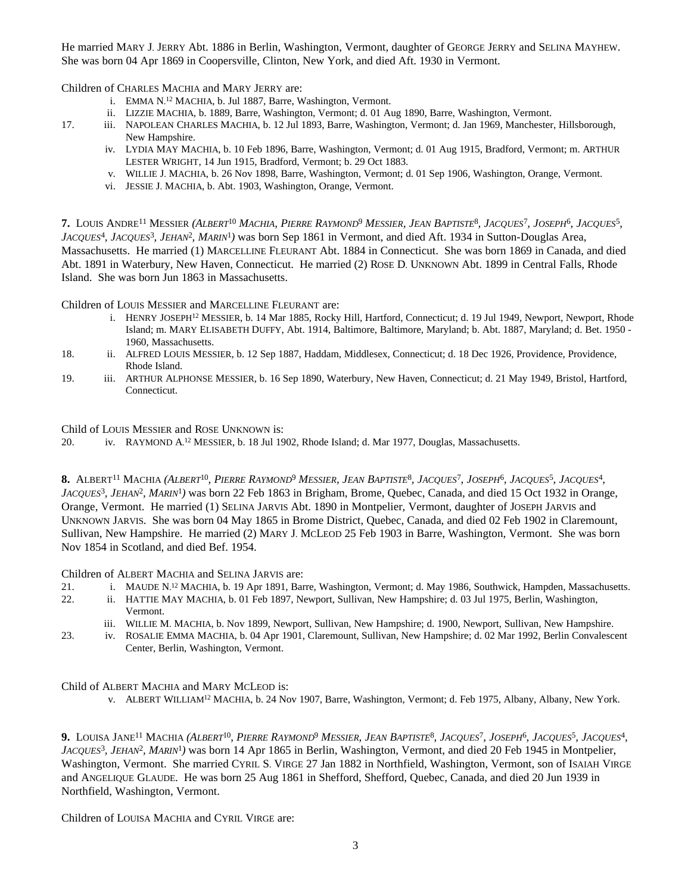He married MARY J. JERRY Abt. 1886 in Berlin, Washington, Vermont, daughter of GEORGE JERRY and SELINA MAYHEW. She was born 04 Apr 1869 in Coopersville, Clinton, New York, and died Aft. 1930 in Vermont.

Children of CHARLES MACHIA and MARY JERRY are:

- i. EMMA N.[12] MACHIA, b. Jul 1887, Barre, Washington, Vermont.
- ii. LIZZIE MACHIA, b. 1889, Barre, Washington, Vermont; d. 01 Aug 1890, Barre, Washington, Vermont.
- 17. iii. NAPOLEAN CHARLES MACHIA, b. 12 Jul 1893, Barre, Washington, Vermont; d. Jan 1969, Manchester, Hillsborough, New Hampshire.
- iv. LYDIA MAY MACHIA, b. 10 Feb 1896, Barre, Washington, Vermont; d. 01 Aug 1915, Bradford, Vermont; m. ARTHUR LESTER WRIGHT, 14 Jun 1915, Bradford, Vermont; b. 29 Oct 1883.
- v. WILLIE J. MACHIA, b. 26 Nov 1898, Barre, Washington, Vermont; d. 01 Sep 1906, Washington, Orange, Vermont.
- vi. JESSIE J. MACHIA, b. Abt. 1903, Washington, Orange, Vermont.

**7.** LOUIS ANDRE[11] MESSIER *(ALBERT[10] MACHIA, PIERRE RAYMOND[9] MESSIER, JEAN BAPTISTE[8], JACQUES[7], JOSEPH[6], JACQUES[5], JACQUES[4], JACQUES[3], JEHAN[2], MARIN[1])* was born Sep 1861 in Vermont, and died Aft. 1934 in Sutton-Douglas Area, Massachusetts. He married (1) MARCELLINE FLEURANT Abt. 1884 in Connecticut. She was born 1869 in Canada, and died Abt. 1891 in Waterbury, New Haven, Connecticut. He married (2) ROSE D. UNKNOWN Abt. 1899 in Central Falls, Rhode Island. She was born Jun 1863 in Massachusetts.

Children of LOUIS MESSIER and MARCELLINE FLEURANT are:

- i. HENRY JOSEPH[12] MESSIER, b. 14 Mar 1885, Rocky Hill, Hartford, Connecticut; d. 19 Jul 1949, Newport, Newport, Rhode Island; m. MARY ELISABETH DUFFY, Abt. 1914, Baltimore, Baltimore, Maryland; b. Abt. 1887, Maryland; d. Bet. 1950 - 1960, Massachusetts.
- 18. ii. ALFRED LOUIS MESSIER, b. 12 Sep 1887, Haddam, Middlesex, Connecticut; d. 18 Dec 1926, Providence, Providence, Rhode Island.
- 19. iii. ARTHUR ALPHONSE MESSIER, b. 16 Sep 1890, Waterbury, New Haven, Connecticut; d. 21 May 1949, Bristol, Hartford, Connecticut.

Child of LOUIS MESSIER and ROSE UNKNOWN is:

- 20. iv. RAYMOND A.[12] MESSIER, b. 18 Jul 1902, Rhode Island; d. Mar 1977, Douglas, Massachusetts.

**8.** ALBERT[11] MACHIA *(ALBERT[10], PIERRE RAYMOND[9] MESSIER, JEAN BAPTISTE[8], JACQUES[7], JOSEPH[6], JACQUES[5], JACQUES[4], JACQUES[3], JEHAN[2], MARIN[1])* was born 22 Feb 1863 in Brigham, Brome, Quebec, Canada, and died 15 Oct 1932 in Orange, Orange, Vermont. He married (1) SELINA JARVIS Abt. 1890 in Montpelier, Vermont, daughter of JOSEPH JARVIS and UNKNOWN JARVIS. She was born 04 May 1865 in Brome District, Quebec, Canada, and died 02 Feb 1902 in Claremount, Sullivan, New Hampshire. He married (2) MARY J. MCLEOD 25 Feb 1903 in Barre, Washington, Vermont. She was born Nov 1854 in Scotland, and died Bef. 1954.

Children of ALBERT MACHIA and SELINA JARVIS are:

- 21. i. MAUDE N.[12] MACHIA, b. 19 Apr 1891, Barre, Washington, Vermont; d. May 1986, Southwick, Hampden, Massachusetts.
- 22. ii. HATTIE MAY MACHIA, b. 01 Feb 1897, Newport, Sullivan, New Hampshire; d. 03 Jul 1975, Berlin, Washington, Vermont.
- iii. WILLIE M. MACHIA, b. Nov 1899, Newport, Sullivan, New Hampshire; d. 1900, Newport, Sullivan, New Hampshire.
- 23. iv. ROSALIE EMMA MACHIA, b. 04 Apr 1901, Claremount, Sullivan, New Hampshire; d. 02 Mar 1992, Berlin Convalescent Center, Berlin, Washington, Vermont.

Child of ALBERT MACHIA and MARY MCLEOD is:

- v. ALBERT WILLIAM[12] MACHIA, b. 24 Nov 1907, Barre, Washington, Vermont; d. Feb 1975, Albany, Albany, New York.

**9.** LOUISA JANE[11] MACHIA *(ALBERT[10], PIERRE RAYMOND[9] MESSIER, JEAN BAPTISTE[8], JACQUES[7], JOSEPH[6], JACQUES[5], JACQUES[4], JACQUES[3], JEHAN[2], MARIN[1])* was born 14 Apr 1865 in Berlin, Washington, Vermont, and died 20 Feb 1945 in Montpelier, Washington, Vermont. She married CYRIL S. VIRGE 27 Jan 1882 in Northfield, Washington, Vermont, son of ISAIAH VIRGE and ANGELIQUE GLAUDE. He was born 25 Aug 1861 in Shefford, Shefford, Quebec, Canada, and died 20 Jun 1939 in Northfield, Washington, Vermont.

Children of LOUISA MACHIA and CYRIL VIRGE are: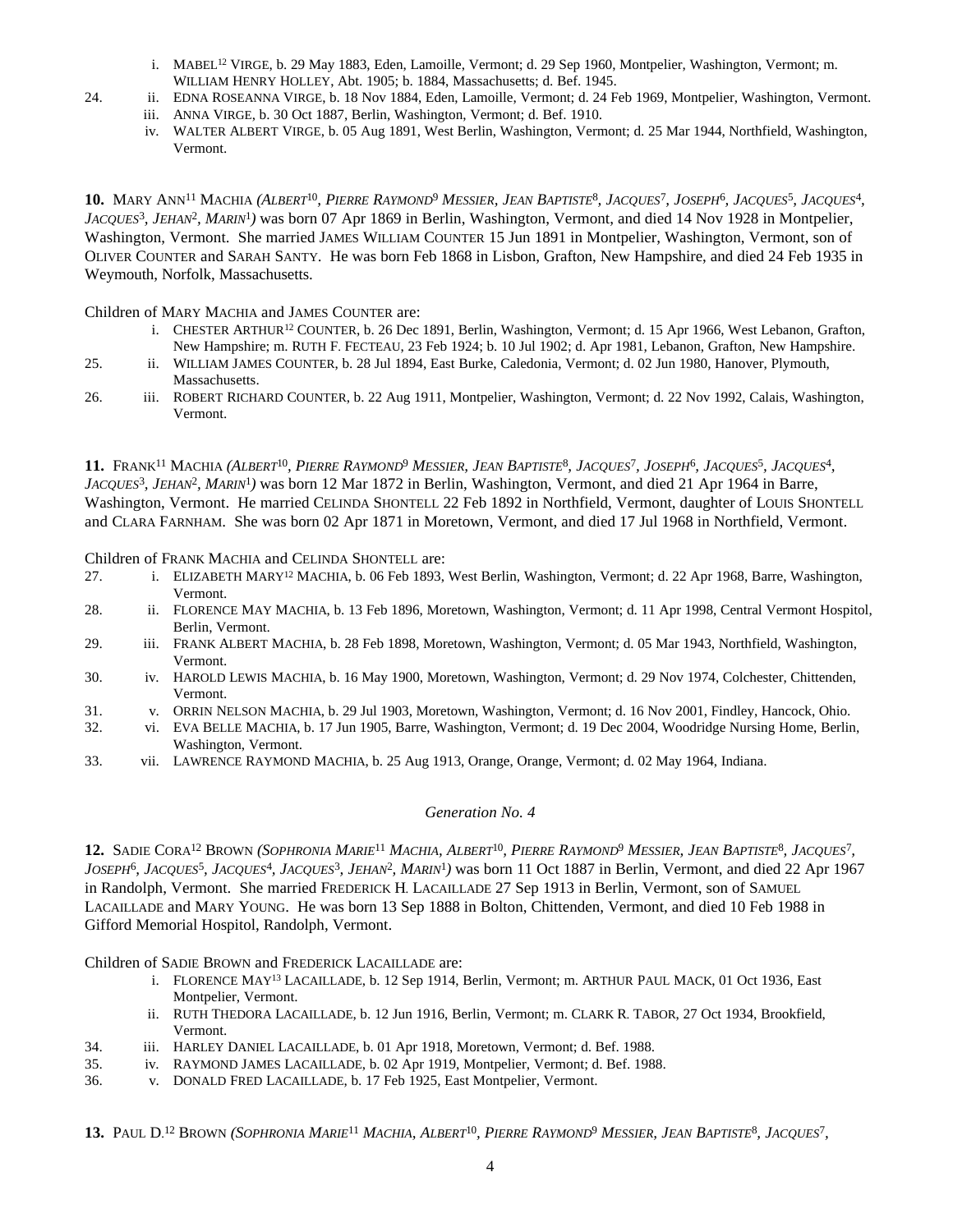i. MABEL[12] VIRGE, b. 29 May 1883, Eden, Lamoille, Vermont; d. 29 Sep 1960, Montpelier, Washington, Vermont; m. WILLIAM HENRY HOLLEY, Abt. 1905; b. 1884, Massachusetts; d. Bef. 1945.

24. ii. EDNA ROSEANNA VIRGE, b. 18 Nov 1884, Eden, Lamoille, Vermont; d. 24 Feb 1969, Montpelier, Washington, Vermont.

iii. ANNA VIRGE, b. 30 Oct 1887, Berlin, Washington, Vermont; d. Bef. 1910.

iv. WALTER ALBERT VIRGE, b. 05 Aug 1891, West Berlin, Washington, Vermont; d. 25 Mar 1944, Northfield, Washington, Vermont.

**10.** MARY ANN[11] MACHIA *(ALBERT[10], PIERRE RAYMOND[9] MESSIER, JEAN BAPTISTE[8], JACQUES[7], JOSEPH[6], JACQUES[5], JACQUES[4], JACQUES[3], JEHAN[2], MARIN[1])* was born 07 Apr 1869 in Berlin, Washington, Vermont, and died 14 Nov 1928 in Montpelier, Washington, Vermont. She married JAMES WILLIAM COUNTER 15 Jun 1891 in Montpelier, Washington, Vermont, son of OLIVER COUNTER and SARAH SANTY. He was born Feb 1868 in Lisbon, Grafton, New Hampshire, and died 24 Feb 1935 in Weymouth, Norfolk, Massachusetts.

Children of MARY MACHIA and JAMES COUNTER are:

i. CHESTER ARTHUR[12] COUNTER, b. 26 Dec 1891, Berlin, Washington, Vermont; d. 15 Apr 1966, West Lebanon, Grafton, New Hampshire; m. RUTH F. FECTEAU, 23 Feb 1924; b. 10 Jul 1902; d. Apr 1981, Lebanon, Grafton, New Hampshire.

25. ii. WILLIAM JAMES COUNTER, b. 28 Jul 1894, East Burke, Caledonia, Vermont; d. 02 Jun 1980, Hanover, Plymouth, Massachusetts.

26. iii. ROBERT RICHARD COUNTER, b. 22 Aug 1911, Montpelier, Washington, Vermont; d. 22 Nov 1992, Calais, Washington, Vermont.

**11.** FRANK[11] MACHIA *(ALBERT[10], PIERRE RAYMOND[9] MESSIER, JEAN BAPTISTE[8], JACQUES[7], JOSEPH[6], JACQUES[5], JACQUES[4], JACQUES[3], JEHAN[2], MARIN[1])* was born 12 Mar 1872 in Berlin, Washington, Vermont, and died 21 Apr 1964 in Barre, Washington, Vermont. He married CELINDA SHONTELL 22 Feb 1892 in Northfield, Vermont, daughter of LOUIS SHONTELL and CLARA FARNHAM. She was born 02 Apr 1871 in Moretown, Vermont, and died 17 Jul 1968 in Northfield, Vermont.

Children of FRANK MACHIA and CELINDA SHONTELL are:

27. i. ELIZABETH MARY[12] MACHIA, b. 06 Feb 1893, West Berlin, Washington, Vermont; d. 22 Apr 1968, Barre, Washington, Vermont.

28. ii. FLORENCE MAY MACHIA, b. 13 Feb 1896, Moretown, Washington, Vermont; d. 11 Apr 1998, Central Vermont Hospitol, Berlin, Vermont.

29. iii. FRANK ALBERT MACHIA, b. 28 Feb 1898, Moretown, Washington, Vermont; d. 05 Mar 1943, Northfield, Washington, Vermont.

30. iv. HAROLD LEWIS MACHIA, b. 16 May 1900, Moretown, Washington, Vermont; d. 29 Nov 1974, Colchester, Chittenden, Vermont.

31. v. ORRIN NELSON MACHIA, b. 29 Jul 1903, Moretown, Washington, Vermont; d. 16 Nov 2001, Findley, Hancock, Ohio.

32. vi. EVA BELLE MACHIA, b. 17 Jun 1905, Barre, Washington, Vermont; d. 19 Dec 2004, Woodridge Nursing Home, Berlin, Washington, Vermont.

33. vii. LAWRENCE RAYMOND MACHIA, b. 25 Aug 1913, Orange, Orange, Vermont; d. 02 May 1964, Indiana.

## *Generation No. 4*

**12.** SADIE CORA[12] BROWN *(SOPHRONIA MARIE[11] MACHIA, ALBERT[10], PIERRE RAYMOND[9] MESSIER, JEAN BAPTISTE[8], JACQUES[7], JOSEPH[6], JACQUES[5], JACQUES[4], JACQUES[3], JEHAN[2], MARIN[1])* was born 11 Oct 1887 in Berlin, Vermont, and died 22 Apr 1967 in Randolph, Vermont. She married FREDERICK H. LACAILLADE 27 Sep 1913 in Berlin, Vermont, son of SAMUEL LACAILLADE and MARY YOUNG. He was born 13 Sep 1888 in Bolton, Chittenden, Vermont, and died 10 Feb 1988 in Gifford Memorial Hospitol, Randolph, Vermont.

Children of SADIE BROWN and FREDERICK LACAILLADE are:

i. FLORENCE MAY[13] LACAILLADE, b. 12 Sep 1914, Berlin, Vermont; m. ARTHUR PAUL MACK, 01 Oct 1936, East Montpelier, Vermont.

ii. RUTH THEDORA LACAILLADE, b. 12 Jun 1916, Berlin, Vermont; m. CLARK R. TABOR, 27 Oct 1934, Brookfield, Vermont.

34. iii. HARLEY DANIEL LACAILLADE, b. 01 Apr 1918, Moretown, Vermont; d. Bef. 1988.

35. iv. RAYMOND JAMES LACAILLADE, b. 02 Apr 1919, Montpelier, Vermont; d. Bef. 1988.

36. v. DONALD FRED LACAILLADE, b. 17 Feb 1925, East Montpelier, Vermont.

**13.** PAUL D.[12] BROWN *(SOPHRONIA MARIE[11] MACHIA, ALBERT[10], PIERRE RAYMOND[9] MESSIER, JEAN BAPTISTE[8], JACQUES[7],*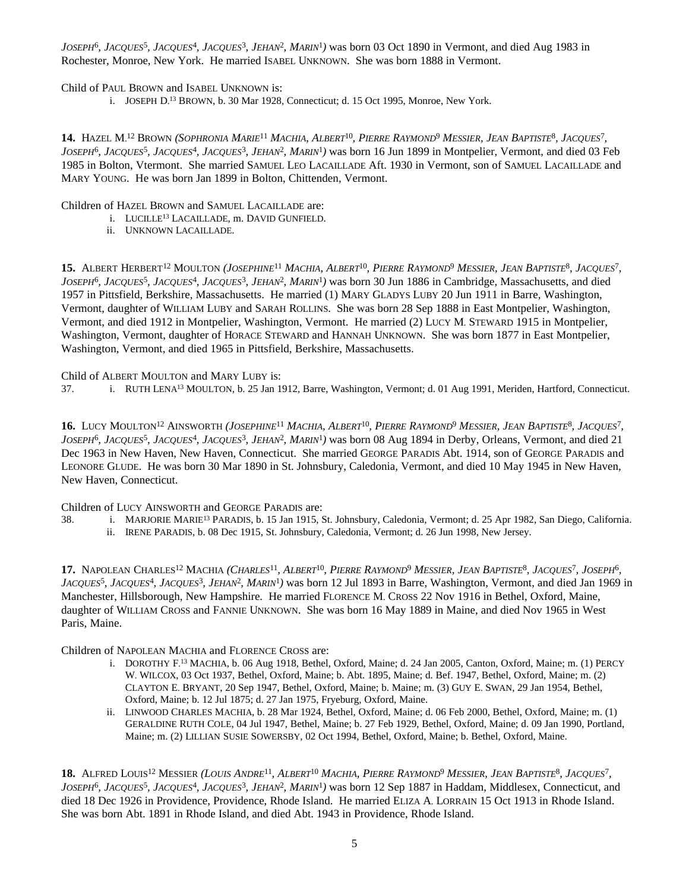*Joseph*6, *Jacques*5, *Jacques*4, *Jacques*3, *Jehan*2, *Marin*1*)* was born 03 Oct 1890 in Vermont, and died Aug 1983 in Rochester, Monroe, New York. He married Isabel Unknown. She was born 1888 in Vermont.

Child of Paul Brown and Isabel Unknown is:

i. Joseph D.13 Brown, b. 30 Mar 1928, Connecticut; d. 15 Oct 1995, Monroe, New York.

**14.** Hazel M.12 Brown *(Sophronia Marie*11 *Machia, Albert*10*, Pierre Raymond*9 *Messier, Jean Baptiste*8*, Jacques*7*, Joseph*6*, Jacques*5*, Jacques*4*, Jacques*3*, Jehan*2*, Marin*1*)* was born 16 Jun 1899 in Montpelier, Vermont, and died 03 Feb 1985 in Bolton, Vtermont. She married Samuel Leo Lacaillade Aft. 1930 in Vermont, son of Samuel Lacaillade and Mary Young. He was born Jan 1899 in Bolton, Chittenden, Vermont.

Children of Hazel Brown and Samuel Lacaillade are:

i. Lucille13 Lacaillade, m. David Gunfield.
ii. Unknown Lacaillade.

**15.** Albert Herbert12 Moulton *(Josephine*11 *Machia, Albert*10*, Pierre Raymond*9 *Messier, Jean Baptiste*8*, Jacques*7*, Joseph*6*, Jacques*5*, Jacques*4*, Jacques*3*, Jehan*2*, Marin*1*)* was born 30 Jun 1886 in Cambridge, Massachusetts, and died 1957 in Pittsfield, Berkshire, Massachusetts. He married (1) Mary Gladys Luby 20 Jun 1911 in Barre, Washington, Vermont, daughter of William Luby and Sarah Rollins. She was born 28 Sep 1888 in East Montpelier, Washington, Vermont, and died 1912 in Montpelier, Washington, Vermont. He married (2) Lucy M. Steward 1915 in Montpelier, Washington, Vermont, daughter of Horace Steward and Hannah Unknown. She was born 1877 in East Montpelier, Washington, Vermont, and died 1965 in Pittsfield, Berkshire, Massachusetts.

Child of Albert Moulton and Mary Luby is:

37. i. Ruth Lena13 Moulton, b. 25 Jan 1912, Barre, Washington, Vermont; d. 01 Aug 1991, Meriden, Hartford, Connecticut.

**16.** Lucy Moulton12 Ainsworth *(Josephine*11 *Machia, Albert*10*, Pierre Raymond*9 *Messier, Jean Baptiste*8*, Jacques*7*, Joseph*6*, Jacques*5*, Jacques*4*, Jacques*3*, Jehan*2*, Marin*1*)* was born 08 Aug 1894 in Derby, Orleans, Vermont, and died 21 Dec 1963 in New Haven, New Haven, Connecticut. She married George Paradis Abt. 1914, son of George Paradis and Leonore Glude. He was born 30 Mar 1890 in St. Johnsbury, Caledonia, Vermont, and died 10 May 1945 in New Haven, New Haven, Connecticut.

Children of Lucy Ainsworth and George Paradis are:

38. i. Marjorie Marie13 Paradis, b. 15 Jan 1915, St. Johnsbury, Caledonia, Vermont; d. 25 Apr 1982, San Diego, California.
ii. Irene Paradis, b. 08 Dec 1915, St. Johnsbury, Caledonia, Vermont; d. 26 Jun 1998, New Jersey.

**17.** Napolean Charles12 Machia *(Charles*11*, Albert*10*, Pierre Raymond*9 *Messier, Jean Baptiste*8*, Jacques*7*, Joseph*6*, Jacques*5*, Jacques*4*, Jacques*3*, Jehan*2*, Marin*1*)* was born 12 Jul 1893 in Barre, Washington, Vermont, and died Jan 1969 in Manchester, Hillsborough, New Hampshire. He married Florence M. Cross 22 Nov 1916 in Bethel, Oxford, Maine, daughter of William Cross and Fannie Unknown. She was born 16 May 1889 in Maine, and died Nov 1965 in West Paris, Maine.

Children of Napolean Machia and Florence Cross are:

i. Dorothy F.13 Machia, b. 06 Aug 1918, Bethel, Oxford, Maine; d. 24 Jan 2005, Canton, Oxford, Maine; m. (1) Percy W. Wilcox, 03 Oct 1937, Bethel, Oxford, Maine; b. Abt. 1895, Maine; d. Bef. 1947, Bethel, Oxford, Maine; m. (2) Clayton E. Bryant, 20 Sep 1947, Bethel, Oxford, Maine; b. Maine; m. (3) Guy E. Swan, 29 Jan 1954, Bethel, Oxford, Maine; b. 12 Jul 1875; d. 27 Jan 1975, Fryeburg, Oxford, Maine.
ii. Linwood Charles Machia, b. 28 Mar 1924, Bethel, Oxford, Maine; d. 06 Feb 2000, Bethel, Oxford, Maine; m. (1) Geraldine Ruth Cole, 04 Jul 1947, Bethel, Maine; b. 27 Feb 1929, Bethel, Oxford, Maine; d. 09 Jan 1990, Portland, Maine; m. (2) Lillian Susie Sowersby, 02 Oct 1994, Bethel, Oxford, Maine; b. Bethel, Oxford, Maine.

**18.** Alfred Louis12 Messier *(Louis Andre*11*, Albert*10 *Machia, Pierre Raymond*9 *Messier, Jean Baptiste*8*, Jacques*7*, Joseph*6*, Jacques*5*, Jacques*4*, Jacques*3*, Jehan*2*, Marin*1*)* was born 12 Sep 1887 in Haddam, Middlesex, Connecticut, and died 18 Dec 1926 in Providence, Providence, Rhode Island. He married Eliza A. Lorrain 15 Oct 1913 in Rhode Island. She was born Abt. 1891 in Rhode Island, and died Abt. 1943 in Providence, Rhode Island.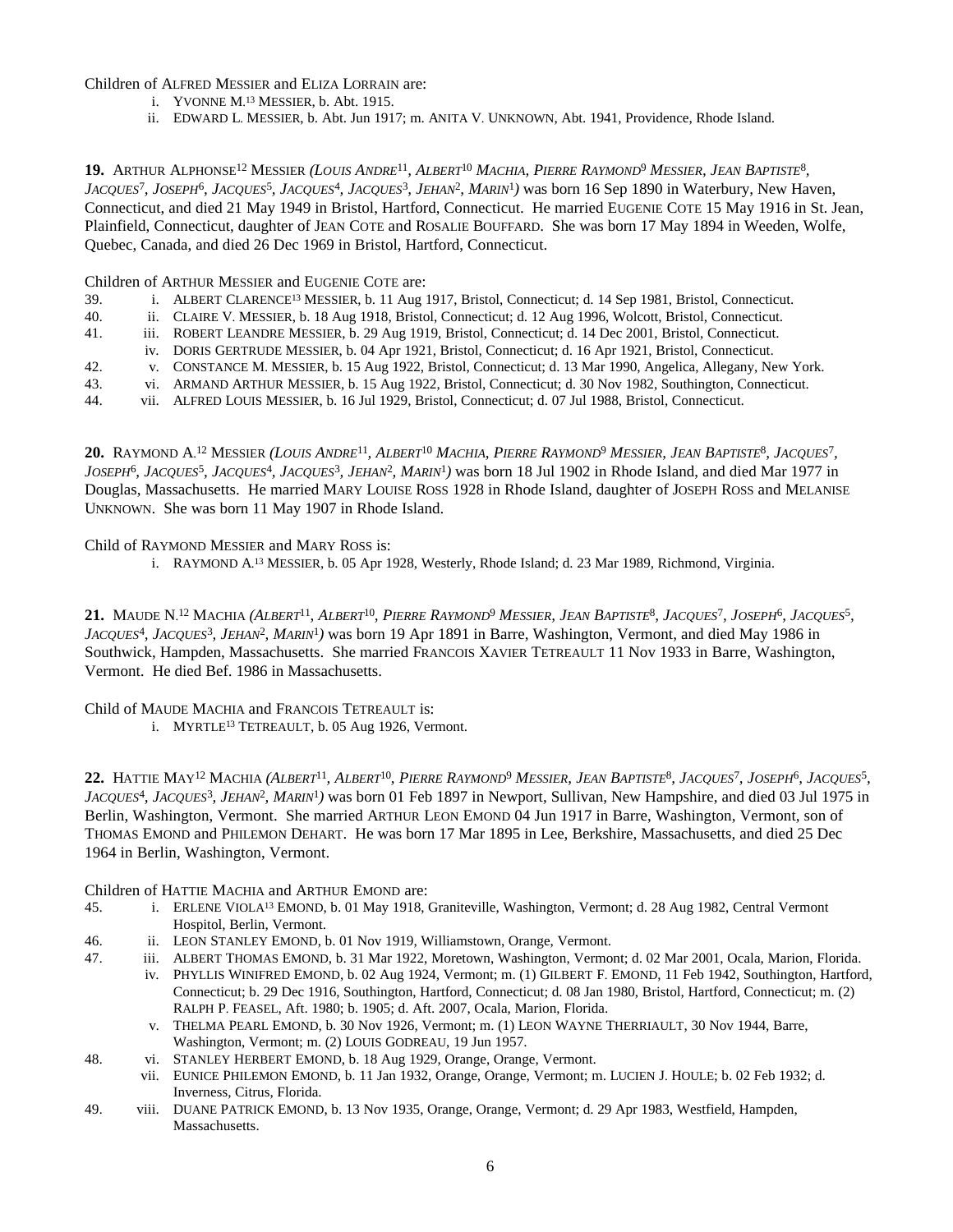Children of ALFRED MESSIER and ELIZA LORRAIN are:

- i. YVONNE M.[13] MESSIER, b. Abt. 1915.
- ii. EDWARD L. MESSIER, b. Abt. Jun 1917; m. ANITA V. UNKNOWN, Abt. 1941, Providence, Rhode Island.

**19.** ARTHUR ALPHONSE[12] MESSIER *(LOUIS ANDRE[11], ALBERT[10] MACHIA, PIERRE RAYMOND[9] MESSIER, JEAN BAPTISTE[8], JACQUES[7], JOSEPH[6], JACQUES[5], JACQUES[4], JACQUES[3], JEHAN[2], MARIN[1])* was born 16 Sep 1890 in Waterbury, New Haven, Connecticut, and died 21 May 1949 in Bristol, Hartford, Connecticut. He married EUGENIE COTE 15 May 1916 in St. Jean, Plainfield, Connecticut, daughter of JEAN COTE and ROSALIE BOUFFARD. She was born 17 May 1894 in Weeden, Wolfe, Quebec, Canada, and died 26 Dec 1969 in Bristol, Hartford, Connecticut.

Children of ARTHUR MESSIER and EUGENIE COTE are:

39. i. ALBERT CLARENCE[13] MESSIER, b. 11 Aug 1917, Bristol, Connecticut; d. 14 Sep 1981, Bristol, Connecticut.
40. ii. CLAIRE V. MESSIER, b. 18 Aug 1918, Bristol, Connecticut; d. 12 Aug 1996, Wolcott, Bristol, Connecticut.
41. iii. ROBERT LEANDRE MESSIER, b. 29 Aug 1919, Bristol, Connecticut; d. 14 Dec 2001, Bristol, Connecticut.
    iv. DORIS GERTRUDE MESSIER, b. 04 Apr 1921, Bristol, Connecticut; d. 16 Apr 1921, Bristol, Connecticut.
42. v. CONSTANCE M. MESSIER, b. 15 Aug 1922, Bristol, Connecticut; d. 13 Mar 1990, Angelica, Allegany, New York.
43. vi. ARMAND ARTHUR MESSIER, b. 15 Aug 1922, Bristol, Connecticut; d. 30 Nov 1982, Southington, Connecticut.
44. vii. ALFRED LOUIS MESSIER, b. 16 Jul 1929, Bristol, Connecticut; d. 07 Jul 1988, Bristol, Connecticut.

**20.** RAYMOND A.[12] MESSIER *(LOUIS ANDRE[11], ALBERT[10] MACHIA, PIERRE RAYMOND[9] MESSIER, JEAN BAPTISTE[8], JACQUES[7], JOSEPH[6], JACQUES[5], JACQUES[4], JACQUES[3], JEHAN[2], MARIN[1])* was born 18 Jul 1902 in Rhode Island, and died Mar 1977 in Douglas, Massachusetts. He married MARY LOUISE ROSS 1928 in Rhode Island, daughter of JOSEPH ROSS and MELANISE UNKNOWN. She was born 11 May 1907 in Rhode Island.

Child of RAYMOND MESSIER and MARY ROSS is:

- i. RAYMOND A.[13] MESSIER, b. 05 Apr 1928, Westerly, Rhode Island; d. 23 Mar 1989, Richmond, Virginia.

**21.** MAUDE N.[12] MACHIA *(ALBERT[11], ALBERT[10], PIERRE RAYMOND[9] MESSIER, JEAN BAPTISTE[8], JACQUES[7], JOSEPH[6], JACQUES[5], JACQUES[4], JACQUES[3], JEHAN[2], MARIN[1])* was born 19 Apr 1891 in Barre, Washington, Vermont, and died May 1986 in Southwick, Hampden, Massachusetts. She married FRANCOIS XAVIER TETREAULT 11 Nov 1933 in Barre, Washington, Vermont. He died Bef. 1986 in Massachusetts.

Child of MAUDE MACHIA and FRANCOIS TETREAULT is:

- i. MYRTLE[13] TETREAULT, b. 05 Aug 1926, Vermont.

**22.** HATTIE MAY[12] MACHIA *(ALBERT[11], ALBERT[10], PIERRE RAYMOND[9] MESSIER, JEAN BAPTISTE[8], JACQUES[7], JOSEPH[6], JACQUES[5], JACQUES[4], JACQUES[3], JEHAN[2], MARIN[1])* was born 01 Feb 1897 in Newport, Sullivan, New Hampshire, and died 03 Jul 1975 in Berlin, Washington, Vermont. She married ARTHUR LEON EMOND 04 Jun 1917 in Barre, Washington, Vermont, son of THOMAS EMOND and PHILEMON DEHART. He was born 17 Mar 1895 in Lee, Berkshire, Massachusetts, and died 25 Dec 1964 in Berlin, Washington, Vermont.

Children of HATTIE MACHIA and ARTHUR EMOND are:

45. i. ERLENE VIOLA[13] EMOND, b. 01 May 1918, Graniteville, Washington, Vermont; d. 28 Aug 1982, Central Vermont Hospitol, Berlin, Vermont.
46. ii. LEON STANLEY EMOND, b. 01 Nov 1919, Williamstown, Orange, Vermont.
47. iii. ALBERT THOMAS EMOND, b. 31 Mar 1922, Moretown, Washington, Vermont; d. 02 Mar 2001, Ocala, Marion, Florida.
    iv. PHYLLIS WINIFRED EMOND, b. 02 Aug 1924, Vermont; m. (1) GILBERT F. EMOND, 11 Feb 1942, Southington, Hartford, Connecticut; b. 29 Dec 1916, Southington, Hartford, Connecticut; d. 08 Jan 1980, Bristol, Hartford, Connecticut; m. (2) RALPH P. FEASEL, Aft. 1980; b. 1905; d. Aft. 2007, Ocala, Marion, Florida.
    v. THELMA PEARL EMOND, b. 30 Nov 1926, Vermont; m. (1) LEON WAYNE THERRIAULT, 30 Nov 1944, Barre, Washington, Vermont; m. (2) LOUIS GODREAU, 19 Jun 1957.
48. vi. STANLEY HERBERT EMOND, b. 18 Aug 1929, Orange, Orange, Vermont.
    vii. EUNICE PHILEMON EMOND, b. 11 Jan 1932, Orange, Orange, Vermont; m. LUCIEN J. HOULE; b. 02 Feb 1932; d. Inverness, Citrus, Florida.
49. viii. DUANE PATRICK EMOND, b. 13 Nov 1935, Orange, Orange, Vermont; d. 29 Apr 1983, Westfield, Hampden, Massachusetts.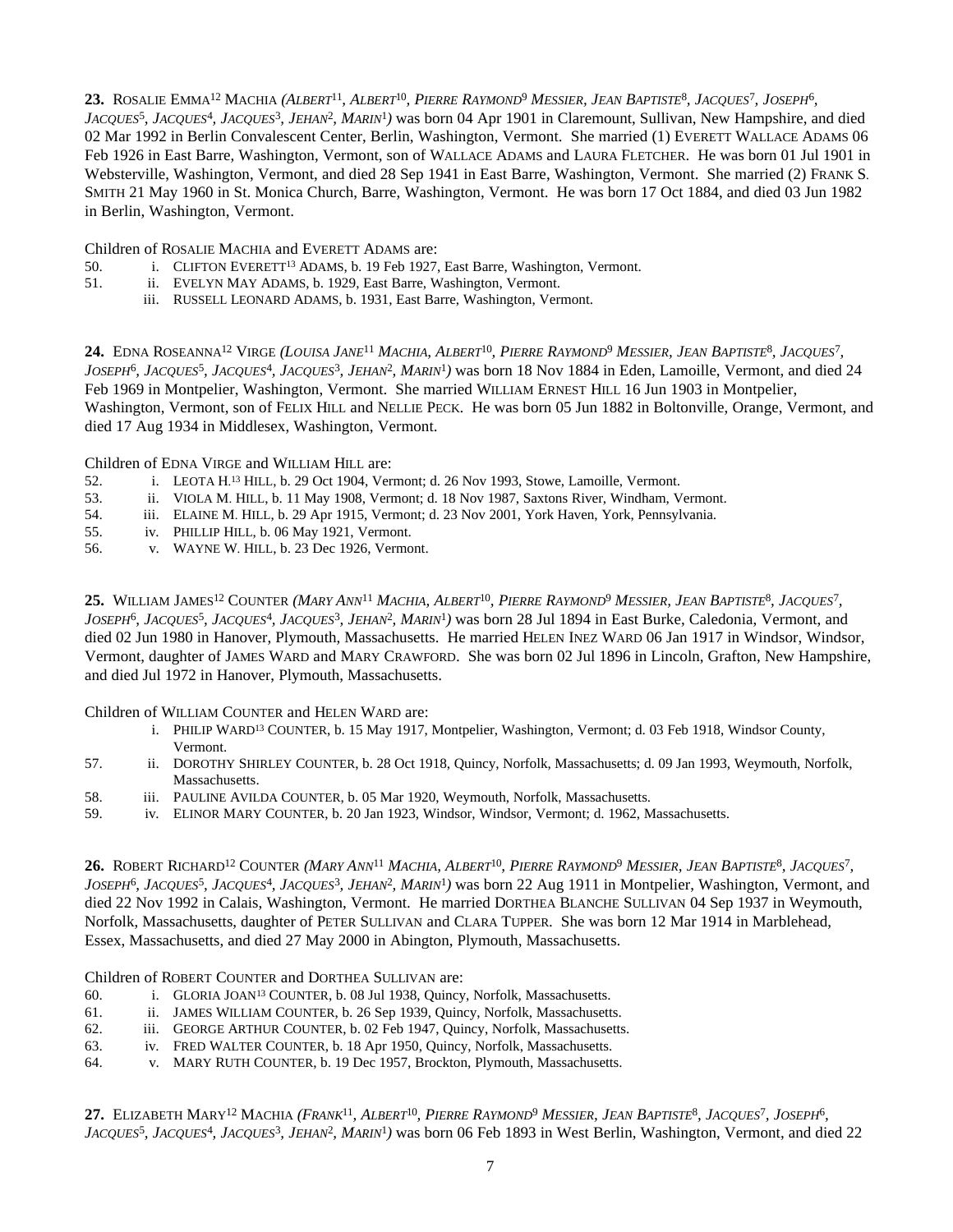**23.** Rosalie Emma[12] Machia *(Albert[11], Albert[10], Pierre Raymond[9] Messier, Jean Baptiste[8], Jacques[7], Joseph[6], Jacques[5], Jacques[4], Jacques[3], Jehan[2], Marin[1])* was born 04 Apr 1901 in Claremount, Sullivan, New Hampshire, and died 02 Mar 1992 in Berlin Convalescent Center, Berlin, Washington, Vermont. She married (1) Everett Wallace Adams 06 Feb 1926 in East Barre, Washington, Vermont, son of Wallace Adams and Laura Fletcher. He was born 01 Jul 1901 in Websterville, Washington, Vermont, and died 28 Sep 1941 in East Barre, Washington, Vermont. She married (2) Frank S. Smith 21 May 1960 in St. Monica Church, Barre, Washington, Vermont. He was born 17 Oct 1884, and died 03 Jun 1982 in Berlin, Washington, Vermont.

Children of Rosalie Machia and Everett Adams are:

50. i. Clifton Everett[13] Adams, b. 19 Feb 1927, East Barre, Washington, Vermont.
51. ii. Evelyn May Adams, b. 1929, East Barre, Washington, Vermont.
    iii. Russell Leonard Adams, b. 1931, East Barre, Washington, Vermont.

**24.** Edna Roseanna[12] Virge *(Louisa Jane[11] Machia, Albert[10], Pierre Raymond[9] Messier, Jean Baptiste[8], Jacques[7], Joseph[6], Jacques[5], Jacques[4], Jacques[3], Jehan[2], Marin[1])* was born 18 Nov 1884 in Eden, Lamoille, Vermont, and died 24 Feb 1969 in Montpelier, Washington, Vermont. She married William Ernest Hill 16 Jun 1903 in Montpelier, Washington, Vermont, son of Felix Hill and Nellie Peck. He was born 05 Jun 1882 in Boltonville, Orange, Vermont, and died 17 Aug 1934 in Middlesex, Washington, Vermont.

Children of Edna Virge and William Hill are:

52. i. Leota H.[13] Hill, b. 29 Oct 1904, Vermont; d. 26 Nov 1993, Stowe, Lamoille, Vermont.
53. ii. Viola M. Hill, b. 11 May 1908, Vermont; d. 18 Nov 1987, Saxtons River, Windham, Vermont.
54. iii. Elaine M. Hill, b. 29 Apr 1915, Vermont; d. 23 Nov 2001, York Haven, York, Pennsylvania.
55. iv. Phillip Hill, b. 06 May 1921, Vermont.
56. v. Wayne W. Hill, b. 23 Dec 1926, Vermont.

**25.** William James[12] Counter *(Mary Ann[11] Machia, Albert[10], Pierre Raymond[9] Messier, Jean Baptiste[8], Jacques[7], Joseph[6], Jacques[5], Jacques[4], Jacques[3], Jehan[2], Marin[1])* was born 28 Jul 1894 in East Burke, Caledonia, Vermont, and died 02 Jun 1980 in Hanover, Plymouth, Massachusetts. He married Helen Inez Ward 06 Jan 1917 in Windsor, Windsor, Vermont, daughter of James Ward and Mary Crawford. She was born 02 Jul 1896 in Lincoln, Grafton, New Hampshire, and died Jul 1972 in Hanover, Plymouth, Massachusetts.

Children of William Counter and Helen Ward are:

    i. Philip Ward[13] Counter, b. 15 May 1917, Montpelier, Washington, Vermont; d. 03 Feb 1918, Windsor County, Vermont.
57. ii. Dorothy Shirley Counter, b. 28 Oct 1918, Quincy, Norfolk, Massachusetts; d. 09 Jan 1993, Weymouth, Norfolk, Massachusetts.
58. iii. Pauline Avilda Counter, b. 05 Mar 1920, Weymouth, Norfolk, Massachusetts.
59. iv. Elinor Mary Counter, b. 20 Jan 1923, Windsor, Windsor, Vermont; d. 1962, Massachusetts.

**26.** Robert Richard[12] Counter *(Mary Ann[11] Machia, Albert[10], Pierre Raymond[9] Messier, Jean Baptiste[8], Jacques[7], Joseph[6], Jacques[5], Jacques[4], Jacques[3], Jehan[2], Marin[1])* was born 22 Aug 1911 in Montpelier, Washington, Vermont, and died 22 Nov 1992 in Calais, Washington, Vermont. He married Dorthea Blanche Sullivan 04 Sep 1937 in Weymouth, Norfolk, Massachusetts, daughter of Peter Sullivan and Clara Tupper. She was born 12 Mar 1914 in Marblehead, Essex, Massachusetts, and died 27 May 2000 in Abington, Plymouth, Massachusetts.

Children of Robert Counter and Dorthea Sullivan are:

60. i. Gloria Joan[13] Counter, b. 08 Jul 1938, Quincy, Norfolk, Massachusetts.
61. ii. James William Counter, b. 26 Sep 1939, Quincy, Norfolk, Massachusetts.
62. iii. George Arthur Counter, b. 02 Feb 1947, Quincy, Norfolk, Massachusetts.
63. iv. Fred Walter Counter, b. 18 Apr 1950, Quincy, Norfolk, Massachusetts.
64. v. Mary Ruth Counter, b. 19 Dec 1957, Brockton, Plymouth, Massachusetts.

**27.** Elizabeth Mary[12] Machia *(Frank[11], Albert[10], Pierre Raymond[9] Messier, Jean Baptiste[8], Jacques[7], Joseph[6], Jacques[5], Jacques[4], Jacques[3], Jehan[2], Marin[1])* was born 06 Feb 1893 in West Berlin, Washington, Vermont, and died 22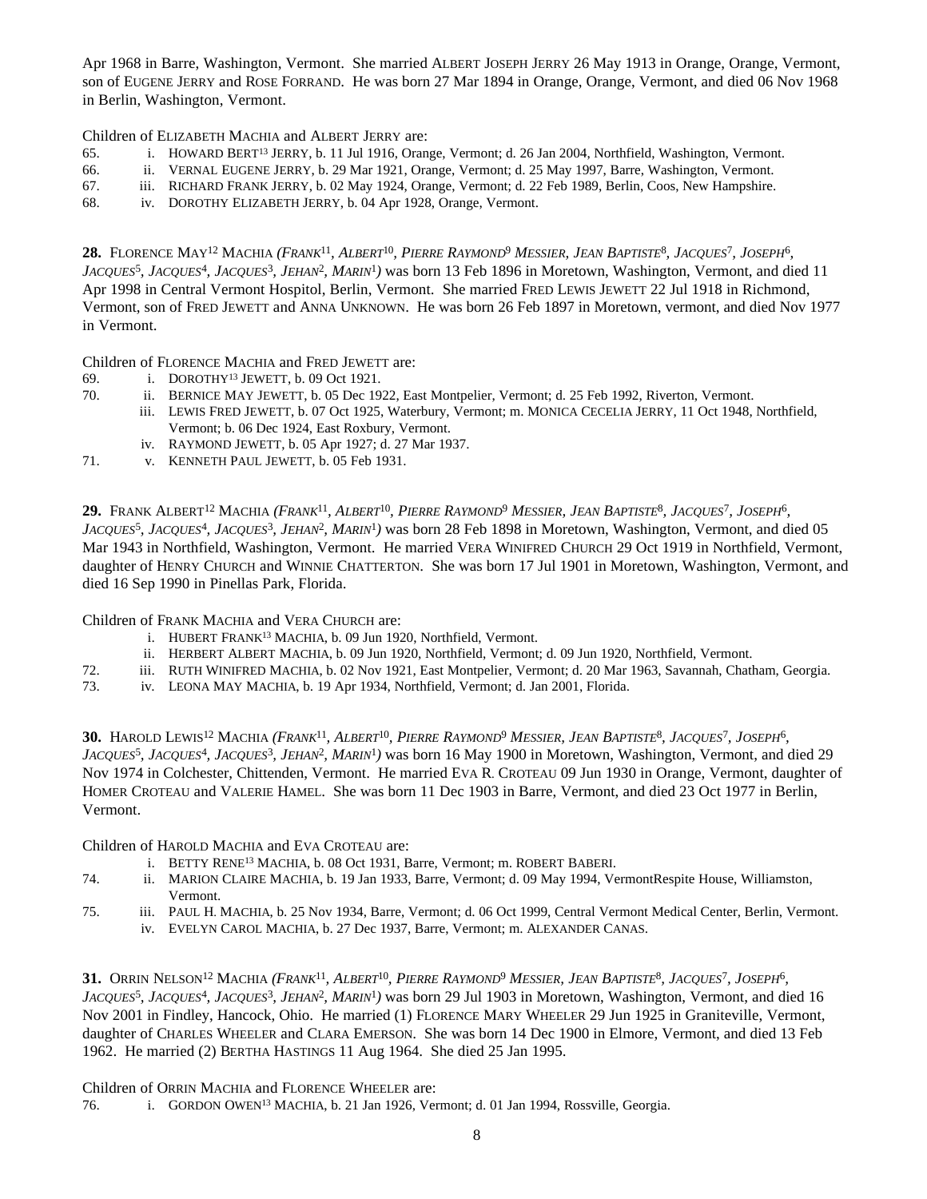Apr 1968 in Barre, Washington, Vermont. She married ALBERT JOSEPH JERRY 26 May 1913 in Orange, Orange, Vermont, son of EUGENE JERRY and ROSE FORRAND. He was born 27 Mar 1894 in Orange, Orange, Vermont, and died 06 Nov 1968 in Berlin, Washington, Vermont.

Children of ELIZABETH MACHIA and ALBERT JERRY are:

65. i. HOWARD BERT[13] JERRY, b. 11 Jul 1916, Orange, Vermont; d. 26 Jan 2004, Northfield, Washington, Vermont.
66. ii. VERNAL EUGENE JERRY, b. 29 Mar 1921, Orange, Vermont; d. 25 May 1997, Barre, Washington, Vermont.
67. iii. RICHARD FRANK JERRY, b. 02 May 1924, Orange, Vermont; d. 22 Feb 1989, Berlin, Coos, New Hampshire.
68. iv. DOROTHY ELIZABETH JERRY, b. 04 Apr 1928, Orange, Vermont.

**28.** FLORENCE MAY[12] MACHIA *(FRANK[11], ALBERT[10], PIERRE RAYMOND[9] MESSIER, JEAN BAPTISTE[8], JACQUES[7], JOSEPH[6], JACQUES[5], JACQUES[4], JACQUES[3], JEHAN[2], MARIN[1])* was born 13 Feb 1896 in Moretown, Washington, Vermont, and died 11 Apr 1998 in Central Vermont Hospitol, Berlin, Vermont. She married FRED LEWIS JEWETT 22 Jul 1918 in Richmond, Vermont, son of FRED JEWETT and ANNA UNKNOWN. He was born 26 Feb 1897 in Moretown, vermont, and died Nov 1977 in Vermont.

Children of FLORENCE MACHIA and FRED JEWETT are:

69. i. DOROTHY[13] JEWETT, b. 09 Oct 1921.
70. ii. BERNICE MAY JEWETT, b. 05 Dec 1922, East Montpelier, Vermont; d. 25 Feb 1992, Riverton, Vermont.
    iii. LEWIS FRED JEWETT, b. 07 Oct 1925, Waterbury, Vermont; m. MONICA CECELIA JERRY, 11 Oct 1948, Northfield, Vermont; b. 06 Dec 1924, East Roxbury, Vermont.
    iv. RAYMOND JEWETT, b. 05 Apr 1927; d. 27 Mar 1937.
71. v. KENNETH PAUL JEWETT, b. 05 Feb 1931.

**29.** FRANK ALBERT[12] MACHIA *(FRANK[11], ALBERT[10], PIERRE RAYMOND[9] MESSIER, JEAN BAPTISTE[8], JACQUES[7], JOSEPH[6], JACQUES[5], JACQUES[4], JACQUES[3], JEHAN[2], MARIN[1])* was born 28 Feb 1898 in Moretown, Washington, Vermont, and died 05 Mar 1943 in Northfield, Washington, Vermont. He married VERA WINIFRED CHURCH 29 Oct 1919 in Northfield, Vermont, daughter of HENRY CHURCH and WINNIE CHATTERTON. She was born 17 Jul 1901 in Moretown, Washington, Vermont, and died 16 Sep 1990 in Pinellas Park, Florida.

Children of FRANK MACHIA and VERA CHURCH are:

    i. HUBERT FRANK[13] MACHIA, b. 09 Jun 1920, Northfield, Vermont.
    ii. HERBERT ALBERT MACHIA, b. 09 Jun 1920, Northfield, Vermont; d. 09 Jun 1920, Northfield, Vermont.
72. iii. RUTH WINIFRED MACHIA, b. 02 Nov 1921, East Montpelier, Vermont; d. 20 Mar 1963, Savannah, Chatham, Georgia.
73. iv. LEONA MAY MACHIA, b. 19 Apr 1934, Northfield, Vermont; d. Jan 2001, Florida.

**30.** HAROLD LEWIS[12] MACHIA *(FRANK[11], ALBERT[10], PIERRE RAYMOND[9] MESSIER, JEAN BAPTISTE[8], JACQUES[7], JOSEPH[6], JACQUES[5], JACQUES[4], JACQUES[3], JEHAN[2], MARIN[1])* was born 16 May 1900 in Moretown, Washington, Vermont, and died 29 Nov 1974 in Colchester, Chittenden, Vermont. He married EVA R. CROTEAU 09 Jun 1930 in Orange, Vermont, daughter of HOMER CROTEAU and VALERIE HAMEL. She was born 11 Dec 1903 in Barre, Vermont, and died 23 Oct 1977 in Berlin, Vermont.

Children of HAROLD MACHIA and EVA CROTEAU are:

    i. BETTY RENE[13] MACHIA, b. 08 Oct 1931, Barre, Vermont; m. ROBERT BABERI.
74. ii. MARION CLAIRE MACHIA, b. 19 Jan 1933, Barre, Vermont; d. 09 May 1994, VermontRespite House, Williamston, Vermont.
75. iii. PAUL H. MACHIA, b. 25 Nov 1934, Barre, Vermont; d. 06 Oct 1999, Central Vermont Medical Center, Berlin, Vermont.
    iv. EVELYN CAROL MACHIA, b. 27 Dec 1937, Barre, Vermont; m. ALEXANDER CANAS.

**31.** ORRIN NELSON[12] MACHIA *(FRANK[11], ALBERT[10], PIERRE RAYMOND[9] MESSIER, JEAN BAPTISTE[8], JACQUES[7], JOSEPH[6], JACQUES[5], JACQUES[4], JACQUES[3], JEHAN[2], MARIN[1])* was born 29 Jul 1903 in Moretown, Washington, Vermont, and died 16 Nov 2001 in Findley, Hancock, Ohio. He married (1) FLORENCE MARY WHEELER 29 Jun 1925 in Graniteville, Vermont, daughter of CHARLES WHEELER and CLARA EMERSON. She was born 14 Dec 1900 in Elmore, Vermont, and died 13 Feb 1962. He married (2) BERTHA HASTINGS 11 Aug 1964. She died 25 Jan 1995.

Children of ORRIN MACHIA and FLORENCE WHEELER are:

76. i. GORDON OWEN[13] MACHIA, b. 21 Jan 1926, Vermont; d. 01 Jan 1994, Rossville, Georgia.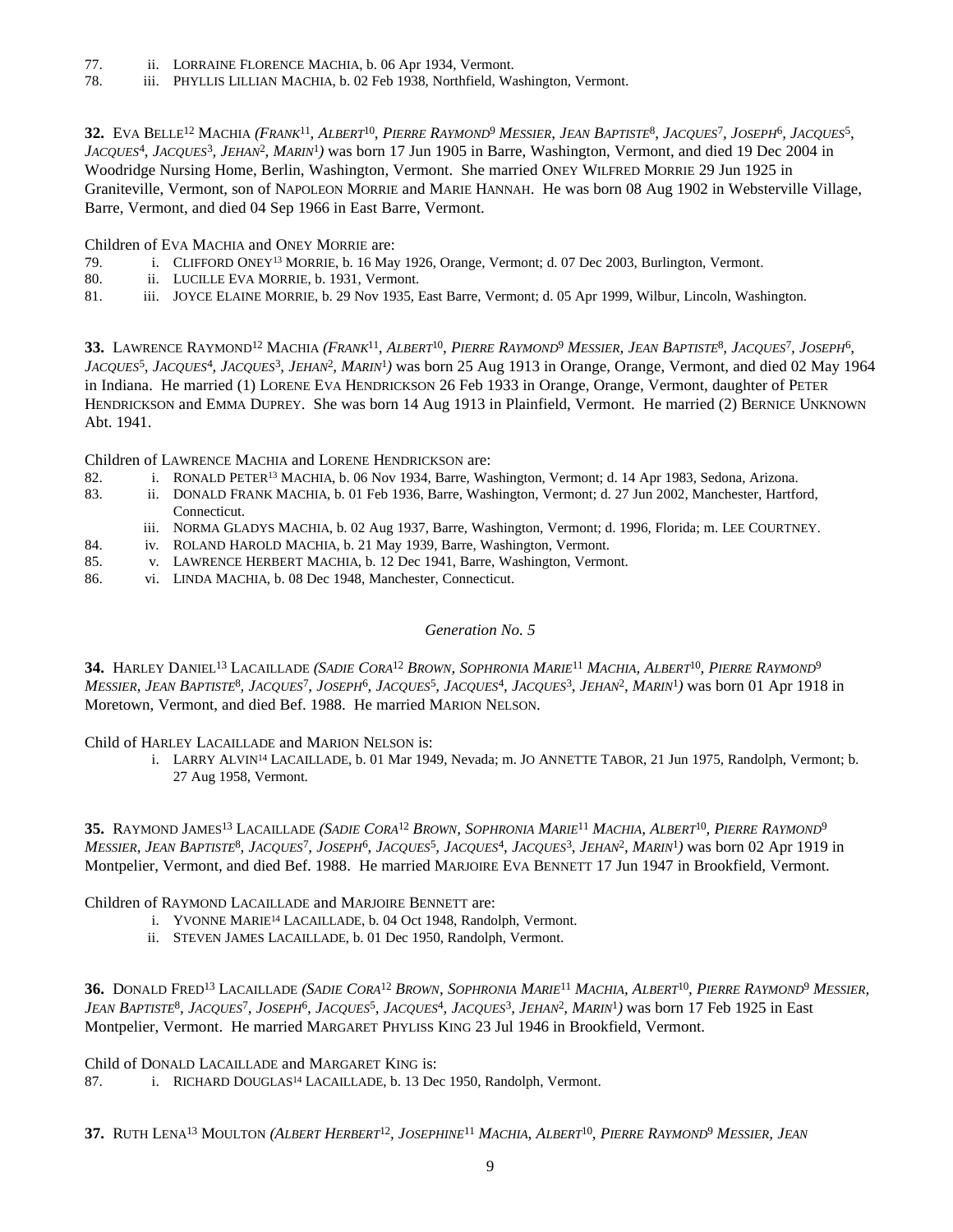77. ii. LORRAINE FLORENCE MACHIA, b. 06 Apr 1934, Vermont.
78. iii. PHYLLIS LILLIAN MACHIA, b. 02 Feb 1938, Northfield, Washington, Vermont.

**32.** EVA BELLE[12] MACHIA *(FRANK[11], ALBERT[10], PIERRE RAYMOND[9] MESSIER, JEAN BAPTISTE[8], JACQUES[7], JOSEPH[6], JACQUES[5], JACQUES[4], JACQUES[3], JEHAN[2], MARIN[1])* was born 17 Jun 1905 in Barre, Washington, Vermont, and died 19 Dec 2004 in Woodridge Nursing Home, Berlin, Washington, Vermont. She married ONEY WILFRED MORRIE 29 Jun 1925 in Graniteville, Vermont, son of NAPOLEON MORRIE and MARIE HANNAH. He was born 08 Aug 1902 in Websterville Village, Barre, Vermont, and died 04 Sep 1966 in East Barre, Vermont.

Children of EVA MACHIA and ONEY MORRIE are:

79. i. CLIFFORD ONEY[13] MORRIE, b. 16 May 1926, Orange, Vermont; d. 07 Dec 2003, Burlington, Vermont.
80. ii. LUCILLE EVA MORRIE, b. 1931, Vermont.
81. iii. JOYCE ELAINE MORRIE, b. 29 Nov 1935, East Barre, Vermont; d. 05 Apr 1999, Wilbur, Lincoln, Washington.

**33.** LAWRENCE RAYMOND[12] MACHIA *(FRANK[11], ALBERT[10], PIERRE RAYMOND[9] MESSIER, JEAN BAPTISTE[8], JACQUES[7], JOSEPH[6], JACQUES[5], JACQUES[4], JACQUES[3], JEHAN[2], MARIN[1])* was born 25 Aug 1913 in Orange, Orange, Vermont, and died 02 May 1964 in Indiana. He married (1) LORENE EVA HENDRICKSON 26 Feb 1933 in Orange, Orange, Vermont, daughter of PETER HENDRICKSON and EMMA DUPREY. She was born 14 Aug 1913 in Plainfield, Vermont. He married (2) BERNICE UNKNOWN Abt. 1941.

Children of LAWRENCE MACHIA and LORENE HENDRICKSON are:

82. i. RONALD PETER[13] MACHIA, b. 06 Nov 1934, Barre, Washington, Vermont; d. 14 Apr 1983, Sedona, Arizona.
83. ii. DONALD FRANK MACHIA, b. 01 Feb 1936, Barre, Washington, Vermont; d. 27 Jun 2002, Manchester, Hartford, Connecticut.
 iii. NORMA GLADYS MACHIA, b. 02 Aug 1937, Barre, Washington, Vermont; d. 1996, Florida; m. LEE COURTNEY.
84. iv. ROLAND HAROLD MACHIA, b. 21 May 1939, Barre, Washington, Vermont.
85. v. LAWRENCE HERBERT MACHIA, b. 12 Dec 1941, Barre, Washington, Vermont.
86. vi. LINDA MACHIA, b. 08 Dec 1948, Manchester, Connecticut.

## *Generation No. 5*

**34.** HARLEY DANIEL[13] LACAILLADE *(SADIE CORA[12] BROWN, SOPHRONIA MARIE[11] MACHIA, ALBERT[10], PIERRE RAYMOND[9] MESSIER, JEAN BAPTISTE[8], JACQUES[7], JOSEPH[6], JACQUES[5], JACQUES[4], JACQUES[3], JEHAN[2], MARIN[1])* was born 01 Apr 1918 in Moretown, Vermont, and died Bef. 1988. He married MARION NELSON.

Child of HARLEY LACAILLADE and MARION NELSON is:

 i. LARRY ALVIN[14] LACAILLADE, b. 01 Mar 1949, Nevada; m. JO ANNETTE TABOR, 21 Jun 1975, Randolph, Vermont; b. 27 Aug 1958, Vermont.

**35.** RAYMOND JAMES[13] LACAILLADE *(SADIE CORA[12] BROWN, SOPHRONIA MARIE[11] MACHIA, ALBERT[10], PIERRE RAYMOND[9] MESSIER, JEAN BAPTISTE[8], JACQUES[7], JOSEPH[6], JACQUES[5], JACQUES[4], JACQUES[3], JEHAN[2], MARIN[1])* was born 02 Apr 1919 in Montpelier, Vermont, and died Bef. 1988. He married MARJOIRE EVA BENNETT 17 Jun 1947 in Brookfield, Vermont.

Children of RAYMOND LACAILLADE and MARJOIRE BENNETT are:

 i. YVONNE MARIE[14] LACAILLADE, b. 04 Oct 1948, Randolph, Vermont.
 ii. STEVEN JAMES LACAILLADE, b. 01 Dec 1950, Randolph, Vermont.

**36.** DONALD FRED[13] LACAILLADE *(SADIE CORA[12] BROWN, SOPHRONIA MARIE[11] MACHIA, ALBERT[10], PIERRE RAYMOND[9] MESSIER, JEAN BAPTISTE[8], JACQUES[7], JOSEPH[6], JACQUES[5], JACQUES[4], JACQUES[3], JEHAN[2], MARIN[1])* was born 17 Feb 1925 in East Montpelier, Vermont. He married MARGARET PHYLISS KING 23 Jul 1946 in Brookfield, Vermont.

Child of DONALD LACAILLADE and MARGARET KING is:

87. i. RICHARD DOUGLAS[14] LACAILLADE, b. 13 Dec 1950, Randolph, Vermont.

**37.** RUTH LENA[13] MOULTON *(ALBERT HERBERT[12], JOSEPHINE[11] MACHIA, ALBERT[10], PIERRE RAYMOND[9] MESSIER, JEAN*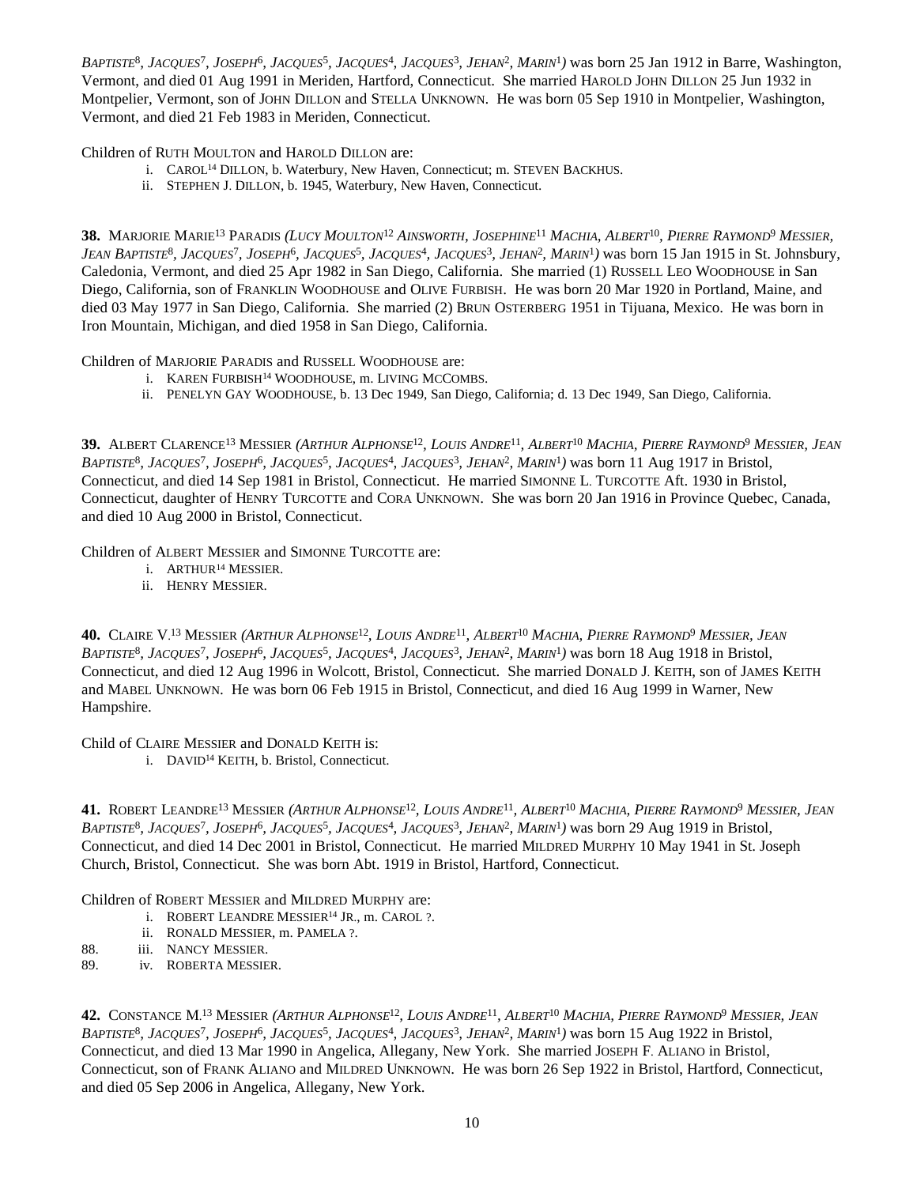*Baptiste*[8], *Jacques*[7], *Joseph*[6], *Jacques*[5], *Jacques*[4], *Jacques*[3], *Jehan*[2], *Marin*[1]*)* was born 25 Jan 1912 in Barre, Washington, Vermont, and died 01 Aug 1991 in Meriden, Hartford, Connecticut. She married Harold John Dillon 25 Jun 1932 in Montpelier, Vermont, son of John Dillon and Stella Unknown. He was born 05 Sep 1910 in Montpelier, Washington, Vermont, and died 21 Feb 1983 in Meriden, Connecticut.

Children of Ruth Moulton and Harold Dillon are:

- i. Carol[14] Dillon, b. Waterbury, New Haven, Connecticut; m. Steven Backhus.
- ii. Stephen J. Dillon, b. 1945, Waterbury, New Haven, Connecticut.

**38.** Marjorie Marie[13] Paradis *(Lucy Moulton*[12] *Ainsworth, Josephine*[11] *Machia, Albert*[10]*, Pierre Raymond*[9] *Messier, Jean Baptiste*[8], *Jacques*[7], *Joseph*[6], *Jacques*[5], *Jacques*[4], *Jacques*[3], *Jehan*[2], *Marin*[1]*)* was born 15 Jan 1915 in St. Johnsbury, Caledonia, Vermont, and died 25 Apr 1982 in San Diego, California. She married (1) Russell Leo Woodhouse in San Diego, California, son of Franklin Woodhouse and Olive Furbish. He was born 20 Mar 1920 in Portland, Maine, and died 03 May 1977 in San Diego, California. She married (2) Brun Osterberg 1951 in Tijuana, Mexico. He was born in Iron Mountain, Michigan, and died 1958 in San Diego, California.

Children of Marjorie Paradis and Russell Woodhouse are:

- i. Karen Furbish[14] Woodhouse, m. Living McCombs.
- ii. Penelyn Gay Woodhouse, b. 13 Dec 1949, San Diego, California; d. 13 Dec 1949, San Diego, California.

**39.** Albert Clarence[13] Messier *(Arthur Alphonse*[12]*, Louis Andre*[11]*, Albert*[10] *Machia, Pierre Raymond*[9] *Messier, Jean Baptiste*[8], *Jacques*[7], *Joseph*[6], *Jacques*[5], *Jacques*[4], *Jacques*[3], *Jehan*[2], *Marin*[1]*)* was born 11 Aug 1917 in Bristol, Connecticut, and died 14 Sep 1981 in Bristol, Connecticut. He married Simonne L. Turcotte Aft. 1930 in Bristol, Connecticut, daughter of Henry Turcotte and Cora Unknown. She was born 20 Jan 1916 in Province Quebec, Canada, and died 10 Aug 2000 in Bristol, Connecticut.

Children of Albert Messier and Simonne Turcotte are:

- i. Arthur[14] Messier.
- ii. Henry Messier.

**40.** Claire V.[13] Messier *(Arthur Alphonse*[12]*, Louis Andre*[11]*, Albert*[10] *Machia, Pierre Raymond*[9] *Messier, Jean Baptiste*[8], *Jacques*[7], *Joseph*[6], *Jacques*[5], *Jacques*[4], *Jacques*[3], *Jehan*[2], *Marin*[1]*)* was born 18 Aug 1918 in Bristol, Connecticut, and died 12 Aug 1996 in Wolcott, Bristol, Connecticut. She married Donald J. Keith, son of James Keith and Mabel Unknown. He was born 06 Feb 1915 in Bristol, Connecticut, and died 16 Aug 1999 in Warner, New Hampshire.

Child of Claire Messier and Donald Keith is:

- i. David[14] Keith, b. Bristol, Connecticut.

**41.** Robert Leandre[13] Messier *(Arthur Alphonse*[12]*, Louis Andre*[11]*, Albert*[10] *Machia, Pierre Raymond*[9] *Messier, Jean Baptiste*[8], *Jacques*[7], *Joseph*[6], *Jacques*[5], *Jacques*[4], *Jacques*[3], *Jehan*[2], *Marin*[1]*)* was born 29 Aug 1919 in Bristol, Connecticut, and died 14 Dec 2001 in Bristol, Connecticut. He married Mildred Murphy 10 May 1941 in St. Joseph Church, Bristol, Connecticut. She was born Abt. 1919 in Bristol, Hartford, Connecticut.

Children of Robert Messier and Mildred Murphy are:

- i. Robert Leandre Messier[14] Jr., m. Carol ?.
- ii. Ronald Messier, m. Pamela ?.
- 88. iii. Nancy Messier.
- 89. iv. Roberta Messier.

**42.** Constance M.[13] Messier *(Arthur Alphonse*[12]*, Louis Andre*[11]*, Albert*[10] *Machia, Pierre Raymond*[9] *Messier, Jean Baptiste*[8], *Jacques*[7], *Joseph*[6], *Jacques*[5], *Jacques*[4], *Jacques*[3], *Jehan*[2], *Marin*[1]*)* was born 15 Aug 1922 in Bristol, Connecticut, and died 13 Mar 1990 in Angelica, Allegany, New York. She married Joseph F. Aliano in Bristol, Connecticut, son of Frank Aliano and Mildred Unknown. He was born 26 Sep 1922 in Bristol, Hartford, Connecticut, and died 05 Sep 2006 in Angelica, Allegany, New York.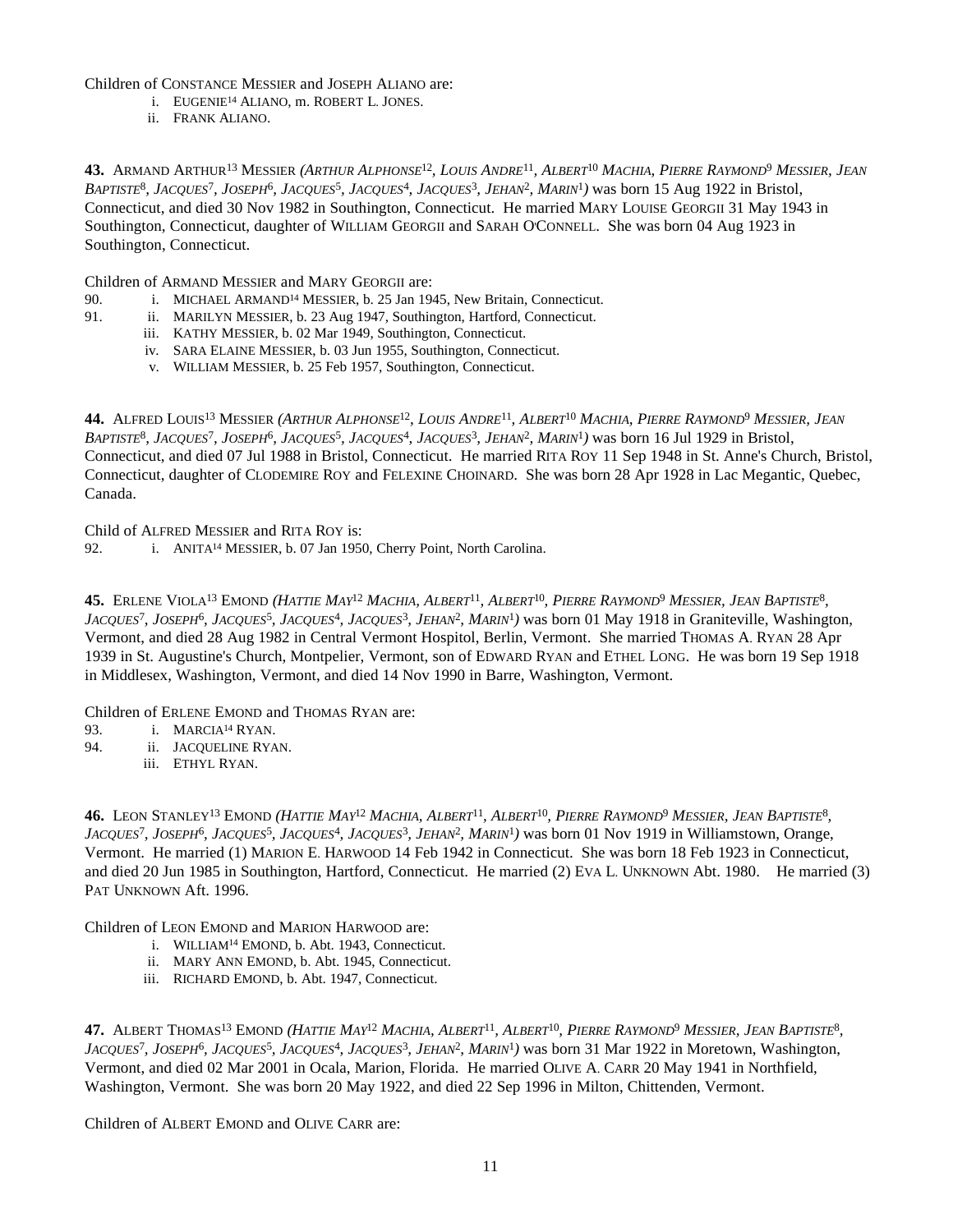Children of CONSTANCE MESSIER and JOSEPH ALIANO are:

- i. EUGENIE[14] ALIANO, m. ROBERT L. JONES.
- ii. FRANK ALIANO.

**43.** ARMAND ARTHUR[13] MESSIER *(ARTHUR ALPHONSE[12], LOUIS ANDRE[11], ALBERT[10] MACHIA, PIERRE RAYMOND[9] MESSIER, JEAN BAPTISTE[8], JACQUES[7], JOSEPH[6], JACQUES[5], JACQUES[4], JACQUES[3], JEHAN[2], MARIN[1])* was born 15 Aug 1922 in Bristol, Connecticut, and died 30 Nov 1982 in Southington, Connecticut. He married MARY LOUISE GEORGII 31 May 1943 in Southington, Connecticut, daughter of WILLIAM GEORGII and SARAH O'CONNELL. She was born 04 Aug 1923 in Southington, Connecticut.

Children of ARMAND MESSIER and MARY GEORGII are:

90. i. MICHAEL ARMAND[14] MESSIER, b. 25 Jan 1945, New Britain, Connecticut.
91. ii. MARILYN MESSIER, b. 23 Aug 1947, Southington, Hartford, Connecticut.
    iii. KATHY MESSIER, b. 02 Mar 1949, Southington, Connecticut.
    iv. SARA ELAINE MESSIER, b. 03 Jun 1955, Southington, Connecticut.
    v. WILLIAM MESSIER, b. 25 Feb 1957, Southington, Connecticut.

**44.** ALFRED LOUIS[13] MESSIER *(ARTHUR ALPHONSE[12], LOUIS ANDRE[11], ALBERT[10] MACHIA, PIERRE RAYMOND[9] MESSIER, JEAN BAPTISTE[8], JACQUES[7], JOSEPH[6], JACQUES[5], JACQUES[4], JACQUES[3], JEHAN[2], MARIN[1])* was born 16 Jul 1929 in Bristol, Connecticut, and died 07 Jul 1988 in Bristol, Connecticut. He married RITA ROY 11 Sep 1948 in St. Anne's Church, Bristol, Connecticut, daughter of CLODEMIRE ROY and FELEXINE CHOINARD. She was born 28 Apr 1928 in Lac Megantic, Quebec, Canada.

Child of ALFRED MESSIER and RITA ROY is:

92. i. ANITA[14] MESSIER, b. 07 Jan 1950, Cherry Point, North Carolina.

**45.** ERLENE VIOLA[13] EMOND *(HATTIE MAY[12] MACHIA, ALBERT[11], ALBERT[10], PIERRE RAYMOND[9] MESSIER, JEAN BAPTISTE[8], JACQUES[7], JOSEPH[6], JACQUES[5], JACQUES[4], JACQUES[3], JEHAN[2], MARIN[1])* was born 01 May 1918 in Graniteville, Washington, Vermont, and died 28 Aug 1982 in Central Vermont Hospitol, Berlin, Vermont. She married THOMAS A. RYAN 28 Apr 1939 in St. Augustine's Church, Montpelier, Vermont, son of EDWARD RYAN and ETHEL LONG. He was born 19 Sep 1918 in Middlesex, Washington, Vermont, and died 14 Nov 1990 in Barre, Washington, Vermont.

Children of ERLENE EMOND and THOMAS RYAN are:

93. i. MARCIA[14] RYAN.
94. ii. JACQUELINE RYAN.
    iii. ETHYL RYAN.

**46.** LEON STANLEY[13] EMOND *(HATTIE MAY[12] MACHIA, ALBERT[11], ALBERT[10], PIERRE RAYMOND[9] MESSIER, JEAN BAPTISTE[8], JACQUES[7], JOSEPH[6], JACQUES[5], JACQUES[4], JACQUES[3], JEHAN[2], MARIN[1])* was born 01 Nov 1919 in Williamstown, Orange, Vermont. He married (1) MARION E. HARWOOD 14 Feb 1942 in Connecticut. She was born 18 Feb 1923 in Connecticut, and died 20 Jun 1985 in Southington, Hartford, Connecticut. He married (2) EVA L. UNKNOWN Abt. 1980. He married (3) PAT UNKNOWN Aft. 1996.

Children of LEON EMOND and MARION HARWOOD are:

- i. WILLIAM[14] EMOND, b. Abt. 1943, Connecticut.
- ii. MARY ANN EMOND, b. Abt. 1945, Connecticut.
- iii. RICHARD EMOND, b. Abt. 1947, Connecticut.

**47.** ALBERT THOMAS[13] EMOND *(HATTIE MAY[12] MACHIA, ALBERT[11], ALBERT[10], PIERRE RAYMOND[9] MESSIER, JEAN BAPTISTE[8], JACQUES[7], JOSEPH[6], JACQUES[5], JACQUES[4], JACQUES[3], JEHAN[2], MARIN[1])* was born 31 Mar 1922 in Moretown, Washington, Vermont, and died 02 Mar 2001 in Ocala, Marion, Florida. He married OLIVE A. CARR 20 May 1941 in Northfield, Washington, Vermont. She was born 20 May 1922, and died 22 Sep 1996 in Milton, Chittenden, Vermont.

Children of ALBERT EMOND and OLIVE CARR are: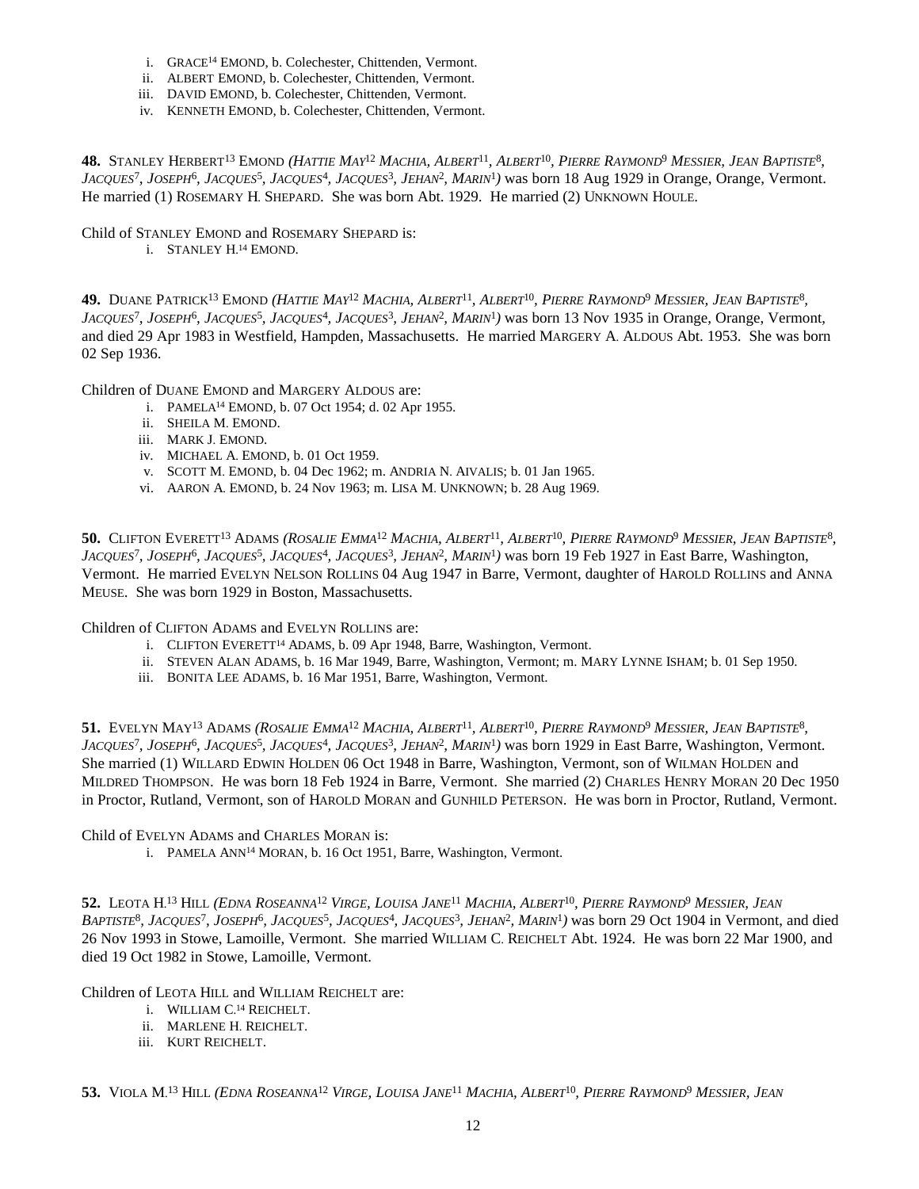i. GRACE[14] EMOND, b. Colechester, Chittenden, Vermont.
ii. ALBERT EMOND, b. Colechester, Chittenden, Vermont.
iii. DAVID EMOND, b. Colechester, Chittenden, Vermont.
iv. KENNETH EMOND, b. Colechester, Chittenden, Vermont.

**48.** STANLEY HERBERT[13] EMOND *(HATTIE MAY[12] MACHIA, ALBERT[11], ALBERT[10], PIERRE RAYMOND[9] MESSIER, JEAN BAPTISTE[8], JACQUES[7], JOSEPH[6], JACQUES[5], JACQUES[4], JACQUES[3], JEHAN[2], MARIN[1])* was born 18 Aug 1929 in Orange, Orange, Vermont. He married (1) ROSEMARY H. SHEPARD. She was born Abt. 1929. He married (2) UNKNOWN HOULE.

Child of STANLEY EMOND and ROSEMARY SHEPARD is:

i. STANLEY H.[14] EMOND.

**49.** DUANE PATRICK[13] EMOND *(HATTIE MAY[12] MACHIA, ALBERT[11], ALBERT[10], PIERRE RAYMOND[9] MESSIER, JEAN BAPTISTE[8], JACQUES[7], JOSEPH[6], JACQUES[5], JACQUES[4], JACQUES[3], JEHAN[2], MARIN[1])* was born 13 Nov 1935 in Orange, Orange, Vermont, and died 29 Apr 1983 in Westfield, Hampden, Massachusetts. He married MARGERY A. ALDOUS Abt. 1953. She was born 02 Sep 1936.

Children of DUANE EMOND and MARGERY ALDOUS are:

i. PAMELA[14] EMOND, b. 07 Oct 1954; d. 02 Apr 1955.
ii. SHEILA M. EMOND.
iii. MARK J. EMOND.
iv. MICHAEL A. EMOND, b. 01 Oct 1959.
v. SCOTT M. EMOND, b. 04 Dec 1962; m. ANDRIA N. AIVALIS; b. 01 Jan 1965.
vi. AARON A. EMOND, b. 24 Nov 1963; m. LISA M. UNKNOWN; b. 28 Aug 1969.

**50.** CLIFTON EVERETT[13] ADAMS *(ROSALIE EMMA[12] MACHIA, ALBERT[11], ALBERT[10], PIERRE RAYMOND[9] MESSIER, JEAN BAPTISTE[8], JACQUES[7], JOSEPH[6], JACQUES[5], JACQUES[4], JACQUES[3], JEHAN[2], MARIN[1])* was born 19 Feb 1927 in East Barre, Washington, Vermont. He married EVELYN NELSON ROLLINS 04 Aug 1947 in Barre, Vermont, daughter of HAROLD ROLLINS and ANNA MEUSE. She was born 1929 in Boston, Massachusetts.

Children of CLIFTON ADAMS and EVELYN ROLLINS are:

i. CLIFTON EVERETT[14] ADAMS, b. 09 Apr 1948, Barre, Washington, Vermont.
ii. STEVEN ALAN ADAMS, b. 16 Mar 1949, Barre, Washington, Vermont; m. MARY LYNNE ISHAM; b. 01 Sep 1950.
iii. BONITA LEE ADAMS, b. 16 Mar 1951, Barre, Washington, Vermont.

**51.** EVELYN MAY[13] ADAMS *(ROSALIE EMMA[12] MACHIA, ALBERT[11], ALBERT[10], PIERRE RAYMOND[9] MESSIER, JEAN BAPTISTE[8], JACQUES[7], JOSEPH[6], JACQUES[5], JACQUES[4], JACQUES[3], JEHAN[2], MARIN[1])* was born 1929 in East Barre, Washington, Vermont. She married (1) WILLARD EDWIN HOLDEN 06 Oct 1948 in Barre, Washington, Vermont, son of WILMAN HOLDEN and MILDRED THOMPSON. He was born 18 Feb 1924 in Barre, Vermont. She married (2) CHARLES HENRY MORAN 20 Dec 1950 in Proctor, Rutland, Vermont, son of HAROLD MORAN and GUNHILD PETERSON. He was born in Proctor, Rutland, Vermont.

Child of EVELYN ADAMS and CHARLES MORAN is:

i. PAMELA ANN[14] MORAN, b. 16 Oct 1951, Barre, Washington, Vermont.

**52.** LEOTA H.[13] HILL *(EDNA ROSEANNA[12] VIRGE, LOUISA JANE[11] MACHIA, ALBERT[10], PIERRE RAYMOND[9] MESSIER, JEAN BAPTISTE[8], JACQUES[7], JOSEPH[6], JACQUES[5], JACQUES[4], JACQUES[3], JEHAN[2], MARIN[1])* was born 29 Oct 1904 in Vermont, and died 26 Nov 1993 in Stowe, Lamoille, Vermont. She married WILLIAM C. REICHELT Abt. 1924. He was born 22 Mar 1900, and died 19 Oct 1982 in Stowe, Lamoille, Vermont.

Children of LEOTA HILL and WILLIAM REICHELT are:

i. WILLIAM C.[14] REICHELT.
ii. MARLENE H. REICHELT.
iii. KURT REICHELT.

**53.** VIOLA M.[13] HILL *(EDNA ROSEANNA[12] VIRGE, LOUISA JANE[11] MACHIA, ALBERT[10], PIERRE RAYMOND[9] MESSIER, JEAN*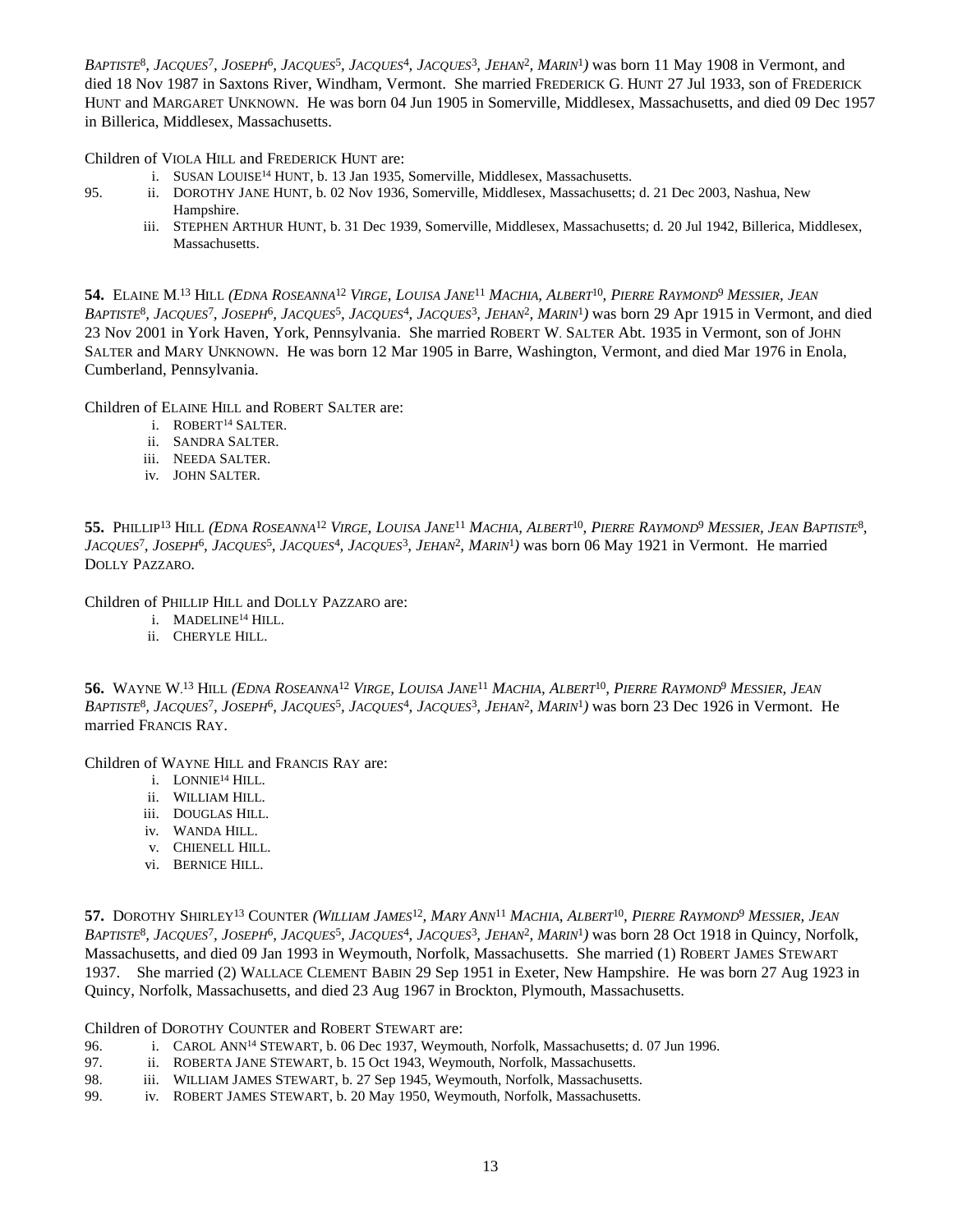*Baptiste*[8], *Jacques*[7], *Joseph*[6], *Jacques*[5], *Jacques*[4], *Jacques*[3], *Jehan*[2], *Marin*[1]*)* was born 11 May 1908 in Vermont, and died 18 Nov 1987 in Saxtons River, Windham, Vermont. She married Frederick G. Hunt 27 Jul 1933, son of Frederick Hunt and Margaret Unknown. He was born 04 Jun 1905 in Somerville, Middlesex, Massachusetts, and died 09 Dec 1957 in Billerica, Middlesex, Massachusetts.

Children of Viola Hill and Frederick Hunt are:

- i. Susan Louise[14] Hunt, b. 13 Jan 1935, Somerville, Middlesex, Massachusetts.
- 95. ii. Dorothy Jane Hunt, b. 02 Nov 1936, Somerville, Middlesex, Massachusetts; d. 21 Dec 2003, Nashua, New Hampshire.
- iii. Stephen Arthur Hunt, b. 31 Dec 1939, Somerville, Middlesex, Massachusetts; d. 20 Jul 1942, Billerica, Middlesex, Massachusetts.

**54.** Elaine M.[13] Hill *(Edna Roseanna*[12] *Virge, Louisa Jane*[11] *Machia, Albert*[10], *Pierre Raymond*[9] *Messier, Jean Baptiste*[8], *Jacques*[7], *Joseph*[6], *Jacques*[5], *Jacques*[4], *Jacques*[3], *Jehan*[2], *Marin*[1]*)* was born 29 Apr 1915 in Vermont, and died 23 Nov 2001 in York Haven, York, Pennsylvania. She married Robert W. Salter Abt. 1935 in Vermont, son of John Salter and Mary Unknown. He was born 12 Mar 1905 in Barre, Washington, Vermont, and died Mar 1976 in Enola, Cumberland, Pennsylvania.

Children of Elaine Hill and Robert Salter are:

- i. Robert[14] Salter.
- ii. Sandra Salter.
- iii. Needa Salter.
- iv. John Salter.

**55.** Phillip[13] Hill *(Edna Roseanna*[12] *Virge, Louisa Jane*[11] *Machia, Albert*[10], *Pierre Raymond*[9] *Messier, Jean Baptiste*[8], *Jacques*[7], *Joseph*[6], *Jacques*[5], *Jacques*[4], *Jacques*[3], *Jehan*[2], *Marin*[1]*)* was born 06 May 1921 in Vermont. He married Dolly Pazzaro.

Children of Phillip Hill and Dolly Pazzaro are:

- i. Madeline[14] Hill.
- ii. Cheryle Hill.

**56.** Wayne W.[13] Hill *(Edna Roseanna*[12] *Virge, Louisa Jane*[11] *Machia, Albert*[10], *Pierre Raymond*[9] *Messier, Jean Baptiste*[8], *Jacques*[7], *Joseph*[6], *Jacques*[5], *Jacques*[4], *Jacques*[3], *Jehan*[2], *Marin*[1]*)* was born 23 Dec 1926 in Vermont. He married Francis Ray.

Children of Wayne Hill and Francis Ray are:

- i. Lonnie[14] Hill.
- ii. William Hill.
- iii. Douglas Hill.
- iv. Wanda Hill.
- v. Chienell Hill.
- vi. Bernice Hill.

**57.** Dorothy Shirley[13] Counter *(William James*[12], *Mary Ann*[11] *Machia, Albert*[10], *Pierre Raymond*[9] *Messier, Jean Baptiste*[8], *Jacques*[7], *Joseph*[6], *Jacques*[5], *Jacques*[4], *Jacques*[3], *Jehan*[2], *Marin*[1]*)* was born 28 Oct 1918 in Quincy, Norfolk, Massachusetts, and died 09 Jan 1993 in Weymouth, Norfolk, Massachusetts. She married (1) Robert James Stewart 1937. She married (2) Wallace Clement Babin 29 Sep 1951 in Exeter, New Hampshire. He was born 27 Aug 1923 in Quincy, Norfolk, Massachusetts, and died 23 Aug 1967 in Brockton, Plymouth, Massachusetts.

Children of Dorothy Counter and Robert Stewart are:

- 96. i. Carol Ann[14] Stewart, b. 06 Dec 1937, Weymouth, Norfolk, Massachusetts; d. 07 Jun 1996.
- 97. ii. Roberta Jane Stewart, b. 15 Oct 1943, Weymouth, Norfolk, Massachusetts.
- 98. iii. William James Stewart, b. 27 Sep 1945, Weymouth, Norfolk, Massachusetts.
- 99. iv. Robert James Stewart, b. 20 May 1950, Weymouth, Norfolk, Massachusetts.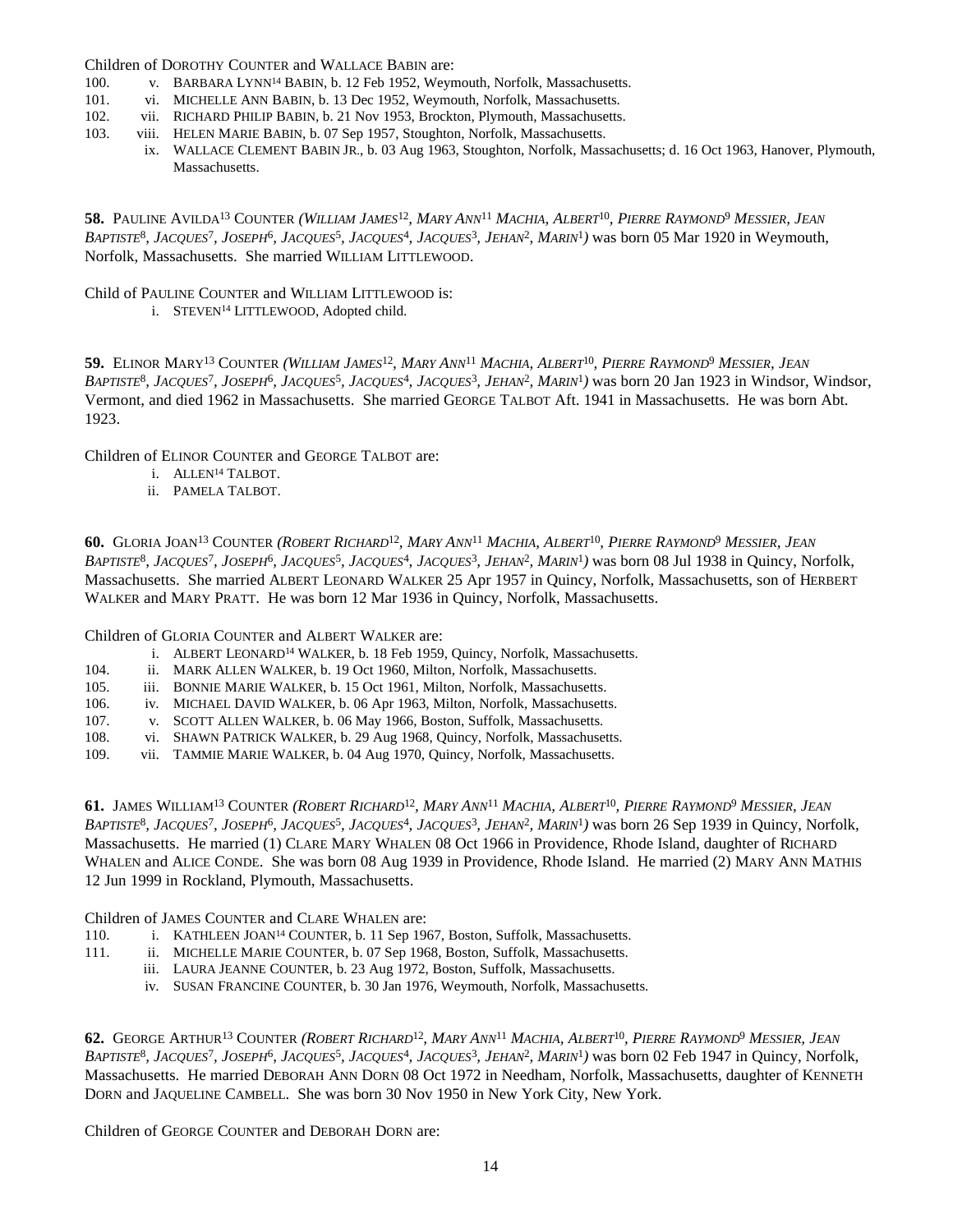Children of DOROTHY COUNTER and WALLACE BABIN are:

100. v. BARBARA LYNN[14] BABIN, b. 12 Feb 1952, Weymouth, Norfolk, Massachusetts.
101. vi. MICHELLE ANN BABIN, b. 13 Dec 1952, Weymouth, Norfolk, Massachusetts.
102. vii. RICHARD PHILIP BABIN, b. 21 Nov 1953, Brockton, Plymouth, Massachusetts.
103. viii. HELEN MARIE BABIN, b. 07 Sep 1957, Stoughton, Norfolk, Massachusetts.
ix. WALLACE CLEMENT BABIN JR., b. 03 Aug 1963, Stoughton, Norfolk, Massachusetts; d. 16 Oct 1963, Hanover, Plymouth, Massachusetts.

**58.** PAULINE AVILDA[13] COUNTER *(WILLIAM JAMES[12], MARY ANN[11] MACHIA, ALBERT[10], PIERRE RAYMOND[9] MESSIER, JEAN BAPTISTE[8], JACQUES[7], JOSEPH[6], JACQUES[5], JACQUES[4], JACQUES[3], JEHAN[2], MARIN[1])* was born 05 Mar 1920 in Weymouth, Norfolk, Massachusetts. She married WILLIAM LITTLEWOOD.

Child of PAULINE COUNTER and WILLIAM LITTLEWOOD is:

i. STEVEN[14] LITTLEWOOD, Adopted child.

**59.** ELINOR MARY[13] COUNTER *(WILLIAM JAMES[12], MARY ANN[11] MACHIA, ALBERT[10], PIERRE RAYMOND[9] MESSIER, JEAN BAPTISTE[8], JACQUES[7], JOSEPH[6], JACQUES[5], JACQUES[4], JACQUES[3], JEHAN[2], MARIN[1])* was born 20 Jan 1923 in Windsor, Windsor, Vermont, and died 1962 in Massachusetts. She married GEORGE TALBOT Aft. 1941 in Massachusetts. He was born Abt. 1923.

Children of ELINOR COUNTER and GEORGE TALBOT are:

i. ALLEN[14] TALBOT.
ii. PAMELA TALBOT.

**60.** GLORIA JOAN[13] COUNTER *(ROBERT RICHARD[12], MARY ANN[11] MACHIA, ALBERT[10], PIERRE RAYMOND[9] MESSIER, JEAN BAPTISTE[8], JACQUES[7], JOSEPH[6], JACQUES[5], JACQUES[4], JACQUES[3], JEHAN[2], MARIN[1])* was born 08 Jul 1938 in Quincy, Norfolk, Massachusetts. She married ALBERT LEONARD WALKER 25 Apr 1957 in Quincy, Norfolk, Massachusetts, son of HERBERT WALKER and MARY PRATT. He was born 12 Mar 1936 in Quincy, Norfolk, Massachusetts.

Children of GLORIA COUNTER and ALBERT WALKER are:

i. ALBERT LEONARD[14] WALKER, b. 18 Feb 1959, Quincy, Norfolk, Massachusetts.
104. ii. MARK ALLEN WALKER, b. 19 Oct 1960, Milton, Norfolk, Massachusetts.
105. iii. BONNIE MARIE WALKER, b. 15 Oct 1961, Milton, Norfolk, Massachusetts.
106. iv. MICHAEL DAVID WALKER, b. 06 Apr 1963, Milton, Norfolk, Massachusetts.
107. v. SCOTT ALLEN WALKER, b. 06 May 1966, Boston, Suffolk, Massachusetts.
108. vi. SHAWN PATRICK WALKER, b. 29 Aug 1968, Quincy, Norfolk, Massachusetts.
109. vii. TAMMIE MARIE WALKER, b. 04 Aug 1970, Quincy, Norfolk, Massachusetts.

**61.** JAMES WILLIAM[13] COUNTER *(ROBERT RICHARD[12], MARY ANN[11] MACHIA, ALBERT[10], PIERRE RAYMOND[9] MESSIER, JEAN BAPTISTE[8], JACQUES[7], JOSEPH[6], JACQUES[5], JACQUES[4], JACQUES[3], JEHAN[2], MARIN[1])* was born 26 Sep 1939 in Quincy, Norfolk, Massachusetts. He married (1) CLARE MARY WHALEN 08 Oct 1966 in Providence, Rhode Island, daughter of RICHARD WHALEN and ALICE CONDE. She was born 08 Aug 1939 in Providence, Rhode Island. He married (2) MARY ANN MATHIS 12 Jun 1999 in Rockland, Plymouth, Massachusetts.

Children of JAMES COUNTER and CLARE WHALEN are:

110. i. KATHLEEN JOAN[14] COUNTER, b. 11 Sep 1967, Boston, Suffolk, Massachusetts.
111. ii. MICHELLE MARIE COUNTER, b. 07 Sep 1968, Boston, Suffolk, Massachusetts.
iii. LAURA JEANNE COUNTER, b. 23 Aug 1972, Boston, Suffolk, Massachusetts.
iv. SUSAN FRANCINE COUNTER, b. 30 Jan 1976, Weymouth, Norfolk, Massachusetts.

**62.** GEORGE ARTHUR[13] COUNTER *(ROBERT RICHARD[12], MARY ANN[11] MACHIA, ALBERT[10], PIERRE RAYMOND[9] MESSIER, JEAN BAPTISTE[8], JACQUES[7], JOSEPH[6], JACQUES[5], JACQUES[4], JACQUES[3], JEHAN[2], MARIN[1])* was born 02 Feb 1947 in Quincy, Norfolk, Massachusetts. He married DEBORAH ANN DORN 08 Oct 1972 in Needham, Norfolk, Massachusetts, daughter of KENNETH DORN and JAQUELINE CAMBELL. She was born 30 Nov 1950 in New York City, New York.

Children of GEORGE COUNTER and DEBORAH DORN are: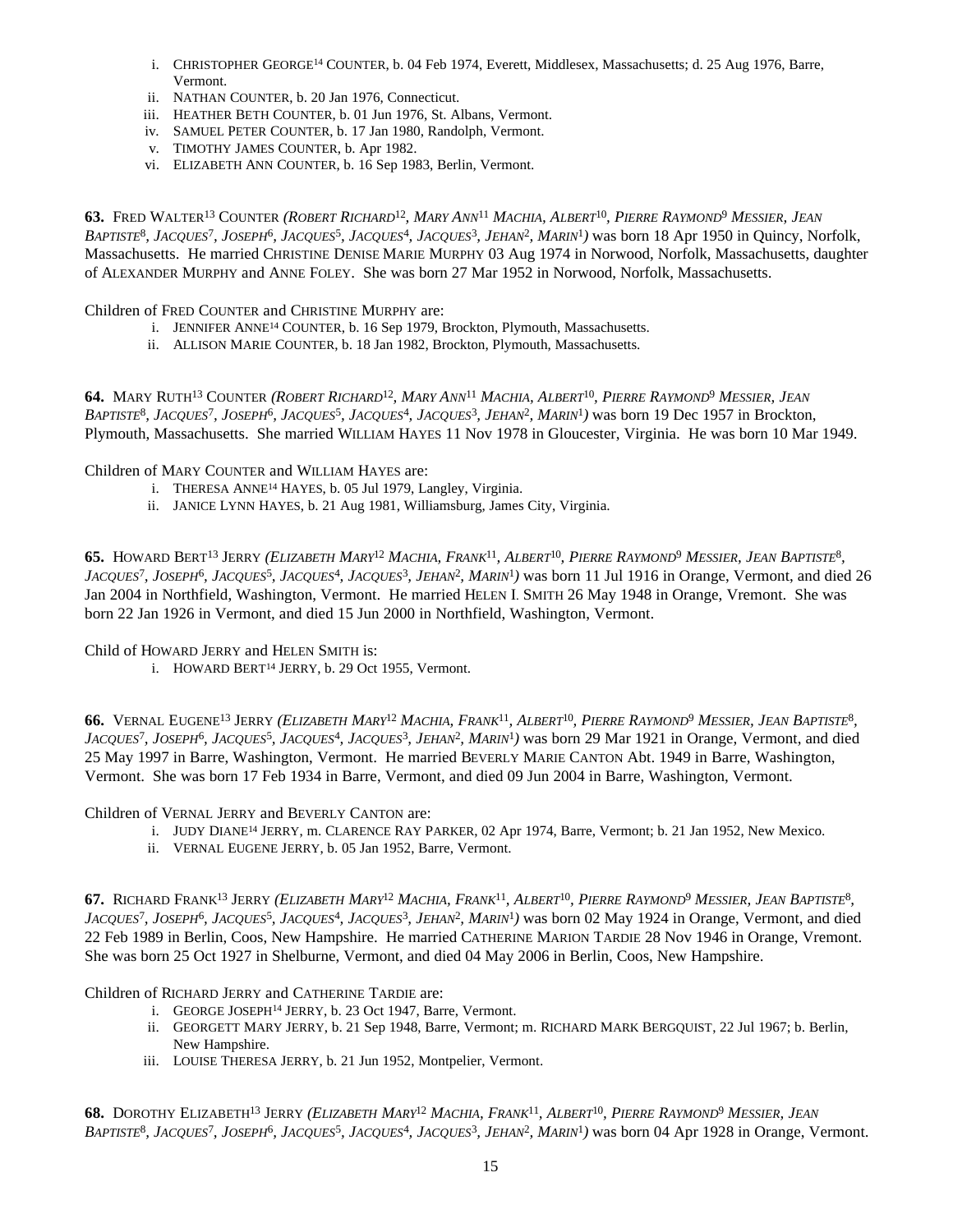i. CHRISTOPHER GEORGE[14] COUNTER, b. 04 Feb 1974, Everett, Middlesex, Massachusetts; d. 25 Aug 1976, Barre, Vermont.
ii. NATHAN COUNTER, b. 20 Jan 1976, Connecticut.
iii. HEATHER BETH COUNTER, b. 01 Jun 1976, St. Albans, Vermont.
iv. SAMUEL PETER COUNTER, b. 17 Jan 1980, Randolph, Vermont.
v. TIMOTHY JAMES COUNTER, b. Apr 1982.
vi. ELIZABETH ANN COUNTER, b. 16 Sep 1983, Berlin, Vermont.

**63.** FRED WALTER[13] COUNTER *(ROBERT RICHARD[12], MARY ANN[11] MACHIA, ALBERT[10], PIERRE RAYMOND[9] MESSIER, JEAN BAPTISTE[8], JACQUES[7], JOSEPH[6], JACQUES[5], JACQUES[4], JACQUES[3], JEHAN[2], MARIN[1])* was born 18 Apr 1950 in Quincy, Norfolk, Massachusetts. He married CHRISTINE DENISE MARIE MURPHY 03 Aug 1974 in Norwood, Norfolk, Massachusetts, daughter of ALEXANDER MURPHY and ANNE FOLEY. She was born 27 Mar 1952 in Norwood, Norfolk, Massachusetts.

Children of FRED COUNTER and CHRISTINE MURPHY are:

i. JENNIFER ANNE[14] COUNTER, b. 16 Sep 1979, Brockton, Plymouth, Massachusetts.
ii. ALLISON MARIE COUNTER, b. 18 Jan 1982, Brockton, Plymouth, Massachusetts.

**64.** MARY RUTH[13] COUNTER *(ROBERT RICHARD[12], MARY ANN[11] MACHIA, ALBERT[10], PIERRE RAYMOND[9] MESSIER, JEAN BAPTISTE[8], JACQUES[7], JOSEPH[6], JACQUES[5], JACQUES[4], JACQUES[3], JEHAN[2], MARIN[1])* was born 19 Dec 1957 in Brockton, Plymouth, Massachusetts. She married WILLIAM HAYES 11 Nov 1978 in Gloucester, Virginia. He was born 10 Mar 1949.

Children of MARY COUNTER and WILLIAM HAYES are:

i. THERESA ANNE[14] HAYES, b. 05 Jul 1979, Langley, Virginia.
ii. JANICE LYNN HAYES, b. 21 Aug 1981, Williamsburg, James City, Virginia.

**65.** HOWARD BERT[13] JERRY *(ELIZABETH MARY[12] MACHIA, FRANK[11], ALBERT[10], PIERRE RAYMOND[9] MESSIER, JEAN BAPTISTE[8], JACQUES[7], JOSEPH[6], JACQUES[5], JACQUES[4], JACQUES[3], JEHAN[2], MARIN[1])* was born 11 Jul 1916 in Orange, Vermont, and died 26 Jan 2004 in Northfield, Washington, Vermont. He married HELEN I. SMITH 26 May 1948 in Orange, Vremont. She was born 22 Jan 1926 in Vermont, and died 15 Jun 2000 in Northfield, Washington, Vermont.

Child of HOWARD JERRY and HELEN SMITH is:

i. HOWARD BERT[14] JERRY, b. 29 Oct 1955, Vermont.

**66.** VERNAL EUGENE[13] JERRY *(ELIZABETH MARY[12] MACHIA, FRANK[11], ALBERT[10], PIERRE RAYMOND[9] MESSIER, JEAN BAPTISTE[8], JACQUES[7], JOSEPH[6], JACQUES[5], JACQUES[4], JACQUES[3], JEHAN[2], MARIN[1])* was born 29 Mar 1921 in Orange, Vermont, and died 25 May 1997 in Barre, Washington, Vermont. He married BEVERLY MARIE CANTON Abt. 1949 in Barre, Washington, Vermont. She was born 17 Feb 1934 in Barre, Vermont, and died 09 Jun 2004 in Barre, Washington, Vermont.

Children of VERNAL JERRY and BEVERLY CANTON are:

i. JUDY DIANE[14] JERRY, m. CLARENCE RAY PARKER, 02 Apr 1974, Barre, Vermont; b. 21 Jan 1952, New Mexico.
ii. VERNAL EUGENE JERRY, b. 05 Jan 1952, Barre, Vermont.

**67.** RICHARD FRANK[13] JERRY *(ELIZABETH MARY[12] MACHIA, FRANK[11], ALBERT[10], PIERRE RAYMOND[9] MESSIER, JEAN BAPTISTE[8], JACQUES[7], JOSEPH[6], JACQUES[5], JACQUES[4], JACQUES[3], JEHAN[2], MARIN[1])* was born 02 May 1924 in Orange, Vermont, and died 22 Feb 1989 in Berlin, Coos, New Hampshire. He married CATHERINE MARION TARDIE 28 Nov 1946 in Orange, Vremont. She was born 25 Oct 1927 in Shelburne, Vermont, and died 04 May 2006 in Berlin, Coos, New Hampshire.

Children of RICHARD JERRY and CATHERINE TARDIE are:

i. GEORGE JOSEPH[14] JERRY, b. 23 Oct 1947, Barre, Vermont.
ii. GEORGETT MARY JERRY, b. 21 Sep 1948, Barre, Vermont; m. RICHARD MARK BERGQUIST, 22 Jul 1967; b. Berlin, New Hampshire.
iii. LOUISE THERESA JERRY, b. 21 Jun 1952, Montpelier, Vermont.

**68.** DOROTHY ELIZABETH[13] JERRY *(ELIZABETH MARY[12] MACHIA, FRANK[11], ALBERT[10], PIERRE RAYMOND[9] MESSIER, JEAN BAPTISTE[8], JACQUES[7], JOSEPH[6], JACQUES[5], JACQUES[4], JACQUES[3], JEHAN[2], MARIN[1])* was born 04 Apr 1928 in Orange, Vermont.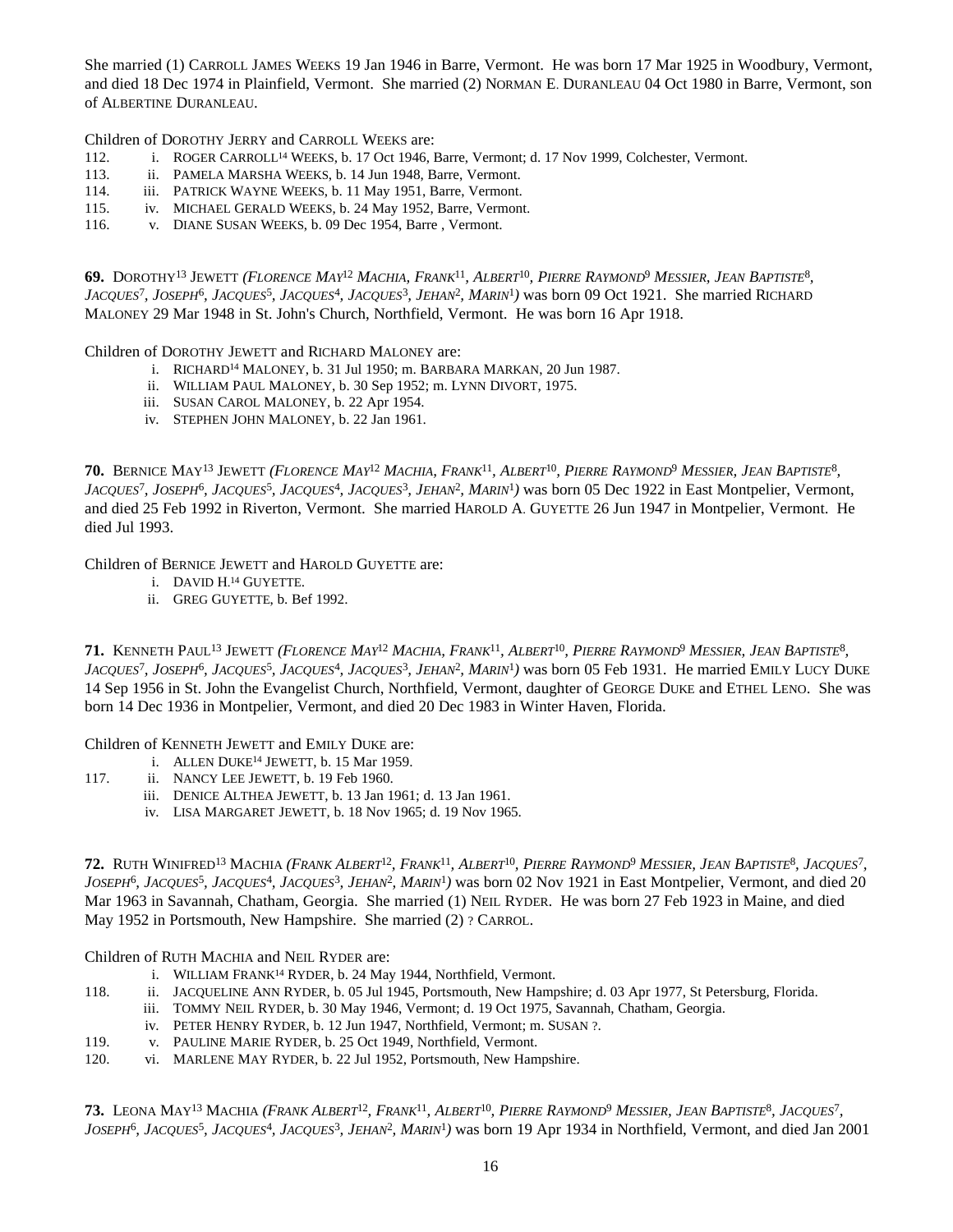She married (1) CARROLL JAMES WEEKS 19 Jan 1946 in Barre, Vermont. He was born 17 Mar 1925 in Woodbury, Vermont, and died 18 Dec 1974 in Plainfield, Vermont. She married (2) NORMAN E. DURANLEAU 04 Oct 1980 in Barre, Vermont, son of ALBERTINE DURANLEAU.

Children of DOROTHY JERRY and CARROLL WEEKS are:

112. i. ROGER CARROLL[14] WEEKS, b. 17 Oct 1946, Barre, Vermont; d. 17 Nov 1999, Colchester, Vermont.
113. ii. PAMELA MARSHA WEEKS, b. 14 Jun 1948, Barre, Vermont.
114. iii. PATRICK WAYNE WEEKS, b. 11 May 1951, Barre, Vermont.
115. iv. MICHAEL GERALD WEEKS, b. 24 May 1952, Barre, Vermont.
116. v. DIANE SUSAN WEEKS, b. 09 Dec 1954, Barre , Vermont.

**69.** DOROTHY[13] JEWETT *(FLORENCE MAY[12] MACHIA, FRANK[11], ALBERT[10], PIERRE RAYMOND[9] MESSIER, JEAN BAPTISTE[8], JACQUES[7], JOSEPH[6], JACQUES[5], JACQUES[4], JACQUES[3], JEHAN[2], MARIN[1])* was born 09 Oct 1921. She married RICHARD MALONEY 29 Mar 1948 in St. John's Church, Northfield, Vermont. He was born 16 Apr 1918.

Children of DOROTHY JEWETT and RICHARD MALONEY are:

- i. RICHARD[14] MALONEY, b. 31 Jul 1950; m. BARBARA MARKAN, 20 Jun 1987.
- ii. WILLIAM PAUL MALONEY, b. 30 Sep 1952; m. LYNN DIVORT, 1975.
- iii. SUSAN CAROL MALONEY, b. 22 Apr 1954.
- iv. STEPHEN JOHN MALONEY, b. 22 Jan 1961.

**70.** BERNICE MAY[13] JEWETT *(FLORENCE MAY[12] MACHIA, FRANK[11], ALBERT[10], PIERRE RAYMOND[9] MESSIER, JEAN BAPTISTE[8], JACQUES[7], JOSEPH[6], JACQUES[5], JACQUES[4], JACQUES[3], JEHAN[2], MARIN[1])* was born 05 Dec 1922 in East Montpelier, Vermont, and died 25 Feb 1992 in Riverton, Vermont. She married HAROLD A. GUYETTE 26 Jun 1947 in Montpelier, Vermont. He died Jul 1993.

Children of BERNICE JEWETT and HAROLD GUYETTE are:

- i. DAVID H.[14] GUYETTE.
- ii. GREG GUYETTE, b. Bef 1992.

**71.** KENNETH PAUL[13] JEWETT *(FLORENCE MAY[12] MACHIA, FRANK[11], ALBERT[10], PIERRE RAYMOND[9] MESSIER, JEAN BAPTISTE[8], JACQUES[7], JOSEPH[6], JACQUES[5], JACQUES[4], JACQUES[3], JEHAN[2], MARIN[1])* was born 05 Feb 1931. He married EMILY LUCY DUKE 14 Sep 1956 in St. John the Evangelist Church, Northfield, Vermont, daughter of GEORGE DUKE and ETHEL LENO. She was born 14 Dec 1936 in Montpelier, Vermont, and died 20 Dec 1983 in Winter Haven, Florida.

Children of KENNETH JEWETT and EMILY DUKE are:

- i. ALLEN DUKE[14] JEWETT, b. 15 Mar 1959.

117. ii. NANCY LEE JEWETT, b. 19 Feb 1960.

- iii. DENICE ALTHEA JEWETT, b. 13 Jan 1961; d. 13 Jan 1961.
- iv. LISA MARGARET JEWETT, b. 18 Nov 1965; d. 19 Nov 1965.

**72.** RUTH WINIFRED[13] MACHIA *(FRANK ALBERT[12], FRANK[11], ALBERT[10], PIERRE RAYMOND[9] MESSIER, JEAN BAPTISTE[8], JACQUES[7], JOSEPH[6], JACQUES[5], JACQUES[4], JACQUES[3], JEHAN[2], MARIN[1])* was born 02 Nov 1921 in East Montpelier, Vermont, and died 20 Mar 1963 in Savannah, Chatham, Georgia. She married (1) NEIL RYDER. He was born 27 Feb 1923 in Maine, and died May 1952 in Portsmouth, New Hampshire. She married (2) ? CARROL.

Children of RUTH MACHIA and NEIL RYDER are:

- i. WILLIAM FRANK[14] RYDER, b. 24 May 1944, Northfield, Vermont.

118. ii. JACQUELINE ANN RYDER, b. 05 Jul 1945, Portsmouth, New Hampshire; d. 03 Apr 1977, St Petersburg, Florida.

- iii. TOMMY NEIL RYDER, b. 30 May 1946, Vermont; d. 19 Oct 1975, Savannah, Chatham, Georgia.
- iv. PETER HENRY RYDER, b. 12 Jun 1947, Northfield, Vermont; m. SUSAN ?.

119. v. PAULINE MARIE RYDER, b. 25 Oct 1949, Northfield, Vermont.
120. vi. MARLENE MAY RYDER, b. 22 Jul 1952, Portsmouth, New Hampshire.

**73.** LEONA MAY[13] MACHIA *(FRANK ALBERT[12], FRANK[11], ALBERT[10], PIERRE RAYMOND[9] MESSIER, JEAN BAPTISTE[8], JACQUES[7], JOSEPH[6], JACQUES[5], JACQUES[4], JACQUES[3], JEHAN[2], MARIN[1])* was born 19 Apr 1934 in Northfield, Vermont, and died Jan 2001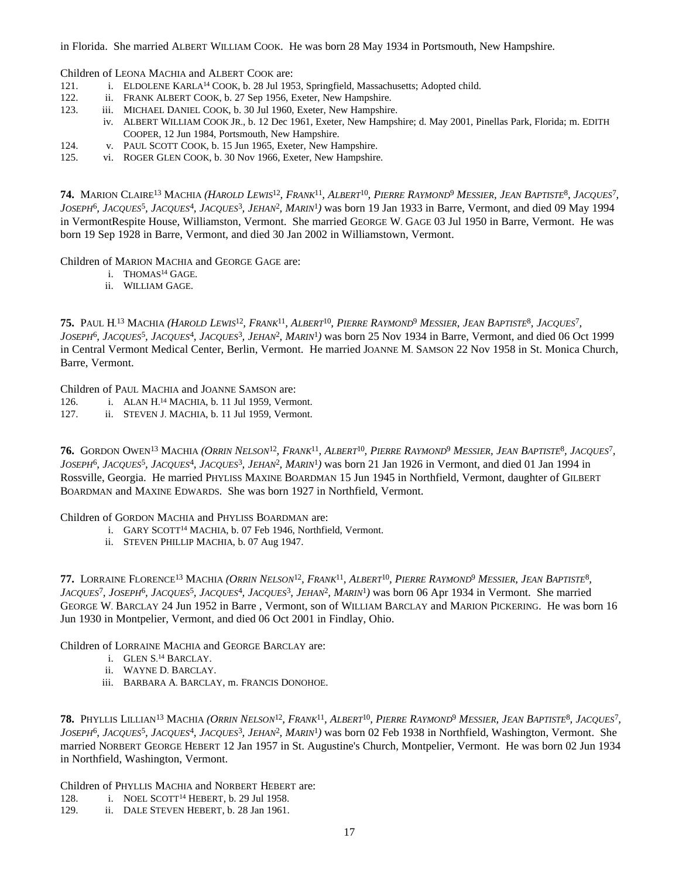in Florida. She married ALBERT WILLIAM COOK. He was born 28 May 1934 in Portsmouth, New Hampshire.

Children of LEONA MACHIA and ALBERT COOK are:

121. i. ELDOLENE KARLA[14] COOK, b. 28 Jul 1953, Springfield, Massachusetts; Adopted child.
122. ii. FRANK ALBERT COOK, b. 27 Sep 1956, Exeter, New Hampshire.
123. iii. MICHAEL DANIEL COOK, b. 30 Jul 1960, Exeter, New Hampshire.
iv. ALBERT WILLIAM COOK JR., b. 12 Dec 1961, Exeter, New Hampshire; d. May 2001, Pinellas Park, Florida; m. EDITH COOPER, 12 Jun 1984, Portsmouth, New Hampshire.
124. v. PAUL SCOTT COOK, b. 15 Jun 1965, Exeter, New Hampshire.
125. vi. ROGER GLEN COOK, b. 30 Nov 1966, Exeter, New Hampshire.

**74.** MARION CLAIRE[13] MACHIA *(HAROLD LEWIS[12], FRANK[11], ALBERT[10], PIERRE RAYMOND[9] MESSIER, JEAN BAPTISTE[8], JACQUES[7], JOSEPH[6], JACQUES[5], JACQUES[4], JACQUES[3], JEHAN[2], MARIN[1])* was born 19 Jan 1933 in Barre, Vermont, and died 09 May 1994 in VermontRespite House, Williamston, Vermont. She married GEORGE W. GAGE 03 Jul 1950 in Barre, Vermont. He was born 19 Sep 1928 in Barre, Vermont, and died 30 Jan 2002 in Williamstown, Vermont.

Children of MARION MACHIA and GEORGE GAGE are:

i. THOMAS[14] GAGE.
ii. WILLIAM GAGE.

**75.** PAUL H.[13] MACHIA *(HAROLD LEWIS[12], FRANK[11], ALBERT[10], PIERRE RAYMOND[9] MESSIER, JEAN BAPTISTE[8], JACQUES[7], JOSEPH[6], JACQUES[5], JACQUES[4], JACQUES[3], JEHAN[2], MARIN[1])* was born 25 Nov 1934 in Barre, Vermont, and died 06 Oct 1999 in Central Vermont Medical Center, Berlin, Vermont. He married JOANNE M. SAMSON 22 Nov 1958 in St. Monica Church, Barre, Vermont.

Children of PAUL MACHIA and JOANNE SAMSON are:

126. i. ALAN H.[14] MACHIA, b. 11 Jul 1959, Vermont.
127. ii. STEVEN J. MACHIA, b. 11 Jul 1959, Vermont.

**76.** GORDON OWEN[13] MACHIA *(ORRIN NELSON[12], FRANK[11], ALBERT[10], PIERRE RAYMOND[9] MESSIER, JEAN BAPTISTE[8], JACQUES[7], JOSEPH[6], JACQUES[5], JACQUES[4], JACQUES[3], JEHAN[2], MARIN[1])* was born 21 Jan 1926 in Vermont, and died 01 Jan 1994 in Rossville, Georgia. He married PHYLISS MAXINE BOARDMAN 15 Jun 1945 in Northfield, Vermont, daughter of GILBERT BOARDMAN and MAXINE EDWARDS. She was born 1927 in Northfield, Vermont.

Children of GORDON MACHIA and PHYLISS BOARDMAN are:

i. GARY SCOTT[14] MACHIA, b. 07 Feb 1946, Northfield, Vermont.
ii. STEVEN PHILLIP MACHIA, b. 07 Aug 1947.

**77.** LORRAINE FLORENCE[13] MACHIA *(ORRIN NELSON[12], FRANK[11], ALBERT[10], PIERRE RAYMOND[9] MESSIER, JEAN BAPTISTE[8], JACQUES[7], JOSEPH[6], JACQUES[5], JACQUES[4], JACQUES[3], JEHAN[2], MARIN[1])* was born 06 Apr 1934 in Vermont. She married GEORGE W. BARCLAY 24 Jun 1952 in Barre , Vermont, son of WILLIAM BARCLAY and MARION PICKERING. He was born 16 Jun 1930 in Montpelier, Vermont, and died 06 Oct 2001 in Findlay, Ohio.

Children of LORRAINE MACHIA and GEORGE BARCLAY are:

i. GLEN S.[14] BARCLAY.
ii. WAYNE D. BARCLAY.
iii. BARBARA A. BARCLAY, m. FRANCIS DONOHOE.

**78.** PHYLLIS LILLIAN[13] MACHIA *(ORRIN NELSON[12], FRANK[11], ALBERT[10], PIERRE RAYMOND[9] MESSIER, JEAN BAPTISTE[8], JACQUES[7], JOSEPH[6], JACQUES[5], JACQUES[4], JACQUES[3], JEHAN[2], MARIN[1])* was born 02 Feb 1938 in Northfield, Washington, Vermont. She married NORBERT GEORGE HEBERT 12 Jan 1957 in St. Augustine's Church, Montpelier, Vermont. He was born 02 Jun 1934 in Northfield, Washington, Vermont.

Children of PHYLLIS MACHIA and NORBERT HEBERT are:

128. i. NOEL SCOTT[14] HEBERT, b. 29 Jul 1958.
129. ii. DALE STEVEN HEBERT, b. 28 Jan 1961.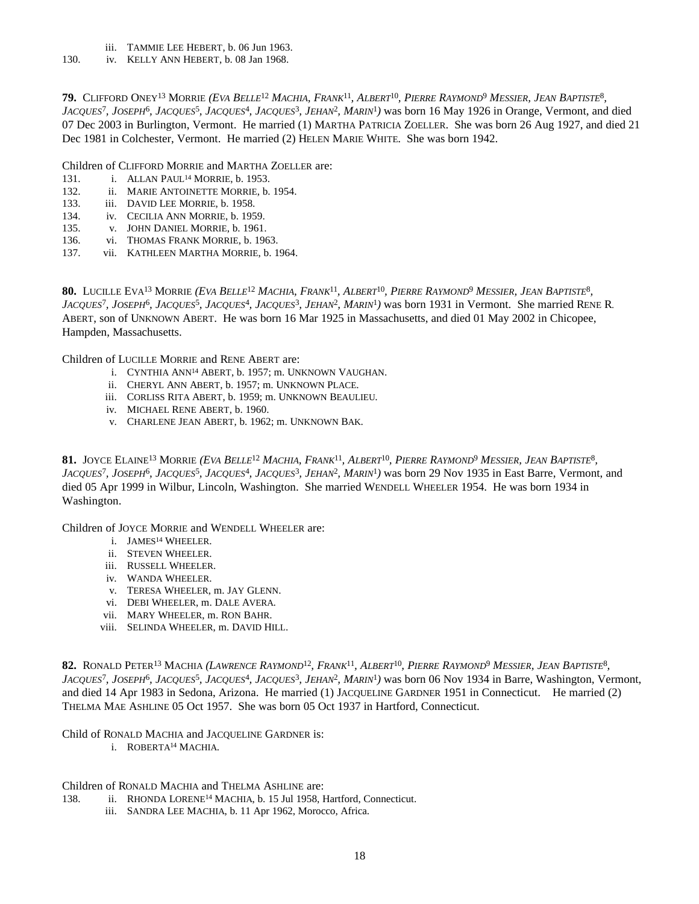130. iv. KELLY ANN HEBERT, b. 08 Jan 1968.

iii. TAMMIE LEE HEBERT, b. 06 Jun 1963.

**79.** CLIFFORD ONEY[13] MORRIE *(EVA BELLE[12] MACHIA, FRANK[11], ALBERT[10], PIERRE RAYMOND[9] MESSIER, JEAN BAPTISTE[8], JACQUES[7], JOSEPH[6], JACQUES[5], JACQUES[4], JACQUES[3], JEHAN[2], MARIN[1])* was born 16 May 1926 in Orange, Vermont, and died 07 Dec 2003 in Burlington, Vermont. He married (1) MARTHA PATRICIA ZOELLER. She was born 26 Aug 1927, and died 21 Dec 1981 in Colchester, Vermont. He married (2) HELEN MARIE WHITE. She was born 1942.

Children of CLIFFORD MORRIE and MARTHA ZOELLER are:

131. i. ALLAN PAUL[14] MORRIE, b. 1953.
132. ii. MARIE ANTOINETTE MORRIE, b. 1954.
133. iii. DAVID LEE MORRIE, b. 1958.
134. iv. CECILIA ANN MORRIE, b. 1959.
135. v. JOHN DANIEL MORRIE, b. 1961.
136. vi. THOMAS FRANK MORRIE, b. 1963.
137. vii. KATHLEEN MARTHA MORRIE, b. 1964.

**80.** LUCILLE EVA[13] MORRIE *(EVA BELLE[12] MACHIA, FRANK[11], ALBERT[10], PIERRE RAYMOND[9] MESSIER, JEAN BAPTISTE[8], JACQUES[7], JOSEPH[6], JACQUES[5], JACQUES[4], JACQUES[3], JEHAN[2], MARIN[1])* was born 1931 in Vermont. She married RENE R. ABERT, son of UNKNOWN ABERT. He was born 16 Mar 1925 in Massachusetts, and died 01 May 2002 in Chicopee, Hampden, Massachusetts.

Children of LUCILLE MORRIE and RENE ABERT are:

i. CYNTHIA ANN[14] ABERT, b. 1957; m. UNKNOWN VAUGHAN.
ii. CHERYL ANN ABERT, b. 1957; m. UNKNOWN PLACE.
iii. CORLISS RITA ABERT, b. 1959; m. UNKNOWN BEAULIEU.
iv. MICHAEL RENE ABERT, b. 1960.
v. CHARLENE JEAN ABERT, b. 1962; m. UNKNOWN BAK.

**81.** JOYCE ELAINE[13] MORRIE *(EVA BELLE[12] MACHIA, FRANK[11], ALBERT[10], PIERRE RAYMOND[9] MESSIER, JEAN BAPTISTE[8], JACQUES[7], JOSEPH[6], JACQUES[5], JACQUES[4], JACQUES[3], JEHAN[2], MARIN[1])* was born 29 Nov 1935 in East Barre, Vermont, and died 05 Apr 1999 in Wilbur, Lincoln, Washington. She married WENDELL WHEELER 1954. He was born 1934 in Washington.

Children of JOYCE MORRIE and WENDELL WHEELER are:

i. JAMES[14] WHEELER.
ii. STEVEN WHEELER.
iii. RUSSELL WHEELER.
iv. WANDA WHEELER.
v. TERESA WHEELER, m. JAY GLENN.
vi. DEBI WHEELER, m. DALE AVERA.
vii. MARY WHEELER, m. RON BAHR.
viii. SELINDA WHEELER, m. DAVID HILL.

**82.** RONALD PETER[13] MACHIA *(LAWRENCE RAYMOND[12], FRANK[11], ALBERT[10], PIERRE RAYMOND[9] MESSIER, JEAN BAPTISTE[8], JACQUES[7], JOSEPH[6], JACQUES[5], JACQUES[4], JACQUES[3], JEHAN[2], MARIN[1])* was born 06 Nov 1934 in Barre, Washington, Vermont, and died 14 Apr 1983 in Sedona, Arizona. He married (1) JACQUELINE GARDNER 1951 in Connecticut. He married (2) THELMA MAE ASHLINE 05 Oct 1957. She was born 05 Oct 1937 in Hartford, Connecticut.

Child of RONALD MACHIA and JACQUELINE GARDNER is:

i. ROBERTA[14] MACHIA.

Children of RONALD MACHIA and THELMA ASHLINE are:

138. ii. RHONDA LORENE[14] MACHIA, b. 15 Jul 1958, Hartford, Connecticut.

iii. SANDRA LEE MACHIA, b. 11 Apr 1962, Morocco, Africa.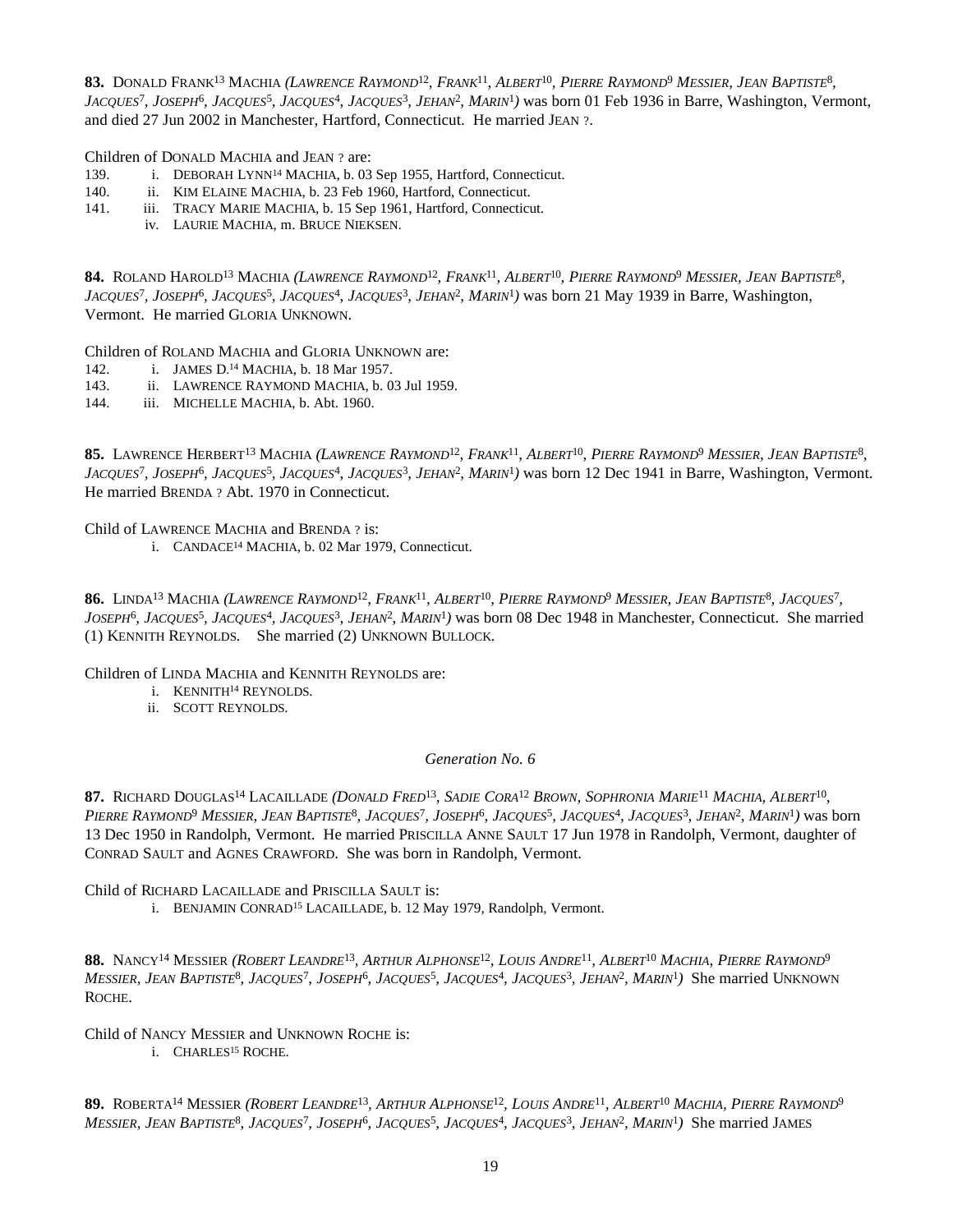**83.** DONALD FRANK[13] MACHIA *(LAWRENCE RAYMOND[12], FRANK[11], ALBERT[10], PIERRE RAYMOND[9] MESSIER, JEAN BAPTISTE[8], JACQUES[7], JOSEPH[6], JACQUES[5], JACQUES[4], JACQUES[3], JEHAN[2], MARIN[1])* was born 01 Feb 1936 in Barre, Washington, Vermont, and died 27 Jun 2002 in Manchester, Hartford, Connecticut. He married JEAN ?.

Children of DONALD MACHIA and JEAN ? are:

139. i. DEBORAH LYNN[14] MACHIA, b. 03 Sep 1955, Hartford, Connecticut.
140. ii. KIM ELAINE MACHIA, b. 23 Feb 1960, Hartford, Connecticut.
141. iii. TRACY MARIE MACHIA, b. 15 Sep 1961, Hartford, Connecticut.
iv. LAURIE MACHIA, m. BRUCE NIEKSEN.

**84.** ROLAND HAROLD[13] MACHIA *(LAWRENCE RAYMOND[12], FRANK[11], ALBERT[10], PIERRE RAYMOND[9] MESSIER, JEAN BAPTISTE[8], JACQUES[7], JOSEPH[6], JACQUES[5], JACQUES[4], JACQUES[3], JEHAN[2], MARIN[1])* was born 21 May 1939 in Barre, Washington, Vermont. He married GLORIA UNKNOWN.

Children of ROLAND MACHIA and GLORIA UNKNOWN are:

142. i. JAMES D.[14] MACHIA, b. 18 Mar 1957.
143. ii. LAWRENCE RAYMOND MACHIA, b. 03 Jul 1959.
144. iii. MICHELLE MACHIA, b. Abt. 1960.

**85.** LAWRENCE HERBERT[13] MACHIA *(LAWRENCE RAYMOND[12], FRANK[11], ALBERT[10], PIERRE RAYMOND[9] MESSIER, JEAN BAPTISTE[8], JACQUES[7], JOSEPH[6], JACQUES[5], JACQUES[4], JACQUES[3], JEHAN[2], MARIN[1])* was born 12 Dec 1941 in Barre, Washington, Vermont. He married BRENDA ? Abt. 1970 in Connecticut.

Child of LAWRENCE MACHIA and BRENDA ? is:

i. CANDACE[14] MACHIA, b. 02 Mar 1979, Connecticut.

**86.** LINDA[13] MACHIA *(LAWRENCE RAYMOND[12], FRANK[11], ALBERT[10], PIERRE RAYMOND[9] MESSIER, JEAN BAPTISTE[8], JACQUES[7], JOSEPH[6], JACQUES[5], JACQUES[4], JACQUES[3], JEHAN[2], MARIN[1])* was born 08 Dec 1948 in Manchester, Connecticut. She married (1) KENNITH REYNOLDS. She married (2) UNKNOWN BULLOCK.

Children of LINDA MACHIA and KENNITH REYNOLDS are:

i. KENNITH[14] REYNOLDS.
ii. SCOTT REYNOLDS.

*Generation No. 6*

**87.** RICHARD DOUGLAS[14] LACAILLADE *(DONALD FRED[13], SADIE CORA[12] BROWN, SOPHRONIA MARIE[11] MACHIA, ALBERT[10], PIERRE RAYMOND[9] MESSIER, JEAN BAPTISTE[8], JACQUES[7], JOSEPH[6], JACQUES[5], JACQUES[4], JACQUES[3], JEHAN[2], MARIN[1])* was born 13 Dec 1950 in Randolph, Vermont. He married PRISCILLA ANNE SAULT 17 Jun 1978 in Randolph, Vermont, daughter of CONRAD SAULT and AGNES CRAWFORD. She was born in Randolph, Vermont.

Child of RICHARD LACAILLADE and PRISCILLA SAULT is:

i. BENJAMIN CONRAD[15] LACAILLADE, b. 12 May 1979, Randolph, Vermont.

**88.** NANCY[14] MESSIER *(ROBERT LEANDRE[13], ARTHUR ALPHONSE[12], LOUIS ANDRE[11], ALBERT[10] MACHIA, PIERRE RAYMOND[9] MESSIER, JEAN BAPTISTE[8], JACQUES[7], JOSEPH[6], JACQUES[5], JACQUES[4], JACQUES[3], JEHAN[2], MARIN[1])* She married UNKNOWN ROCHE.

Child of NANCY MESSIER and UNKNOWN ROCHE is:

i. CHARLES[15] ROCHE.

**89.** ROBERTA[14] MESSIER *(ROBERT LEANDRE[13], ARTHUR ALPHONSE[12], LOUIS ANDRE[11], ALBERT[10] MACHIA, PIERRE RAYMOND[9] MESSIER, JEAN BAPTISTE[8], JACQUES[7], JOSEPH[6], JACQUES[5], JACQUES[4], JACQUES[3], JEHAN[2], MARIN[1])* She married JAMES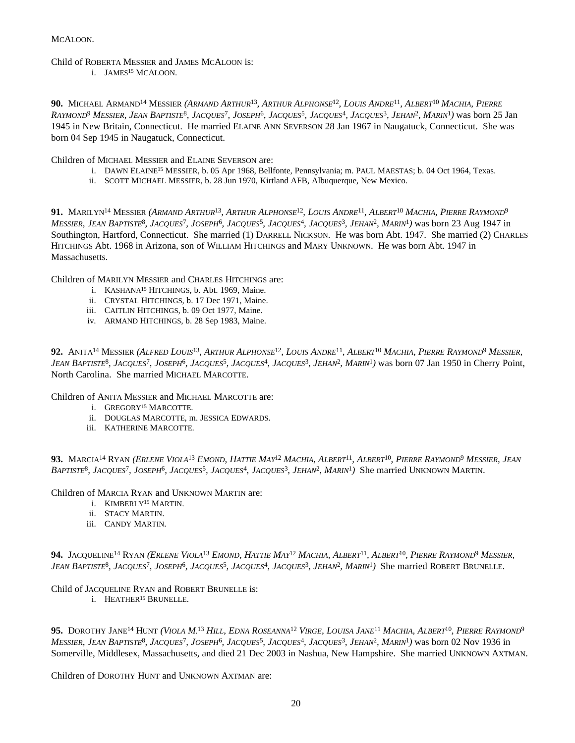MCALOON.

Child of ROBERTA MESSIER and JAMES MCALOON is:

i. JAMES[15] MCALOON.

**90.** MICHAEL ARMAND[14] MESSIER *(ARMAND ARTHUR[13], ARTHUR ALPHONSE[12], LOUIS ANDRE[11], ALBERT[10] MACHIA, PIERRE RAYMOND[9] MESSIER, JEAN BAPTISTE[8], JACQUES[7], JOSEPH[6], JACQUES[5], JACQUES[4], JACQUES[3], JEHAN[2], MARIN[1])* was born 25 Jan 1945 in New Britain, Connecticut. He married ELAINE ANN SEVERSON 28 Jan 1967 in Naugatuck, Connecticut. She was born 04 Sep 1945 in Naugatuck, Connecticut.

Children of MICHAEL MESSIER and ELAINE SEVERSON are:

i. DAWN ELAINE[15] MESSIER, b. 05 Apr 1968, Bellfonte, Pennsylvania; m. PAUL MAESTAS; b. 04 Oct 1964, Texas.
ii. SCOTT MICHAEL MESSIER, b. 28 Jun 1970, Kirtland AFB, Albuquerque, New Mexico.

**91.** MARILYN[14] MESSIER *(ARMAND ARTHUR[13], ARTHUR ALPHONSE[12], LOUIS ANDRE[11], ALBERT[10] MACHIA, PIERRE RAYMOND[9] MESSIER, JEAN BAPTISTE[8], JACQUES[7], JOSEPH[6], JACQUES[5], JACQUES[4], JACQUES[3], JEHAN[2], MARIN[1])* was born 23 Aug 1947 in Southington, Hartford, Connecticut. She married (1) DARRELL NICKSON. He was born Abt. 1947. She married (2) CHARLES HITCHINGS Abt. 1968 in Arizona, son of WILLIAM HITCHINGS and MARY UNKNOWN. He was born Abt. 1947 in Massachusetts.

Children of MARILYN MESSIER and CHARLES HITCHINGS are:

i. KASHANA[15] HITCHINGS, b. Abt. 1969, Maine.
ii. CRYSTAL HITCHINGS, b. 17 Dec 1971, Maine.
iii. CAITLIN HITCHINGS, b. 09 Oct 1977, Maine.
iv. ARMAND HITCHINGS, b. 28 Sep 1983, Maine.

**92.** ANITA[14] MESSIER *(ALFRED LOUIS[13], ARTHUR ALPHONSE[12], LOUIS ANDRE[11], ALBERT[10] MACHIA, PIERRE RAYMOND[9] MESSIER, JEAN BAPTISTE[8], JACQUES[7], JOSEPH[6], JACQUES[5], JACQUES[4], JACQUES[3], JEHAN[2], MARIN[1])* was born 07 Jan 1950 in Cherry Point, North Carolina. She married MICHAEL MARCOTTE.

Children of ANITA MESSIER and MICHAEL MARCOTTE are:

i. GREGORY[15] MARCOTTE.
ii. DOUGLAS MARCOTTE, m. JESSICA EDWARDS.
iii. KATHERINE MARCOTTE.

**93.** MARCIA[14] RYAN *(ERLENE VIOLA[13] EMOND, HATTIE MAY[12] MACHIA, ALBERT[11], ALBERT[10], PIERRE RAYMOND[9] MESSIER, JEAN BAPTISTE[8], JACQUES[7], JOSEPH[6], JACQUES[5], JACQUES[4], JACQUES[3], JEHAN[2], MARIN[1])* She married UNKNOWN MARTIN.

Children of MARCIA RYAN and UNKNOWN MARTIN are:

i. KIMBERLY[15] MARTIN.
ii. STACY MARTIN.
iii. CANDY MARTIN.

**94.** JACQUELINE[14] RYAN *(ERLENE VIOLA[13] EMOND, HATTIE MAY[12] MACHIA, ALBERT[11], ALBERT[10], PIERRE RAYMOND[9] MESSIER, JEAN BAPTISTE[8], JACQUES[7], JOSEPH[6], JACQUES[5], JACQUES[4], JACQUES[3], JEHAN[2], MARIN[1])* She married ROBERT BRUNELLE.

Child of JACQUELINE RYAN and ROBERT BRUNELLE is:

i. HEATHER[15] BRUNELLE.

**95.** DOROTHY JANE[14] HUNT *(VIOLA M.[13] HILL, EDNA ROSEANNA[12] VIRGE, LOUISA JANE[11] MACHIA, ALBERT[10], PIERRE RAYMOND[9] MESSIER, JEAN BAPTISTE[8], JACQUES[7], JOSEPH[6], JACQUES[5], JACQUES[4], JACQUES[3], JEHAN[2], MARIN[1])* was born 02 Nov 1936 in Somerville, Middlesex, Massachusetts, and died 21 Dec 2003 in Nashua, New Hampshire. She married UNKNOWN AXTMAN.

Children of DOROTHY HUNT and UNKNOWN AXTMAN are: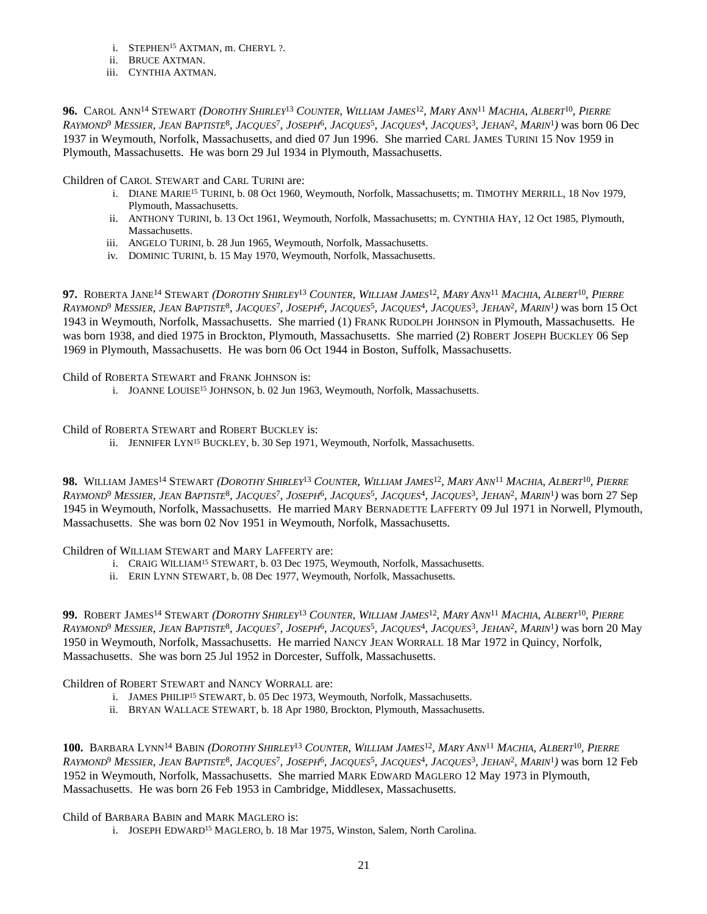i. STEPHEN[15] AXTMAN, m. CHERYL ?.
ii. BRUCE AXTMAN.
iii. CYNTHIA AXTMAN.

**96.** CAROL ANN[14] STEWART *(DOROTHY SHIRLEY[13] COUNTER, WILLIAM JAMES[12], MARY ANN[11] MACHIA, ALBERT[10], PIERRE RAYMOND[9] MESSIER, JEAN BAPTISTE[8], JACQUES[7], JOSEPH[6], JACQUES[5], JACQUES[4], JACQUES[3], JEHAN[2], MARIN[1])* was born 06 Dec 1937 in Weymouth, Norfolk, Massachusetts, and died 07 Jun 1996. She married CARL JAMES TURINI 15 Nov 1959 in Plymouth, Massachusetts. He was born 29 Jul 1934 in Plymouth, Massachusetts.

Children of CAROL STEWART and CARL TURINI are:

i. DIANE MARIE[15] TURINI, b. 08 Oct 1960, Weymouth, Norfolk, Massachusetts; m. TIMOTHY MERRILL, 18 Nov 1979, Plymouth, Massachusetts.
ii. ANTHONY TURINI, b. 13 Oct 1961, Weymouth, Norfolk, Massachusetts; m. CYNTHIA HAY, 12 Oct 1985, Plymouth, Massachusetts.
iii. ANGELO TURINI, b. 28 Jun 1965, Weymouth, Norfolk, Massachusetts.
iv. DOMINIC TURINI, b. 15 May 1970, Weymouth, Norfolk, Massachusetts.

**97.** ROBERTA JANE[14] STEWART *(DOROTHY SHIRLEY[13] COUNTER, WILLIAM JAMES[12], MARY ANN[11] MACHIA, ALBERT[10], PIERRE RAYMOND[9] MESSIER, JEAN BAPTISTE[8], JACQUES[7], JOSEPH[6], JACQUES[5], JACQUES[4], JACQUES[3], JEHAN[2], MARIN[1])* was born 15 Oct 1943 in Weymouth, Norfolk, Massachusetts. She married (1) FRANK RUDOLPH JOHNSON in Plymouth, Massachusetts. He was born 1938, and died 1975 in Brockton, Plymouth, Massachusetts. She married (2) ROBERT JOSEPH BUCKLEY 06 Sep 1969 in Plymouth, Massachusetts. He was born 06 Oct 1944 in Boston, Suffolk, Massachusetts.

Child of ROBERTA STEWART and FRANK JOHNSON is:

i. JOANNE LOUISE[15] JOHNSON, b. 02 Jun 1963, Weymouth, Norfolk, Massachusetts.

Child of ROBERTA STEWART and ROBERT BUCKLEY is:

ii. JENNIFER LYN[15] BUCKLEY, b. 30 Sep 1971, Weymouth, Norfolk, Massachusetts.

**98.** WILLIAM JAMES[14] STEWART *(DOROTHY SHIRLEY[13] COUNTER, WILLIAM JAMES[12], MARY ANN[11] MACHIA, ALBERT[10], PIERRE RAYMOND[9] MESSIER, JEAN BAPTISTE[8], JACQUES[7], JOSEPH[6], JACQUES[5], JACQUES[4], JACQUES[3], JEHAN[2], MARIN[1])* was born 27 Sep 1945 in Weymouth, Norfolk, Massachusetts. He married MARY BERNADETTE LAFFERTY 09 Jul 1971 in Norwell, Plymouth, Massachusetts. She was born 02 Nov 1951 in Weymouth, Norfolk, Massachusetts.

Children of WILLIAM STEWART and MARY LAFFERTY are:

i. CRAIG WILLIAM[15] STEWART, b. 03 Dec 1975, Weymouth, Norfolk, Massachusetts.
ii. ERIN LYNN STEWART, b. 08 Dec 1977, Weymouth, Norfolk, Massachusetts.

**99.** ROBERT JAMES[14] STEWART *(DOROTHY SHIRLEY[13] COUNTER, WILLIAM JAMES[12], MARY ANN[11] MACHIA, ALBERT[10], PIERRE RAYMOND[9] MESSIER, JEAN BAPTISTE[8], JACQUES[7], JOSEPH[6], JACQUES[5], JACQUES[4], JACQUES[3], JEHAN[2], MARIN[1])* was born 20 May 1950 in Weymouth, Norfolk, Massachusetts. He married NANCY JEAN WORRALL 18 Mar 1972 in Quincy, Norfolk, Massachusetts. She was born 25 Jul 1952 in Dorcester, Suffolk, Massachusetts.

Children of ROBERT STEWART and NANCY WORRALL are:

i. JAMES PHILIP[15] STEWART, b. 05 Dec 1973, Weymouth, Norfolk, Massachusetts.
ii. BRYAN WALLACE STEWART, b. 18 Apr 1980, Brockton, Plymouth, Massachusetts.

**100.** BARBARA LYNN[14] BABIN *(DOROTHY SHIRLEY[13] COUNTER, WILLIAM JAMES[12], MARY ANN[11] MACHIA, ALBERT[10], PIERRE RAYMOND[9] MESSIER, JEAN BAPTISTE[8], JACQUES[7], JOSEPH[6], JACQUES[5], JACQUES[4], JACQUES[3], JEHAN[2], MARIN[1])* was born 12 Feb 1952 in Weymouth, Norfolk, Massachusetts. She married MARK EDWARD MAGLERO 12 May 1973 in Plymouth, Massachusetts. He was born 26 Feb 1953 in Cambridge, Middlesex, Massachusetts.

Child of BARBARA BABIN and MARK MAGLERO is:

i. JOSEPH EDWARD[15] MAGLERO, b. 18 Mar 1975, Winston, Salem, North Carolina.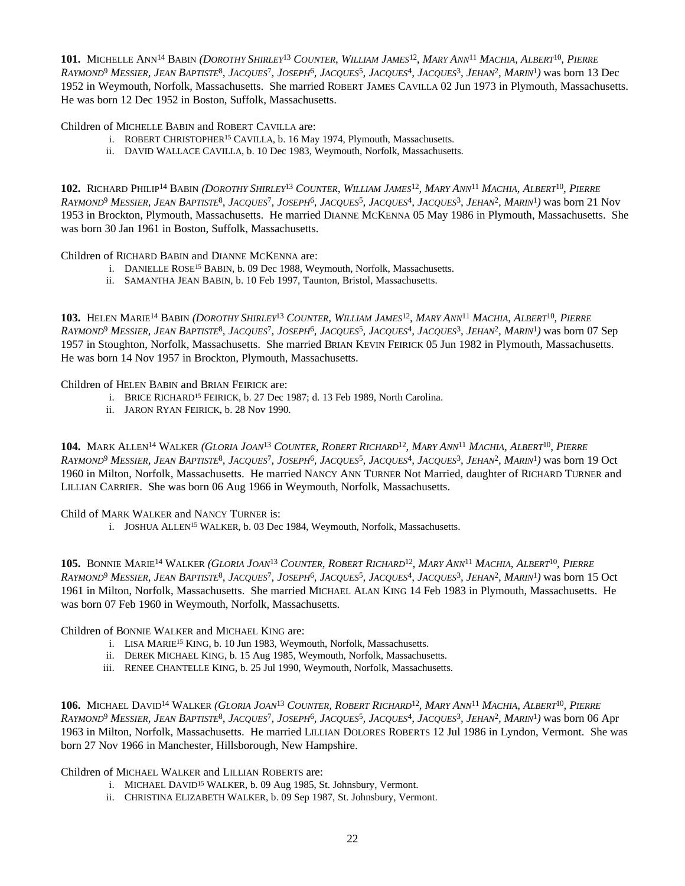**101.** Michelle Ann[14] Babin *(Dorothy Shirley[13] Counter, William James[12], Mary Ann[11] Machia, Albert[10], Pierre Raymond[9] Messier, Jean Baptiste[8], Jacques[7], Joseph[6], Jacques[5], Jacques[4], Jacques[3], Jehan[2], Marin[1])* was born 13 Dec 1952 in Weymouth, Norfolk, Massachusetts. She married Robert James Cavilla 02 Jun 1973 in Plymouth, Massachusetts. He was born 12 Dec 1952 in Boston, Suffolk, Massachusetts.

Children of Michelle Babin and Robert Cavilla are:

- i. Robert Christopher[15] Cavilla, b. 16 May 1974, Plymouth, Massachusetts.
- ii. David Wallace Cavilla, b. 10 Dec 1983, Weymouth, Norfolk, Massachusetts.

**102.** Richard Philip[14] Babin *(Dorothy Shirley[13] Counter, William James[12], Mary Ann[11] Machia, Albert[10], Pierre Raymond[9] Messier, Jean Baptiste[8], Jacques[7], Joseph[6], Jacques[5], Jacques[4], Jacques[3], Jehan[2], Marin[1])* was born 21 Nov 1953 in Brockton, Plymouth, Massachusetts. He married Dianne McKenna 05 May 1986 in Plymouth, Massachusetts. She was born 30 Jan 1961 in Boston, Suffolk, Massachusetts.

Children of Richard Babin and Dianne McKenna are:

- i. Danielle Rose[15] Babin, b. 09 Dec 1988, Weymouth, Norfolk, Massachusetts.
- ii. Samantha Jean Babin, b. 10 Feb 1997, Taunton, Bristol, Massachusetts.

**103.** Helen Marie[14] Babin *(Dorothy Shirley[13] Counter, William James[12], Mary Ann[11] Machia, Albert[10], Pierre Raymond[9] Messier, Jean Baptiste[8], Jacques[7], Joseph[6], Jacques[5], Jacques[4], Jacques[3], Jehan[2], Marin[1])* was born 07 Sep 1957 in Stoughton, Norfolk, Massachusetts. She married Brian Kevin Feirick 05 Jun 1982 in Plymouth, Massachusetts. He was born 14 Nov 1957 in Brockton, Plymouth, Massachusetts.

Children of Helen Babin and Brian Feirick are:

- i. Brice Richard[15] Feirick, b. 27 Dec 1987; d. 13 Feb 1989, North Carolina.
- ii. Jaron Ryan Feirick, b. 28 Nov 1990.

**104.** Mark Allen[14] Walker *(Gloria Joan[13] Counter, Robert Richard[12], Mary Ann[11] Machia, Albert[10], Pierre Raymond[9] Messier, Jean Baptiste[8], Jacques[7], Joseph[6], Jacques[5], Jacques[4], Jacques[3], Jehan[2], Marin[1])* was born 19 Oct 1960 in Milton, Norfolk, Massachusetts. He married Nancy Ann Turner Not Married, daughter of Richard Turner and Lillian Carrier. She was born 06 Aug 1966 in Weymouth, Norfolk, Massachusetts.

Child of Mark Walker and Nancy Turner is:

- i. Joshua Allen[15] Walker, b. 03 Dec 1984, Weymouth, Norfolk, Massachusetts.

**105.** Bonnie Marie[14] Walker *(Gloria Joan[13] Counter, Robert Richard[12], Mary Ann[11] Machia, Albert[10], Pierre Raymond[9] Messier, Jean Baptiste[8], Jacques[7], Joseph[6], Jacques[5], Jacques[4], Jacques[3], Jehan[2], Marin[1])* was born 15 Oct 1961 in Milton, Norfolk, Massachusetts. She married Michael Alan King 14 Feb 1983 in Plymouth, Massachusetts. He was born 07 Feb 1960 in Weymouth, Norfolk, Massachusetts.

Children of Bonnie Walker and Michael King are:

- i. Lisa Marie[15] King, b. 10 Jun 1983, Weymouth, Norfolk, Massachusetts.
- ii. Derek Michael King, b. 15 Aug 1985, Weymouth, Norfolk, Massachusetts.
- iii. Renee Chantelle King, b. 25 Jul 1990, Weymouth, Norfolk, Massachusetts.

**106.** Michael David[14] Walker *(Gloria Joan[13] Counter, Robert Richard[12], Mary Ann[11] Machia, Albert[10], Pierre Raymond[9] Messier, Jean Baptiste[8], Jacques[7], Joseph[6], Jacques[5], Jacques[4], Jacques[3], Jehan[2], Marin[1])* was born 06 Apr 1963 in Milton, Norfolk, Massachusetts. He married Lillian Dolores Roberts 12 Jul 1986 in Lyndon, Vermont. She was born 27 Nov 1966 in Manchester, Hillsborough, New Hampshire.

Children of Michael Walker and Lillian Roberts are:

- i. Michael David[15] Walker, b. 09 Aug 1985, St. Johnsbury, Vermont.
- ii. Christina Elizabeth Walker, b. 09 Sep 1987, St. Johnsbury, Vermont.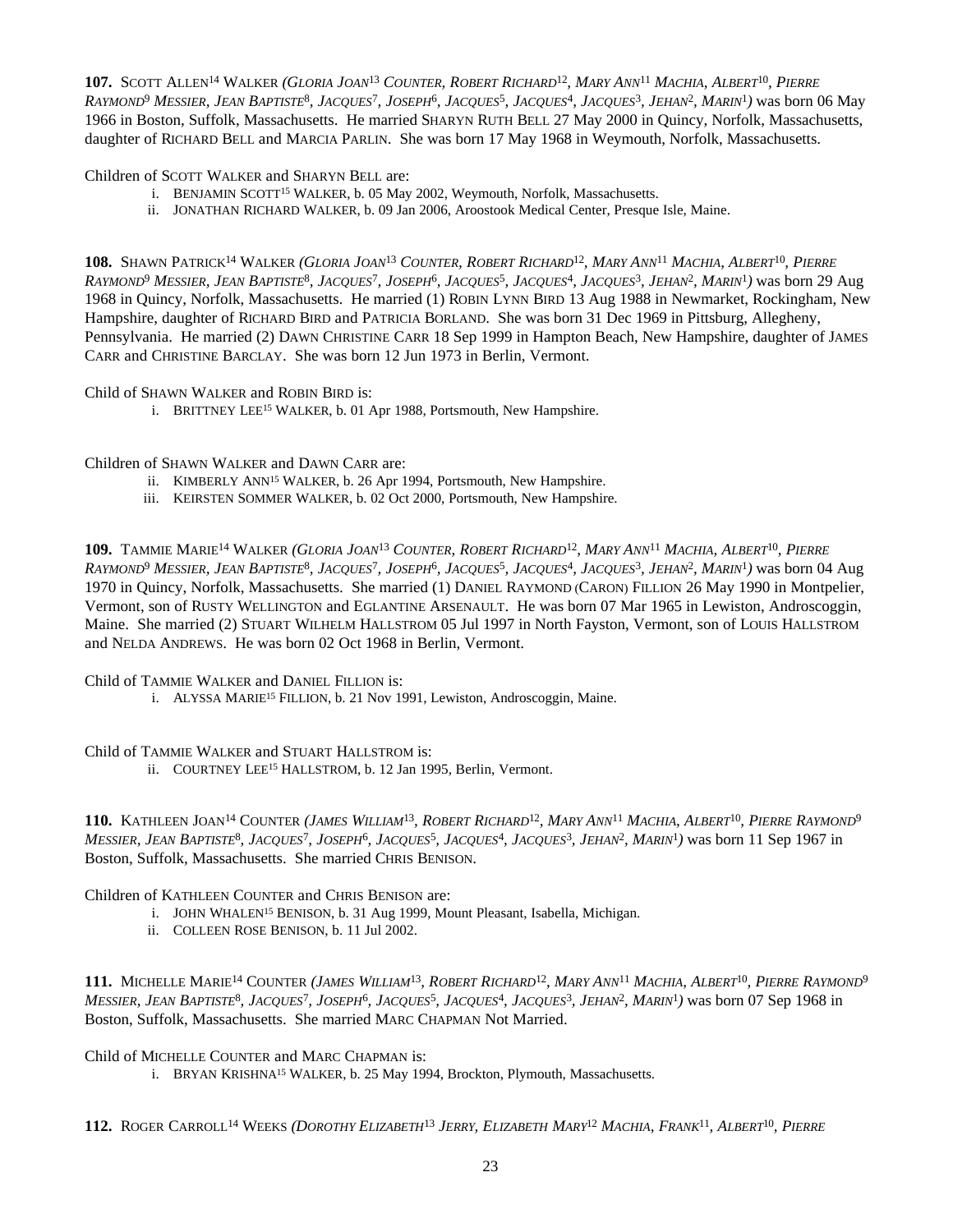**107.** SCOTT ALLEN[14] WALKER *(GLORIA JOAN[13] COUNTER, ROBERT RICHARD[12], MARY ANN[11] MACHIA, ALBERT[10], PIERRE RAYMOND[9] MESSIER, JEAN BAPTISTE[8], JACQUES[7], JOSEPH[6], JACQUES[5], JACQUES[4], JACQUES[3], JEHAN[2], MARIN[1])* was born 06 May 1966 in Boston, Suffolk, Massachusetts. He married SHARYN RUTH BELL 27 May 2000 in Quincy, Norfolk, Massachusetts, daughter of RICHARD BELL and MARCIA PARLIN. She was born 17 May 1968 in Weymouth, Norfolk, Massachusetts.

Children of SCOTT WALKER and SHARYN BELL are:

i. BENJAMIN SCOTT[15] WALKER, b. 05 May 2002, Weymouth, Norfolk, Massachusetts.
ii. JONATHAN RICHARD WALKER, b. 09 Jan 2006, Aroostook Medical Center, Presque Isle, Maine.

**108.** SHAWN PATRICK[14] WALKER *(GLORIA JOAN[13] COUNTER, ROBERT RICHARD[12], MARY ANN[11] MACHIA, ALBERT[10], PIERRE RAYMOND[9] MESSIER, JEAN BAPTISTE[8], JACQUES[7], JOSEPH[6], JACQUES[5], JACQUES[4], JACQUES[3], JEHAN[2], MARIN[1])* was born 29 Aug 1968 in Quincy, Norfolk, Massachusetts. He married (1) ROBIN LYNN BIRD 13 Aug 1988 in Newmarket, Rockingham, New Hampshire, daughter of RICHARD BIRD and PATRICIA BORLAND. She was born 31 Dec 1969 in Pittsburg, Allegheny, Pennsylvania. He married (2) DAWN CHRISTINE CARR 18 Sep 1999 in Hampton Beach, New Hampshire, daughter of JAMES CARR and CHRISTINE BARCLAY. She was born 12 Jun 1973 in Berlin, Vermont.

Child of SHAWN WALKER and ROBIN BIRD is:

i. BRITTNEY LEE[15] WALKER, b. 01 Apr 1988, Portsmouth, New Hampshire.

Children of SHAWN WALKER and DAWN CARR are:

ii. KIMBERLY ANN[15] WALKER, b. 26 Apr 1994, Portsmouth, New Hampshire.
iii. KEIRSTEN SOMMER WALKER, b. 02 Oct 2000, Portsmouth, New Hampshire.

**109.** TAMMIE MARIE[14] WALKER *(GLORIA JOAN[13] COUNTER, ROBERT RICHARD[12], MARY ANN[11] MACHIA, ALBERT[10], PIERRE RAYMOND[9] MESSIER, JEAN BAPTISTE[8], JACQUES[7], JOSEPH[6], JACQUES[5], JACQUES[4], JACQUES[3], JEHAN[2], MARIN[1])* was born 04 Aug 1970 in Quincy, Norfolk, Massachusetts. She married (1) DANIEL RAYMOND (CARON) FILLION 26 May 1990 in Montpelier, Vermont, son of RUSTY WELLINGTON and EGLANTINE ARSENAULT. He was born 07 Mar 1965 in Lewiston, Androscoggin, Maine. She married (2) STUART WILHELM HALLSTROM 05 Jul 1997 in North Fayston, Vermont, son of LOUIS HALLSTROM and NELDA ANDREWS. He was born 02 Oct 1968 in Berlin, Vermont.

Child of TAMMIE WALKER and DANIEL FILLION is:

i. ALYSSA MARIE[15] FILLION, b. 21 Nov 1991, Lewiston, Androscoggin, Maine.

Child of TAMMIE WALKER and STUART HALLSTROM is:

ii. COURTNEY LEE[15] HALLSTROM, b. 12 Jan 1995, Berlin, Vermont.

**110.** KATHLEEN JOAN[14] COUNTER *(JAMES WILLIAM[13], ROBERT RICHARD[12], MARY ANN[11] MACHIA, ALBERT[10], PIERRE RAYMOND[9] MESSIER, JEAN BAPTISTE[8], JACQUES[7], JOSEPH[6], JACQUES[5], JACQUES[4], JACQUES[3], JEHAN[2], MARIN[1])* was born 11 Sep 1967 in Boston, Suffolk, Massachusetts. She married CHRIS BENISON.

Children of KATHLEEN COUNTER and CHRIS BENISON are:

i. JOHN WHALEN[15] BENISON, b. 31 Aug 1999, Mount Pleasant, Isabella, Michigan.
ii. COLLEEN ROSE BENISON, b. 11 Jul 2002.

**111.** MICHELLE MARIE[14] COUNTER *(JAMES WILLIAM[13], ROBERT RICHARD[12], MARY ANN[11] MACHIA, ALBERT[10], PIERRE RAYMOND[9] MESSIER, JEAN BAPTISTE[8], JACQUES[7], JOSEPH[6], JACQUES[5], JACQUES[4], JACQUES[3], JEHAN[2], MARIN[1])* was born 07 Sep 1968 in Boston, Suffolk, Massachusetts. She married MARC CHAPMAN Not Married.

Child of MICHELLE COUNTER and MARC CHAPMAN is:

i. BRYAN KRISHNA[15] WALKER, b. 25 May 1994, Brockton, Plymouth, Massachusetts.

**112.** ROGER CARROLL[14] WEEKS *(DOROTHY ELIZABETH[13] JERRY, ELIZABETH MARY[12] MACHIA, FRANK[11], ALBERT[10], PIERRE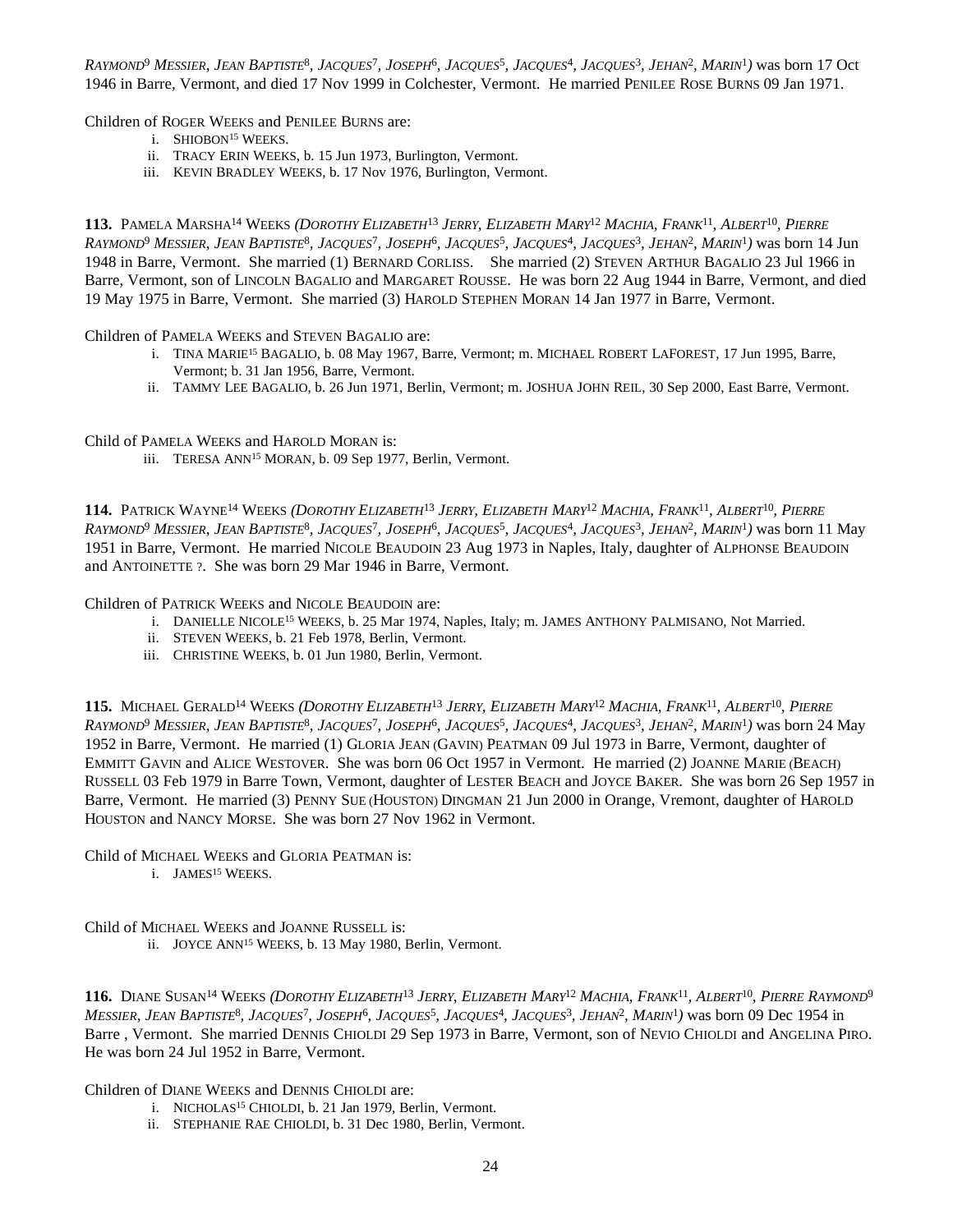*Raymond*[9] *Messier, Jean Baptiste*[8]*, Jacques*[7]*, Joseph*[6]*, Jacques*[5]*, Jacques*[4]*, Jacques*[3]*, Jehan*[2]*, Marin*[1]*)* was born 17 Oct 1946 in Barre, Vermont, and died 17 Nov 1999 in Colchester, Vermont. He married Penilee Rose Burns 09 Jan 1971.

Children of Roger Weeks and Penilee Burns are:

- i. Shiobon[15] Weeks.
- ii. Tracy Erin Weeks, b. 15 Jun 1973, Burlington, Vermont.
- iii. Kevin Bradley Weeks, b. 17 Nov 1976, Burlington, Vermont.

**113.** Pamela Marsha[14] Weeks *(Dorothy Elizabeth*[13] *Jerry, Elizabeth Mary*[12] *Machia, Frank*[11]*, Albert*[10]*, Pierre Raymond*[9] *Messier, Jean Baptiste*[8]*, Jacques*[7]*, Joseph*[6]*, Jacques*[5]*, Jacques*[4]*, Jacques*[3]*, Jehan*[2]*, Marin*[1]*)* was born 14 Jun 1948 in Barre, Vermont. She married (1) Bernard Corliss. She married (2) Steven Arthur Bagalio 23 Jul 1966 in Barre, Vermont, son of Lincoln Bagalio and Margaret Rousse. He was born 22 Aug 1944 in Barre, Vermont, and died 19 May 1975 in Barre, Vermont. She married (3) Harold Stephen Moran 14 Jan 1977 in Barre, Vermont.

Children of Pamela Weeks and Steven Bagalio are:

- i. Tina Marie[15] Bagalio, b. 08 May 1967, Barre, Vermont; m. Michael Robert LaForest, 17 Jun 1995, Barre, Vermont; b. 31 Jan 1956, Barre, Vermont.
- ii. Tammy Lee Bagalio, b. 26 Jun 1971, Berlin, Vermont; m. Joshua John Reil, 30 Sep 2000, East Barre, Vermont.

Child of Pamela Weeks and Harold Moran is:

- iii. Teresa Ann[15] Moran, b. 09 Sep 1977, Berlin, Vermont.

**114.** Patrick Wayne[14] Weeks *(Dorothy Elizabeth*[13] *Jerry, Elizabeth Mary*[12] *Machia, Frank*[11]*, Albert*[10]*, Pierre Raymond*[9] *Messier, Jean Baptiste*[8]*, Jacques*[7]*, Joseph*[6]*, Jacques*[5]*, Jacques*[4]*, Jacques*[3]*, Jehan*[2]*, Marin*[1]*)* was born 11 May 1951 in Barre, Vermont. He married Nicole Beaudoin 23 Aug 1973 in Naples, Italy, daughter of Alphonse Beaudoin and Antoinette ?. She was born 29 Mar 1946 in Barre, Vermont.

Children of Patrick Weeks and Nicole Beaudoin are:

- i. Danielle Nicole[15] Weeks, b. 25 Mar 1974, Naples, Italy; m. James Anthony Palmisano, Not Married.
- ii. Steven Weeks, b. 21 Feb 1978, Berlin, Vermont.
- iii. Christine Weeks, b. 01 Jun 1980, Berlin, Vermont.

**115.** Michael Gerald[14] Weeks *(Dorothy Elizabeth*[13] *Jerry, Elizabeth Mary*[12] *Machia, Frank*[11]*, Albert*[10]*, Pierre Raymond*[9] *Messier, Jean Baptiste*[8]*, Jacques*[7]*, Joseph*[6]*, Jacques*[5]*, Jacques*[4]*, Jacques*[3]*, Jehan*[2]*, Marin*[1]*)* was born 24 May 1952 in Barre, Vermont. He married (1) Gloria Jean (Gavin) Peatman 09 Jul 1973 in Barre, Vermont, daughter of Emmitt Gavin and Alice Westover. She was born 06 Oct 1957 in Vermont. He married (2) Joanne Marie (Beach) Russell 03 Feb 1979 in Barre Town, Vermont, daughter of Lester Beach and Joyce Baker. She was born 26 Sep 1957 in Barre, Vermont. He married (3) Penny Sue (Houston) Dingman 21 Jun 2000 in Orange, Vremont, daughter of Harold Houston and Nancy Morse. She was born 27 Nov 1962 in Vermont.

Child of Michael Weeks and Gloria Peatman is:

- i. James[15] Weeks.

Child of Michael Weeks and Joanne Russell is:

- ii. Joyce Ann[15] Weeks, b. 13 May 1980, Berlin, Vermont.

**116.** Diane Susan[14] Weeks *(Dorothy Elizabeth*[13] *Jerry, Elizabeth Mary*[12] *Machia, Frank*[11]*, Albert*[10]*, Pierre Raymond*[9] *Messier, Jean Baptiste*[8]*, Jacques*[7]*, Joseph*[6]*, Jacques*[5]*, Jacques*[4]*, Jacques*[3]*, Jehan*[2]*, Marin*[1]*)* was born 09 Dec 1954 in Barre , Vermont. She married Dennis Chioldi 29 Sep 1973 in Barre, Vermont, son of Nevio Chioldi and Angelina Piro. He was born 24 Jul 1952 in Barre, Vermont.

Children of Diane Weeks and Dennis Chioldi are:

- i. Nicholas[15] Chioldi, b. 21 Jan 1979, Berlin, Vermont.
- ii. Stephanie Rae Chioldi, b. 31 Dec 1980, Berlin, Vermont.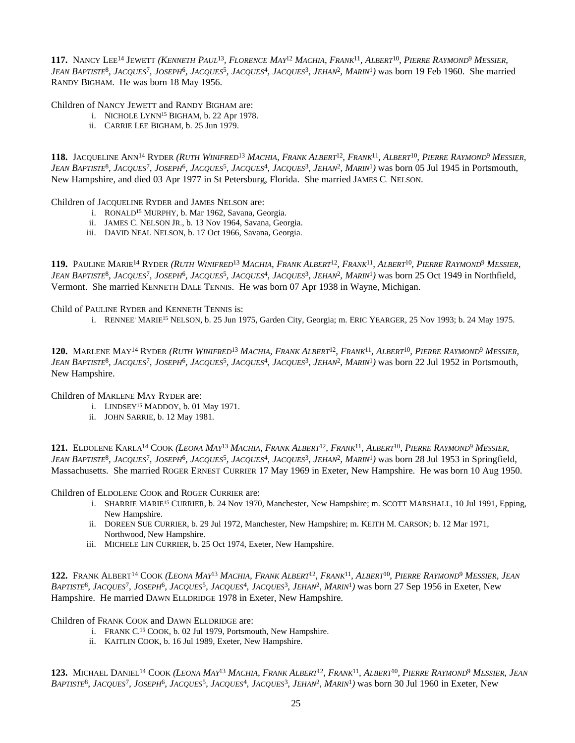**117.** Nancy Lee[14] Jewett *(Kenneth Paul[13], Florence May[12] Machia, Frank[11], Albert[10], Pierre Raymond[9] Messier, Jean Baptiste[8], Jacques[7], Joseph[6], Jacques[5], Jacques[4], Jacques[3], Jehan[2], Marin[1])* was born 19 Feb 1960. She married Randy Bigham. He was born 18 May 1956.

Children of Nancy Jewett and Randy Bigham are:

i. Nichole Lynn[15] Bigham, b. 22 Apr 1978.
ii. Carrie Lee Bigham, b. 25 Jun 1979.

**118.** Jacqueline Ann[14] Ryder *(Ruth Winifred[13] Machia, Frank Albert[12], Frank[11], Albert[10], Pierre Raymond[9] Messier, Jean Baptiste[8], Jacques[7], Joseph[6], Jacques[5], Jacques[4], Jacques[3], Jehan[2], Marin[1])* was born 05 Jul 1945 in Portsmouth, New Hampshire, and died 03 Apr 1977 in St Petersburg, Florida. She married James C. Nelson.

Children of Jacqueline Ryder and James Nelson are:

i. Ronald[15] Murphy, b. Mar 1962, Savana, Georgia.
ii. James C. Nelson Jr., b. 13 Nov 1964, Savana, Georgia.
iii. David Neal Nelson, b. 17 Oct 1966, Savana, Georgia.

**119.** Pauline Marie[14] Ryder *(Ruth Winifred[13] Machia, Frank Albert[12], Frank[11], Albert[10], Pierre Raymond[9] Messier, Jean Baptiste[8], Jacques[7], Joseph[6], Jacques[5], Jacques[4], Jacques[3], Jehan[2], Marin[1])* was born 25 Oct 1949 in Northfield, Vermont. She married Kenneth Dale Tennis. He was born 07 Apr 1938 in Wayne, Michigan.

Child of Pauline Ryder and Kenneth Tennis is:

i. Rennee' Marie[15] Nelson, b. 25 Jun 1975, Garden City, Georgia; m. Eric Yearger, 25 Nov 1993; b. 24 May 1975.

**120.** Marlene May[14] Ryder *(Ruth Winifred[13] Machia, Frank Albert[12], Frank[11], Albert[10], Pierre Raymond[9] Messier, Jean Baptiste[8], Jacques[7], Joseph[6], Jacques[5], Jacques[4], Jacques[3], Jehan[2], Marin[1])* was born 22 Jul 1952 in Portsmouth, New Hampshire.

Children of Marlene May Ryder are:

i. Lindsey[15] Maddoy, b. 01 May 1971.
ii. John Sarrie, b. 12 May 1981.

**121.** Eldolene Karla[14] Cook *(Leona May[13] Machia, Frank Albert[12], Frank[11], Albert[10], Pierre Raymond[9] Messier, Jean Baptiste[8], Jacques[7], Joseph[6], Jacques[5], Jacques[4], Jacques[3], Jehan[2], Marin[1])* was born 28 Jul 1953 in Springfield, Massachusetts. She married Roger Ernest Currier 17 May 1969 in Exeter, New Hampshire. He was born 10 Aug 1950.

Children of Eldolene Cook and Roger Currier are:

i. Sharrie Marie[15] Currier, b. 24 Nov 1970, Manchester, New Hampshire; m. Scott Marshall, 10 Jul 1991, Epping, New Hampshire.
ii. Doreen Sue Currier, b. 29 Jul 1972, Manchester, New Hampshire; m. Keith M. Carson; b. 12 Mar 1971, Northwood, New Hampshire.
iii. Michele Lin Currier, b. 25 Oct 1974, Exeter, New Hampshire.

**122.** Frank Albert[14] Cook *(Leona May[13] Machia, Frank Albert[12], Frank[11], Albert[10], Pierre Raymond[9] Messier, Jean Baptiste[8], Jacques[7], Joseph[6], Jacques[5], Jacques[4], Jacques[3], Jehan[2], Marin[1])* was born 27 Sep 1956 in Exeter, New Hampshire. He married Dawn Elldridge 1978 in Exeter, New Hampshire.

Children of Frank Cook and Dawn Elldridge are:

i. Frank C.[15] Cook, b. 02 Jul 1979, Portsmouth, New Hampshire.
ii. Kaitlin Cook, b. 16 Jul 1989, Exeter, New Hampshire.

**123.** Michael Daniel[14] Cook *(Leona May[13] Machia, Frank Albert[12], Frank[11], Albert[10], Pierre Raymond[9] Messier, Jean Baptiste[8], Jacques[7], Joseph[6], Jacques[5], Jacques[4], Jacques[3], Jehan[2], Marin[1])* was born 30 Jul 1960 in Exeter, New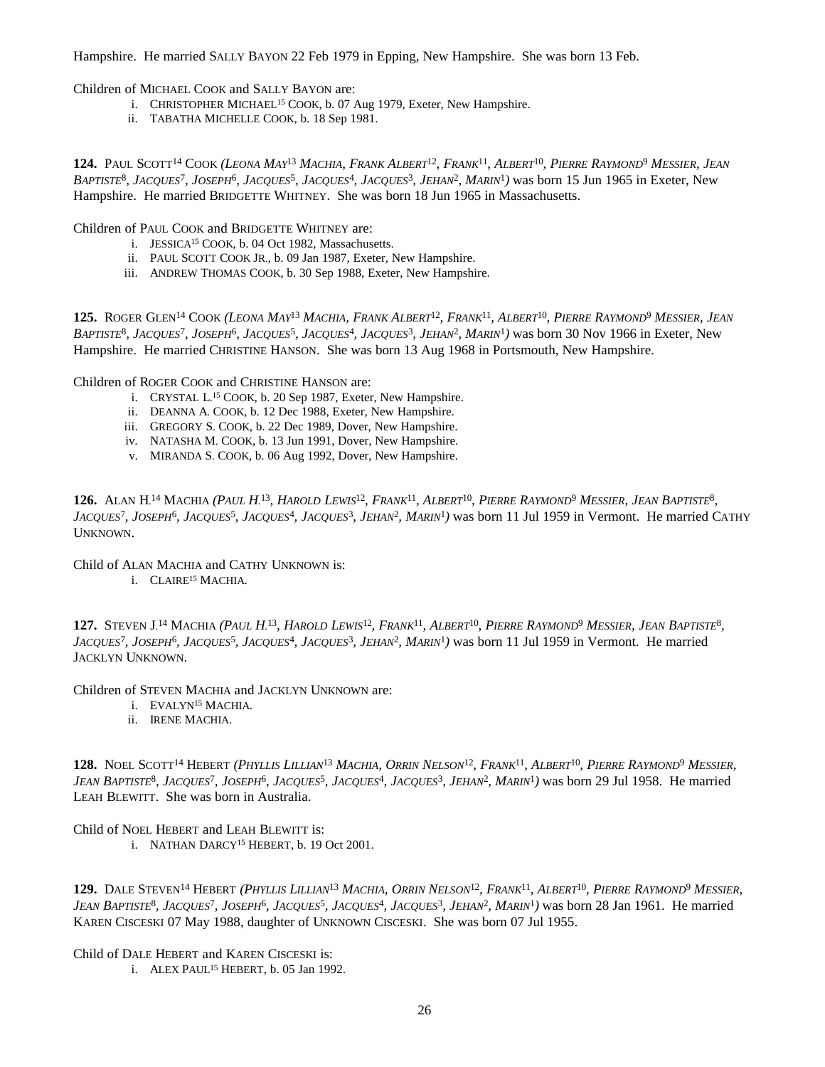Hampshire. He married SALLY BAYON 22 Feb 1979 in Epping, New Hampshire. She was born 13 Feb.

Children of MICHAEL COOK and SALLY BAYON are:

- i. CHRISTOPHER MICHAEL[15] COOK, b. 07 Aug 1979, Exeter, New Hampshire.
- ii. TABATHA MICHELLE COOK, b. 18 Sep 1981.

**124.** PAUL SCOTT[14] COOK *(LEONA MAY[13] MACHIA, FRANK ALBERT[12], FRANK[11], ALBERT[10], PIERRE RAYMOND[9] MESSIER, JEAN BAPTISTE[8], JACQUES[7], JOSEPH[6], JACQUES[5], JACQUES[4], JACQUES[3], JEHAN[2], MARIN[1])* was born 15 Jun 1965 in Exeter, New Hampshire. He married BRIDGETTE WHITNEY. She was born 18 Jun 1965 in Massachusetts.

Children of PAUL COOK and BRIDGETTE WHITNEY are:

- i. JESSICA[15] COOK, b. 04 Oct 1982, Massachusetts.
- ii. PAUL SCOTT COOK JR., b. 09 Jan 1987, Exeter, New Hampshire.
- iii. ANDREW THOMAS COOK, b. 30 Sep 1988, Exeter, New Hampshire.

**125.** ROGER GLEN[14] COOK *(LEONA MAY[13] MACHIA, FRANK ALBERT[12], FRANK[11], ALBERT[10], PIERRE RAYMOND[9] MESSIER, JEAN BAPTISTE[8], JACQUES[7], JOSEPH[6], JACQUES[5], JACQUES[4], JACQUES[3], JEHAN[2], MARIN[1])* was born 30 Nov 1966 in Exeter, New Hampshire. He married CHRISTINE HANSON. She was born 13 Aug 1968 in Portsmouth, New Hampshire.

Children of ROGER COOK and CHRISTINE HANSON are:

- i. CRYSTAL L.[15] COOK, b. 20 Sep 1987, Exeter, New Hampshire.
- ii. DEANNA A. COOK, b. 12 Dec 1988, Exeter, New Hampshire.
- iii. GREGORY S. COOK, b. 22 Dec 1989, Dover, New Hampshire.
- iv. NATASHA M. COOK, b. 13 Jun 1991, Dover, New Hampshire.
- v. MIRANDA S. COOK, b. 06 Aug 1992, Dover, New Hampshire.

**126.** ALAN H.[14] MACHIA *(PAUL H.[13], HAROLD LEWIS[12], FRANK[11], ALBERT[10], PIERRE RAYMOND[9] MESSIER, JEAN BAPTISTE[8], JACQUES[7], JOSEPH[6], JACQUES[5], JACQUES[4], JACQUES[3], JEHAN[2], MARIN[1])* was born 11 Jul 1959 in Vermont. He married CATHY UNKNOWN.

Child of ALAN MACHIA and CATHY UNKNOWN is:

- i. CLAIRE[15] MACHIA.

**127.** STEVEN J.[14] MACHIA *(PAUL H.[13], HAROLD LEWIS[12], FRANK[11], ALBERT[10], PIERRE RAYMOND[9] MESSIER, JEAN BAPTISTE[8], JACQUES[7], JOSEPH[6], JACQUES[5], JACQUES[4], JACQUES[3], JEHAN[2], MARIN[1])* was born 11 Jul 1959 in Vermont. He married JACKLYN UNKNOWN.

Children of STEVEN MACHIA and JACKLYN UNKNOWN are:

- i. EVALYN[15] MACHIA.
- ii. IRENE MACHIA.

**128.** NOEL SCOTT[14] HEBERT *(PHYLLIS LILLIAN[13] MACHIA, ORRIN NELSON[12], FRANK[11], ALBERT[10], PIERRE RAYMOND[9] MESSIER, JEAN BAPTISTE[8], JACQUES[7], JOSEPH[6], JACQUES[5], JACQUES[4], JACQUES[3], JEHAN[2], MARIN[1])* was born 29 Jul 1958. He married LEAH BLEWITT. She was born in Australia.

Child of NOEL HEBERT and LEAH BLEWITT is:

- i. NATHAN DARCY[15] HEBERT, b. 19 Oct 2001.

**129.** DALE STEVEN[14] HEBERT *(PHYLLIS LILLIAN[13] MACHIA, ORRIN NELSON[12], FRANK[11], ALBERT[10], PIERRE RAYMOND[9] MESSIER, JEAN BAPTISTE[8], JACQUES[7], JOSEPH[6], JACQUES[5], JACQUES[4], JACQUES[3], JEHAN[2], MARIN[1])* was born 28 Jan 1961. He married KAREN CISCESKI 07 May 1988, daughter of UNKNOWN CISCESKI. She was born 07 Jul 1955.

Child of DALE HEBERT and KAREN CISCESKI is:

- i. ALEX PAUL[15] HEBERT, b. 05 Jan 1992.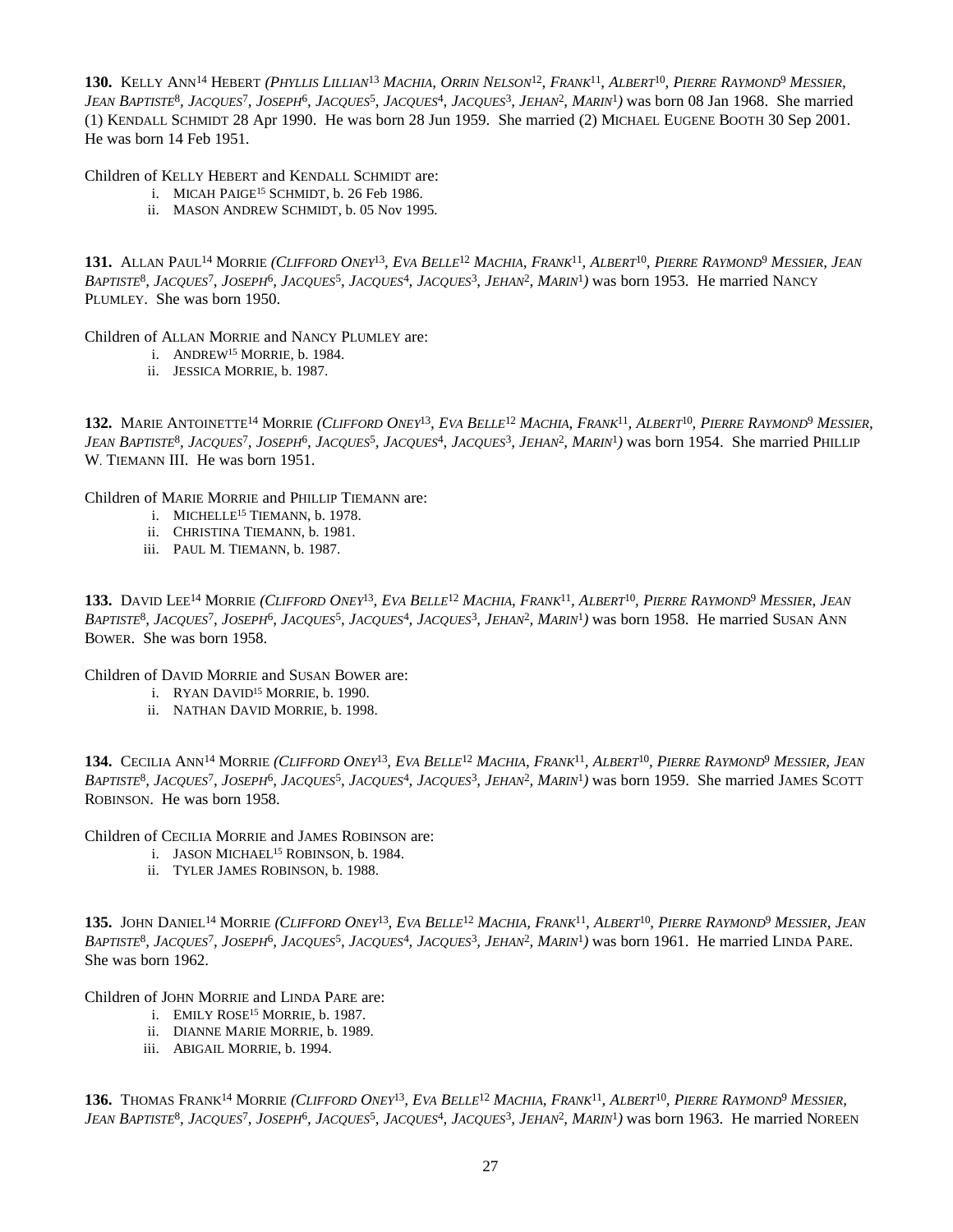**130.** Kelly Ann[14] Hebert *(Phyllis Lillian[13] Machia, Orrin Nelson[12], Frank[11], Albert[10], Pierre Raymond[9] Messier, Jean Baptiste[8], Jacques[7], Joseph[6], Jacques[5], Jacques[4], Jacques[3], Jehan[2], Marin[1])* was born 08 Jan 1968. She married (1) Kendall Schmidt 28 Apr 1990. He was born 28 Jun 1959. She married (2) Michael Eugene Booth 30 Sep 2001. He was born 14 Feb 1951.

Children of Kelly Hebert and Kendall Schmidt are:

i. Micah Paige[15] Schmidt, b. 26 Feb 1986.
ii. Mason Andrew Schmidt, b. 05 Nov 1995.

**131.** Allan Paul[14] Morrie *(Clifford Oney[13], Eva Belle[12] Machia, Frank[11], Albert[10], Pierre Raymond[9] Messier, Jean Baptiste[8], Jacques[7], Joseph[6], Jacques[5], Jacques[4], Jacques[3], Jehan[2], Marin[1])* was born 1953. He married Nancy Plumley. She was born 1950.

Children of Allan Morrie and Nancy Plumley are:

i. Andrew[15] Morrie, b. 1984.
ii. Jessica Morrie, b. 1987.

**132.** Marie Antoinette[14] Morrie *(Clifford Oney[13], Eva Belle[12] Machia, Frank[11], Albert[10], Pierre Raymond[9] Messier, Jean Baptiste[8], Jacques[7], Joseph[6], Jacques[5], Jacques[4], Jacques[3], Jehan[2], Marin[1])* was born 1954. She married Phillip W. Tiemann III. He was born 1951.

Children of Marie Morrie and Phillip Tiemann are:

i. Michelle[15] Tiemann, b. 1978.
ii. Christina Tiemann, b. 1981.
iii. Paul M. Tiemann, b. 1987.

**133.** David Lee[14] Morrie *(Clifford Oney[13], Eva Belle[12] Machia, Frank[11], Albert[10], Pierre Raymond[9] Messier, Jean Baptiste[8], Jacques[7], Joseph[6], Jacques[5], Jacques[4], Jacques[3], Jehan[2], Marin[1])* was born 1958. He married Susan Ann Bower. She was born 1958.

Children of David Morrie and Susan Bower are:

i. Ryan David[15] Morrie, b. 1990.
ii. Nathan David Morrie, b. 1998.

**134.** Cecilia Ann[14] Morrie *(Clifford Oney[13], Eva Belle[12] Machia, Frank[11], Albert[10], Pierre Raymond[9] Messier, Jean Baptiste[8], Jacques[7], Joseph[6], Jacques[5], Jacques[4], Jacques[3], Jehan[2], Marin[1])* was born 1959. She married James Scott Robinson. He was born 1958.

Children of Cecilia Morrie and James Robinson are:

i. Jason Michael[15] Robinson, b. 1984.
ii. Tyler James Robinson, b. 1988.

**135.** John Daniel[14] Morrie *(Clifford Oney[13], Eva Belle[12] Machia, Frank[11], Albert[10], Pierre Raymond[9] Messier, Jean Baptiste[8], Jacques[7], Joseph[6], Jacques[5], Jacques[4], Jacques[3], Jehan[2], Marin[1])* was born 1961. He married Linda Pare. She was born 1962.

Children of John Morrie and Linda Pare are:

i. Emily Rose[15] Morrie, b. 1987.
ii. Dianne Marie Morrie, b. 1989.
iii. Abigail Morrie, b. 1994.

**136.** Thomas Frank[14] Morrie *(Clifford Oney[13], Eva Belle[12] Machia, Frank[11], Albert[10], Pierre Raymond[9] Messier, Jean Baptiste[8], Jacques[7], Joseph[6], Jacques[5], Jacques[4], Jacques[3], Jehan[2], Marin[1])* was born 1963. He married Noreen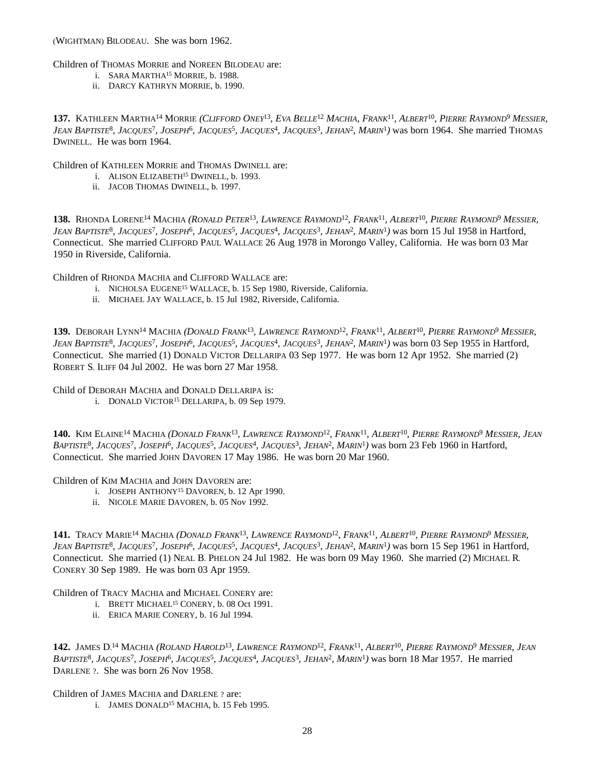(WIGHTMAN) BILODEAU. She was born 1962.

Children of THOMAS MORRIE and NOREEN BILODEAU are:

i. SARA MARTHA[15] MORRIE, b. 1988.
ii. DARCY KATHRYN MORRIE, b. 1990.

**137.** KATHLEEN MARTHA[14] MORRIE *(CLIFFORD ONEY[13], EVA BELLE[12] MACHIA, FRANK[11], ALBERT[10], PIERRE RAYMOND[9] MESSIER, JEAN BAPTISTE[8], JACQUES[7], JOSEPH[6], JACQUES[5], JACQUES[4], JACQUES[3], JEHAN[2], MARIN[1])* was born 1964. She married THOMAS DWINELL. He was born 1964.

Children of KATHLEEN MORRIE and THOMAS DWINELL are:

i. ALISON ELIZABETH[15] DWINELL, b. 1993.
ii. JACOB THOMAS DWINELL, b. 1997.

**138.** RHONDA LORENE[14] MACHIA *(RONALD PETER[13], LAWRENCE RAYMOND[12], FRANK[11], ALBERT[10], PIERRE RAYMOND[9] MESSIER, JEAN BAPTISTE[8], JACQUES[7], JOSEPH[6], JACQUES[5], JACQUES[4], JACQUES[3], JEHAN[2], MARIN[1])* was born 15 Jul 1958 in Hartford, Connecticut. She married CLIFFORD PAUL WALLACE 26 Aug 1978 in Morongo Valley, California. He was born 03 Mar 1950 in Riverside, California.

Children of RHONDA MACHIA and CLIFFORD WALLACE are:

i. NICHOLSA EUGENE[15] WALLACE, b. 15 Sep 1980, Riverside, California.
ii. MICHAEL JAY WALLACE, b. 15 Jul 1982, Riverside, California.

**139.** DEBORAH LYNN[14] MACHIA *(DONALD FRANK[13], LAWRENCE RAYMOND[12], FRANK[11], ALBERT[10], PIERRE RAYMOND[9] MESSIER, JEAN BAPTISTE[8], JACQUES[7], JOSEPH[6], JACQUES[5], JACQUES[4], JACQUES[3], JEHAN[2], MARIN[1])* was born 03 Sep 1955 in Hartford, Connecticut. She married (1) DONALD VICTOR DELLARIPA 03 Sep 1977. He was born 12 Apr 1952. She married (2) ROBERT S. ILIFF 04 Jul 2002. He was born 27 Mar 1958.

Child of DEBORAH MACHIA and DONALD DELLARIPA is:

i. DONALD VICTOR[15] DELLARIPA, b. 09 Sep 1979.

**140.** KIM ELAINE[14] MACHIA *(DONALD FRANK[13], LAWRENCE RAYMOND[12], FRANK[11], ALBERT[10], PIERRE RAYMOND[9] MESSIER, JEAN BAPTISTE[8], JACQUES[7], JOSEPH[6], JACQUES[5], JACQUES[4], JACQUES[3], JEHAN[2], MARIN[1])* was born 23 Feb 1960 in Hartford, Connecticut. She married JOHN DAVOREN 17 May 1986. He was born 20 Mar 1960.

Children of KIM MACHIA and JOHN DAVOREN are:

i. JOSEPH ANTHONY[15] DAVOREN, b. 12 Apr 1990.
ii. NICOLE MARIE DAVOREN, b. 05 Nov 1992.

**141.** TRACY MARIE[14] MACHIA *(DONALD FRANK[13], LAWRENCE RAYMOND[12], FRANK[11], ALBERT[10], PIERRE RAYMOND[9] MESSIER, JEAN BAPTISTE[8], JACQUES[7], JOSEPH[6], JACQUES[5], JACQUES[4], JACQUES[3], JEHAN[2], MARIN[1])* was born 15 Sep 1961 in Hartford, Connecticut. She married (1) NEAL B. PHELON 24 Jul 1982. He was born 09 May 1960. She married (2) MICHAEL R. CONERY 30 Sep 1989. He was born 03 Apr 1959.

Children of TRACY MACHIA and MICHAEL CONERY are:

i. BRETT MICHAEL[15] CONERY, b. 08 Oct 1991.
ii. ERICA MARIE CONERY, b. 16 Jul 1994.

**142.** JAMES D.[14] MACHIA *(ROLAND HAROLD[13], LAWRENCE RAYMOND[12], FRANK[11], ALBERT[10], PIERRE RAYMOND[9] MESSIER, JEAN BAPTISTE[8], JACQUES[7], JOSEPH[6], JACQUES[5], JACQUES[4], JACQUES[3], JEHAN[2], MARIN[1])* was born 18 Mar 1957. He married DARLENE ?. She was born 26 Nov 1958.

Children of JAMES MACHIA and DARLENE ? are:

i. JAMES DONALD[15] MACHIA, b. 15 Feb 1995.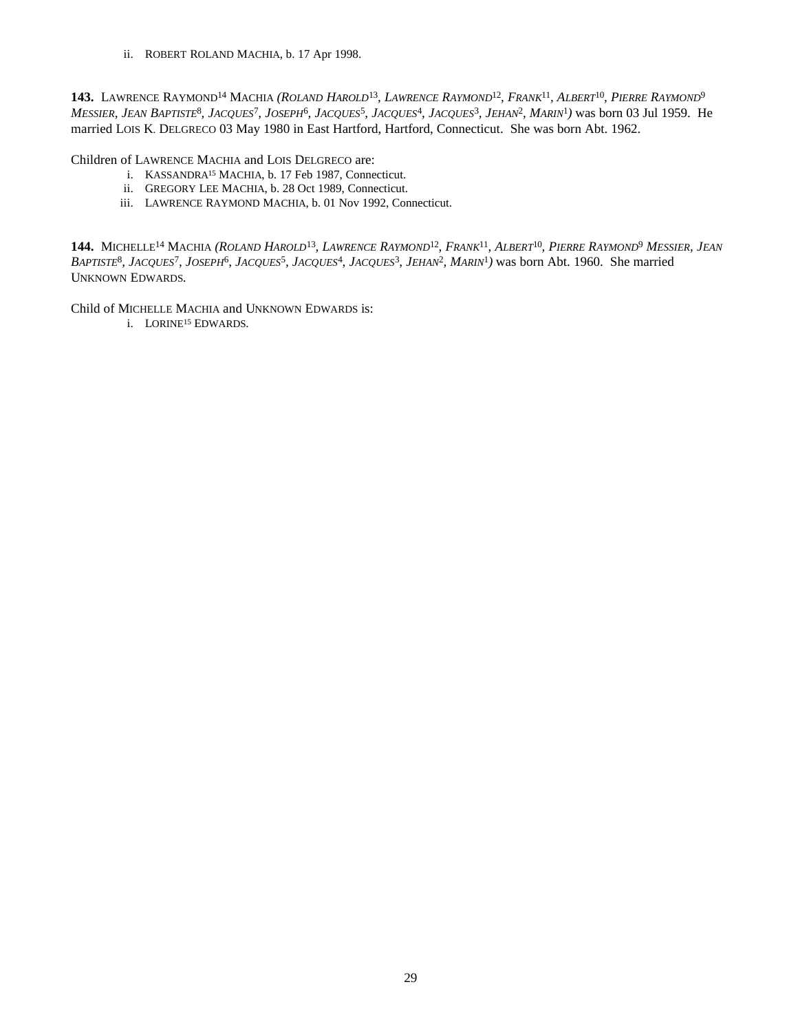ii. ROBERT ROLAND MACHIA, b. 17 Apr 1998.

**143.** LAWRENCE RAYMOND[14] MACHIA *(ROLAND HAROLD[13], LAWRENCE RAYMOND[12], FRANK[11], ALBERT[10], PIERRE RAYMOND[9] MESSIER, JEAN BAPTISTE[8], JACQUES[7], JOSEPH[6], JACQUES[5], JACQUES[4], JACQUES[3], JEHAN[2], MARIN[1])* was born 03 Jul 1959. He married LOIS K. DELGRECO 03 May 1980 in East Hartford, Hartford, Connecticut. She was born Abt. 1962.

Children of LAWRENCE MACHIA and LOIS DELGRECO are:

i. KASSANDRA[15] MACHIA, b. 17 Feb 1987, Connecticut.
ii. GREGORY LEE MACHIA, b. 28 Oct 1989, Connecticut.
iii. LAWRENCE RAYMOND MACHIA, b. 01 Nov 1992, Connecticut.

**144.** MICHELLE[14] MACHIA *(ROLAND HAROLD[13], LAWRENCE RAYMOND[12], FRANK[11], ALBERT[10], PIERRE RAYMOND[9] MESSIER, JEAN BAPTISTE[8], JACQUES[7], JOSEPH[6], JACQUES[5], JACQUES[4], JACQUES[3], JEHAN[2], MARIN[1])* was born Abt. 1960. She married UNKNOWN EDWARDS.

Child of MICHELLE MACHIA and UNKNOWN EDWARDS is:

i. LORINE[15] EDWARDS.